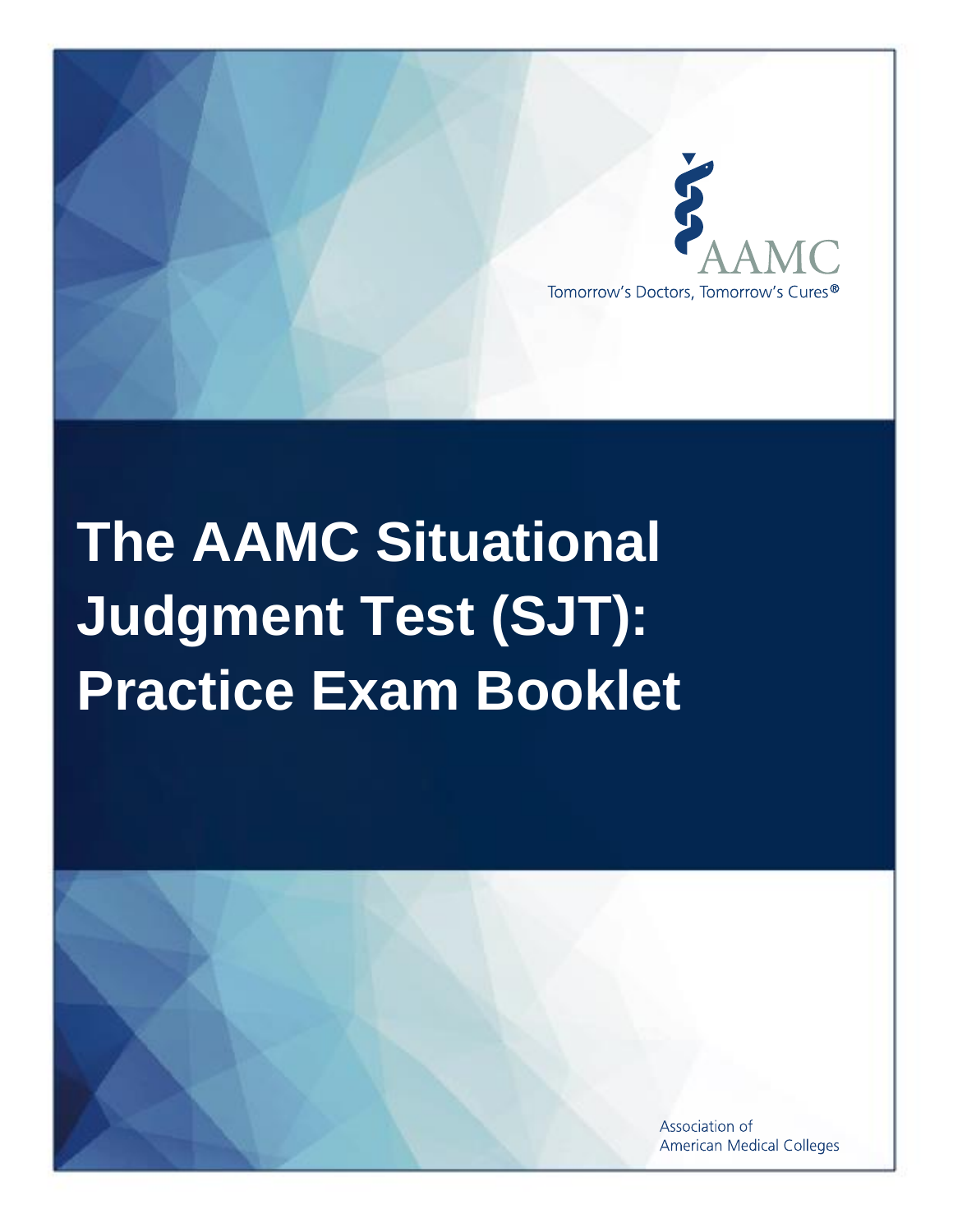AAMC

Tomorrow's Doctors, Tomorrow's Cures®

# The AAMC Situational Judgment Test (SJT): Practice Exam Booklet

Association of American Medical Colleges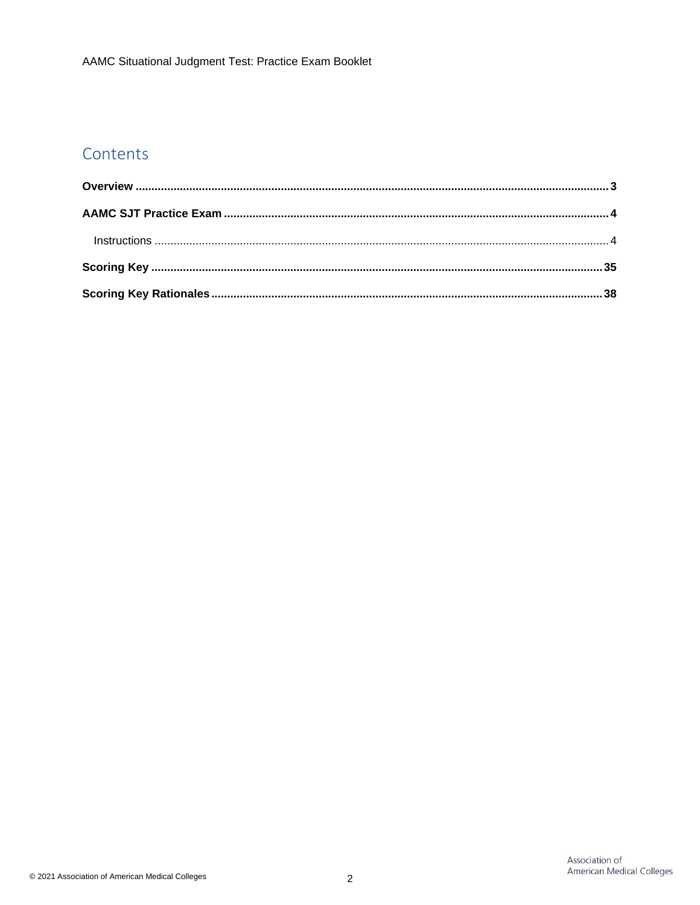## Contents

**Overview** ........................................................................................................................................ **3**

**AAMC SJT Practice Exam** .............................................................................................................. **4**

  Instructions ...................................................................................................................................... 4

**Scoring Key** ..................................................................................................................................... **35**

**Scoring Key Rationales** .................................................................................................................. **38**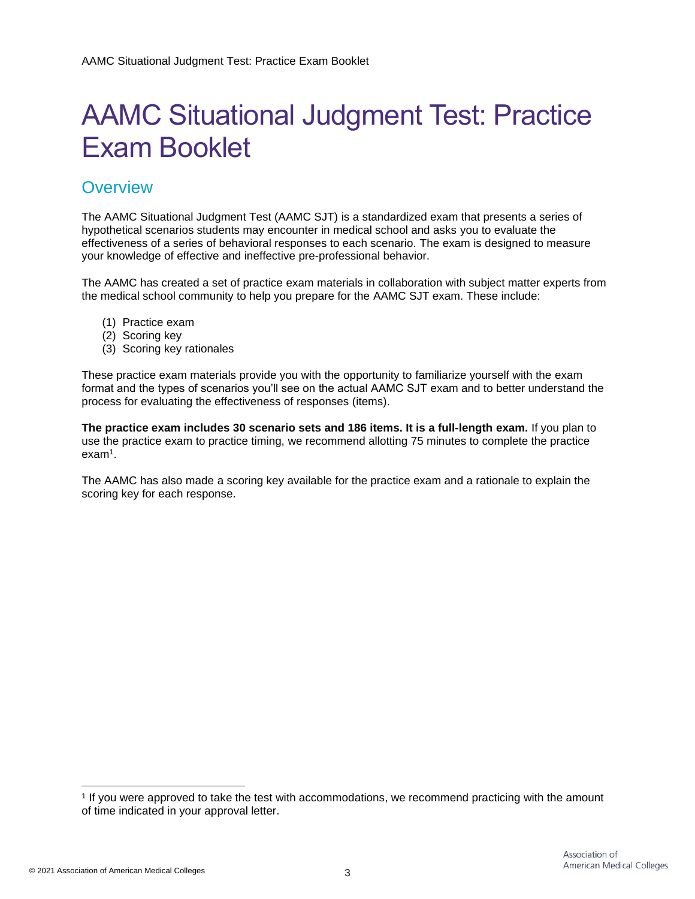# AAMC Situational Judgment Test: Practice Exam Booklet

## Overview

The AAMC Situational Judgment Test (AAMC SJT) is a standardized exam that presents a series of hypothetical scenarios students may encounter in medical school and asks you to evaluate the effectiveness of a series of behavioral responses to each scenario. The exam is designed to measure your knowledge of effective and ineffective pre-professional behavior.

The AAMC has created a set of practice exam materials in collaboration with subject matter experts from the medical school community to help you prepare for the AAMC SJT exam. These include:

1. Practice exam
2. Scoring key
3. Scoring key rationales

These practice exam materials provide you with the opportunity to familiarize yourself with the exam format and the types of scenarios you'll see on the actual AAMC SJT exam and to better understand the process for evaluating the effectiveness of responses (items).

**The practice exam includes 30 scenario sets and 186 items. It is a full-length exam.** If you plan to use the practice exam to practice timing, we recommend allotting 75 minutes to complete the practice exam[1].

The AAMC has also made a scoring key available for the practice exam and a rationale to explain the scoring key for each response.

---

[1] If you were approved to take the test with accommodations, we recommend practicing with the amount of time indicated in your approval letter.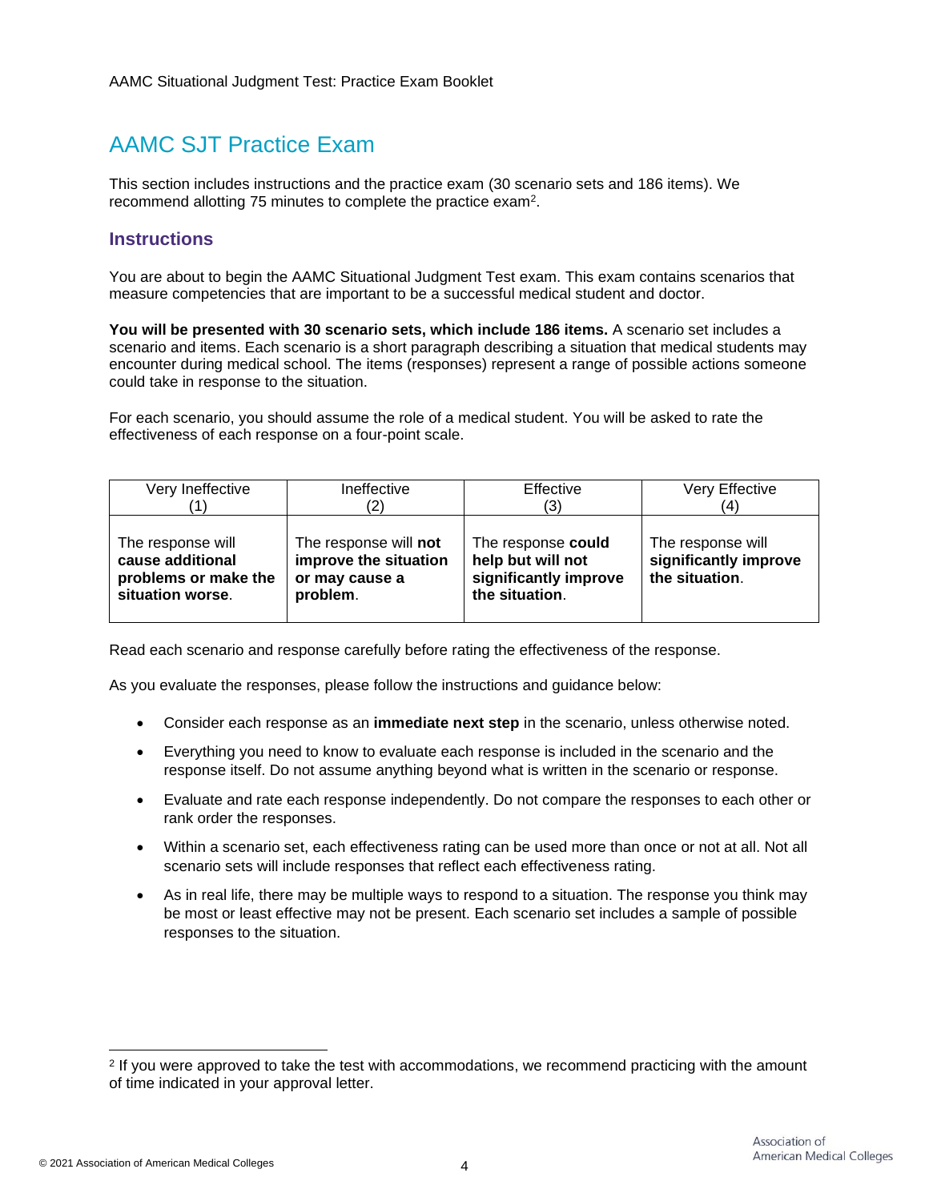# AAMC SJT Practice Exam

This section includes instructions and the practice exam (30 scenario sets and 186 items). We recommend allotting 75 minutes to complete the practice exam[2].

## Instructions

You are about to begin the AAMC Situational Judgment Test exam. This exam contains scenarios that measure competencies that are important to be a successful medical student and doctor.

**You will be presented with 30 scenario sets, which include 186 items.** A scenario set includes a scenario and items. Each scenario is a short paragraph describing a situation that medical students may encounter during medical school. The items (responses) represent a range of possible actions someone could take in response to the situation.

For each scenario, you should assume the role of a medical student. You will be asked to rate the effectiveness of each response on a four-point scale.

| Very Ineffective (1) | Ineffective (2) | Effective (3) | Very Effective (4) |
|---|---|---|---|
| The response will **cause additional problems or make the situation worse**. | The response will **not improve the situation or may cause a problem**. | The response **could help but will not significantly improve the situation**. | The response will **significantly improve the situation**. |

Read each scenario and response carefully before rating the effectiveness of the response.

As you evaluate the responses, please follow the instructions and guidance below:

- Consider each response as an **immediate next step** in the scenario, unless otherwise noted.
- Everything you need to know to evaluate each response is included in the scenario and the response itself. Do not assume anything beyond what is written in the scenario or response.
- Evaluate and rate each response independently. Do not compare the responses to each other or rank order the responses.
- Within a scenario set, each effectiveness rating can be used more than once or not at all. Not all scenario sets will include responses that reflect each effectiveness rating.
- As in real life, there may be multiple ways to respond to a situation. The response you think may be most or least effective may not be present. Each scenario set includes a sample of possible responses to the situation.

[2] If you were approved to take the test with accommodations, we recommend practicing with the amount of time indicated in your approval letter.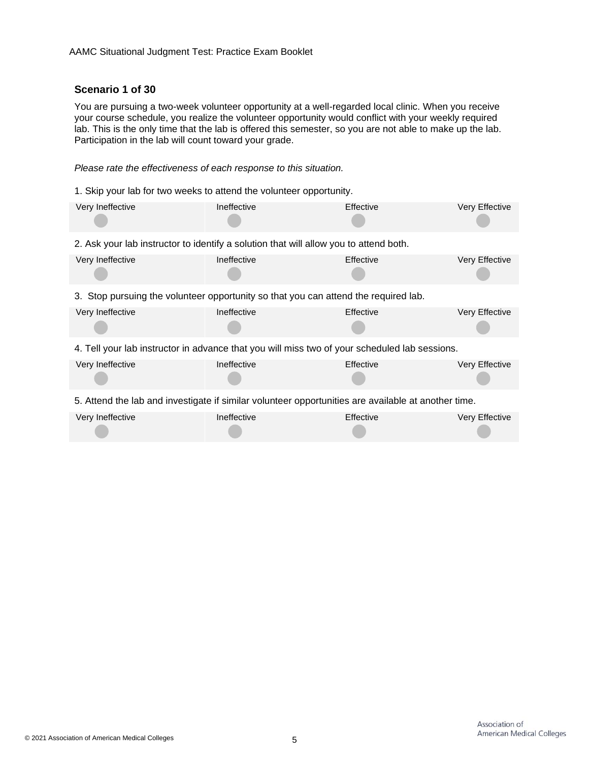## Scenario 1 of 30

You are pursuing a two-week volunteer opportunity at a well-regarded local clinic. When you receive your course schedule, you realize the volunteer opportunity would conflict with your weekly required lab. This is the only time that the lab is offered this semester, so you are not able to make up the lab. Participation in the lab will count toward your grade.

*Please rate the effectiveness of each response to this situation.*

1. Skip your lab for two weeks to attend the volunteer opportunity.

| Very Ineffective | Ineffective | Effective | Very Effective |
|---|---|---|---|
| ○ | ○ | ○ | ○ |

2. Ask your lab instructor to identify a solution that will allow you to attend both.

| Very Ineffective | Ineffective | Effective | Very Effective |
|---|---|---|---|
| ○ | ○ | ○ | ○ |

3. Stop pursuing the volunteer opportunity so that you can attend the required lab.

| Very Ineffective | Ineffective | Effective | Very Effective |
|---|---|---|---|
| ○ | ○ | ○ | ○ |

4. Tell your lab instructor in advance that you will miss two of your scheduled lab sessions.

| Very Ineffective | Ineffective | Effective | Very Effective |
|---|---|---|---|
| ○ | ○ | ○ | ○ |

5. Attend the lab and investigate if similar volunteer opportunities are available at another time.

| Very Ineffective | Ineffective | Effective | Very Effective |
|---|---|---|---|
| ○ | ○ | ○ | ○ |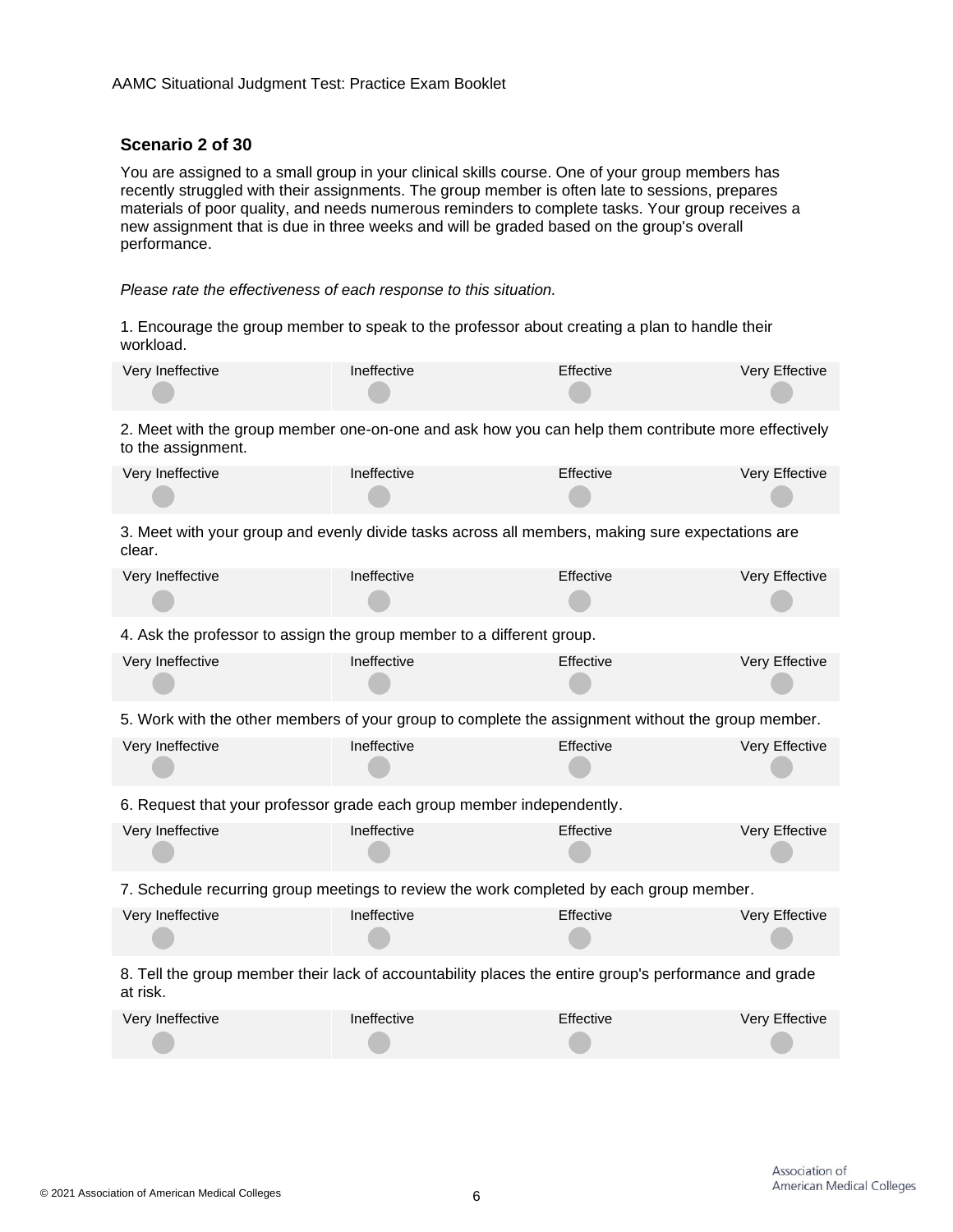## Scenario 2 of 30

You are assigned to a small group in your clinical skills course. One of your group members has recently struggled with their assignments. The group member is often late to sessions, prepares materials of poor quality, and needs numerous reminders to complete tasks. Your group receives a new assignment that is due in three weeks and will be graded based on the group's overall performance.

*Please rate the effectiveness of each response to this situation.*

1. Encourage the group member to speak to the professor about creating a plan to handle their workload.

| Very Ineffective | Ineffective | Effective | Very Effective |
| --- | --- | --- | --- |
| ○ | ○ | ○ | ○ |

2. Meet with the group member one-on-one and ask how you can help them contribute more effectively to the assignment.

| Very Ineffective | Ineffective | Effective | Very Effective |
| --- | --- | --- | --- |
| ○ | ○ | ○ | ○ |

3. Meet with your group and evenly divide tasks across all members, making sure expectations are clear.

| Very Ineffective | Ineffective | Effective | Very Effective |
| --- | --- | --- | --- |
| ○ | ○ | ○ | ○ |

4. Ask the professor to assign the group member to a different group.

| Very Ineffective | Ineffective | Effective | Very Effective |
| --- | --- | --- | --- |
| ○ | ○ | ○ | ○ |

5. Work with the other members of your group to complete the assignment without the group member.

| Very Ineffective | Ineffective | Effective | Very Effective |
| --- | --- | --- | --- |
| ○ | ○ | ○ | ○ |

6. Request that your professor grade each group member independently.

| Very Ineffective | Ineffective | Effective | Very Effective |
| --- | --- | --- | --- |
| ○ | ○ | ○ | ○ |

7. Schedule recurring group meetings to review the work completed by each group member.

| Very Ineffective | Ineffective | Effective | Very Effective |
| --- | --- | --- | --- |
| ○ | ○ | ○ | ○ |

8. Tell the group member their lack of accountability places the entire group's performance and grade at risk.

| Very Ineffective | Ineffective | Effective | Very Effective |
| --- | --- | --- | --- |
| ○ | ○ | ○ | ○ |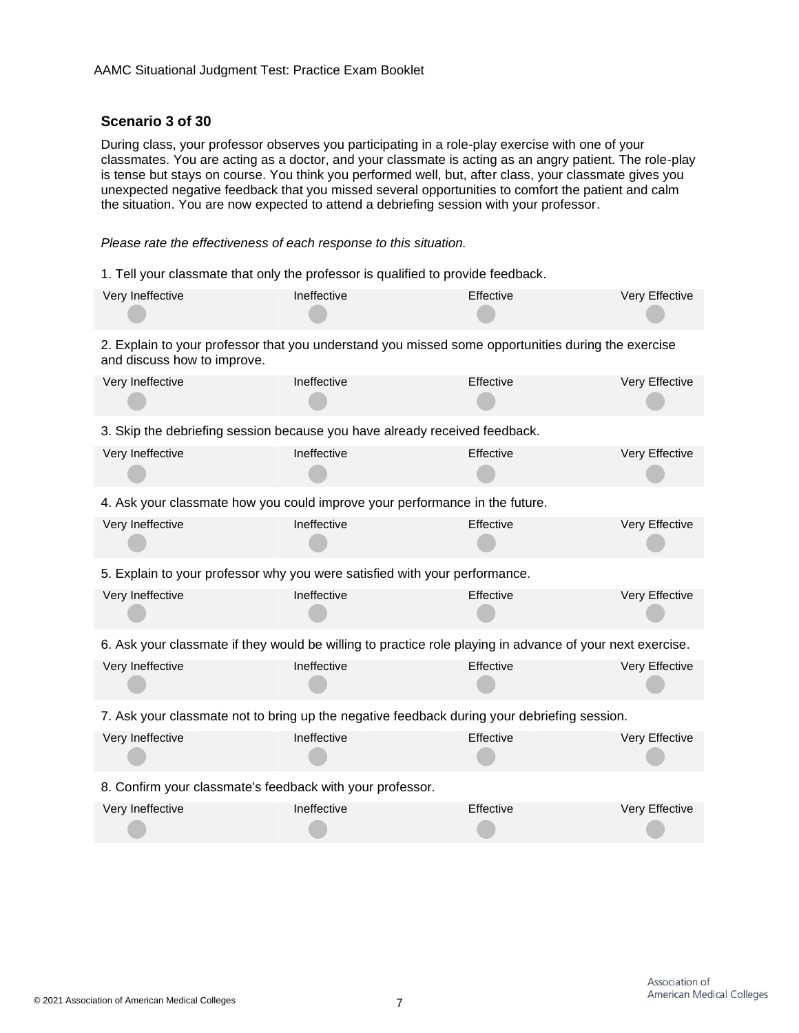### Scenario 3 of 30

During class, your professor observes you participating in a role-play exercise with one of your classmates. You are acting as a doctor, and your classmate is acting as an angry patient. The role-play is tense but stays on course. You think you performed well, but, after class, your classmate gives you unexpected negative feedback that you missed several opportunities to comfort the patient and calm the situation. You are now expected to attend a debriefing session with your professor.

*Please rate the effectiveness of each response to this situation.*

1. Tell your classmate that only the professor is qualified to provide feedback.

| Very Ineffective | Ineffective | Effective | Very Effective |
|---|---|---|---|
| ○ | ○ | ○ | ○ |

2. Explain to your professor that you understand you missed some opportunities during the exercise and discuss how to improve.

| Very Ineffective | Ineffective | Effective | Very Effective |
|---|---|---|---|
| ○ | ○ | ○ | ○ |

3. Skip the debriefing session because you have already received feedback.

| Very Ineffective | Ineffective | Effective | Very Effective |
|---|---|---|---|
| ○ | ○ | ○ | ○ |

4. Ask your classmate how you could improve your performance in the future.

| Very Ineffective | Ineffective | Effective | Very Effective |
|---|---|---|---|
| ○ | ○ | ○ | ○ |

5. Explain to your professor why you were satisfied with your performance.

| Very Ineffective | Ineffective | Effective | Very Effective |
|---|---|---|---|
| ○ | ○ | ○ | ○ |

6. Ask your classmate if they would be willing to practice role playing in advance of your next exercise.

| Very Ineffective | Ineffective | Effective | Very Effective |
|---|---|---|---|
| ○ | ○ | ○ | ○ |

7. Ask your classmate not to bring up the negative feedback during your debriefing session.

| Very Ineffective | Ineffective | Effective | Very Effective |
|---|---|---|---|
| ○ | ○ | ○ | ○ |

8. Confirm your classmate's feedback with your professor.

| Very Ineffective | Ineffective | Effective | Very Effective |
|---|---|---|---|
| ○ | ○ | ○ | ○ |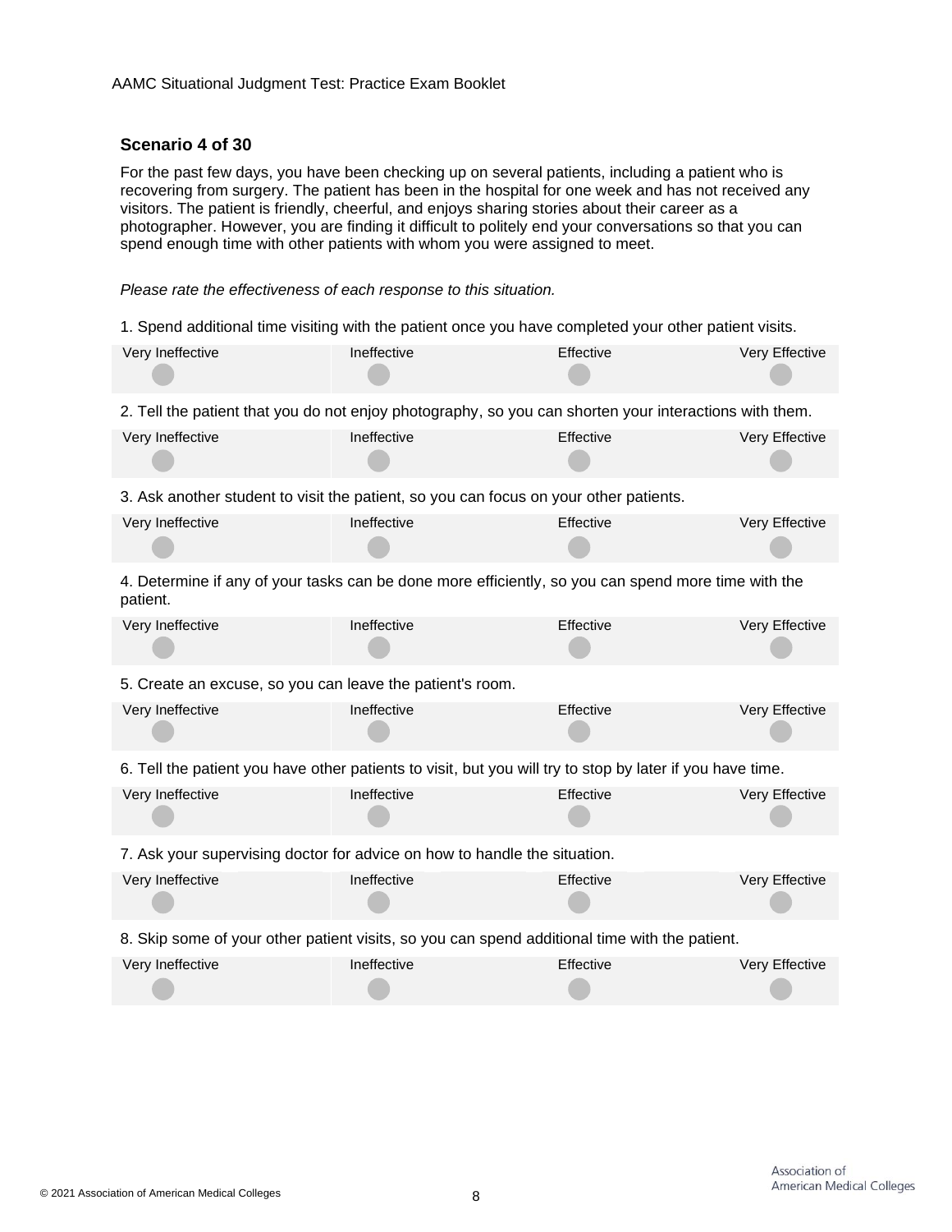## Scenario 4 of 30

For the past few days, you have been checking up on several patients, including a patient who is recovering from surgery. The patient has been in the hospital for one week and has not received any visitors. The patient is friendly, cheerful, and enjoys sharing stories about their career as a photographer. However, you are finding it difficult to politely end your conversations so that you can spend enough time with other patients with whom you were assigned to meet.

*Please rate the effectiveness of each response to this situation.*

1. Spend additional time visiting with the patient once you have completed your other patient visits.

| Very Ineffective | Ineffective | Effective | Very Effective |
|---|---|---|---|
| ○ | ○ | ○ | ○ |

2. Tell the patient that you do not enjoy photography, so you can shorten your interactions with them.

| Very Ineffective | Ineffective | Effective | Very Effective |
|---|---|---|---|
| ○ | ○ | ○ | ○ |

3. Ask another student to visit the patient, so you can focus on your other patients.

| Very Ineffective | Ineffective | Effective | Very Effective |
|---|---|---|---|
| ○ | ○ | ○ | ○ |

4. Determine if any of your tasks can be done more efficiently, so you can spend more time with the patient.

| Very Ineffective | Ineffective | Effective | Very Effective |
|---|---|---|---|
| ○ | ○ | ○ | ○ |

5. Create an excuse, so you can leave the patient's room.

| Very Ineffective | Ineffective | Effective | Very Effective |
|---|---|---|---|
| ○ | ○ | ○ | ○ |

6. Tell the patient you have other patients to visit, but you will try to stop by later if you have time.

| Very Ineffective | Ineffective | Effective | Very Effective |
|---|---|---|---|
| ○ | ○ | ○ | ○ |

7. Ask your supervising doctor for advice on how to handle the situation.

| Very Ineffective | Ineffective | Effective | Very Effective |
|---|---|---|---|
| ○ | ○ | ○ | ○ |

8. Skip some of your other patient visits, so you can spend additional time with the patient.

| Very Ineffective | Ineffective | Effective | Very Effective |
|---|---|---|---|
| ○ | ○ | ○ | ○ |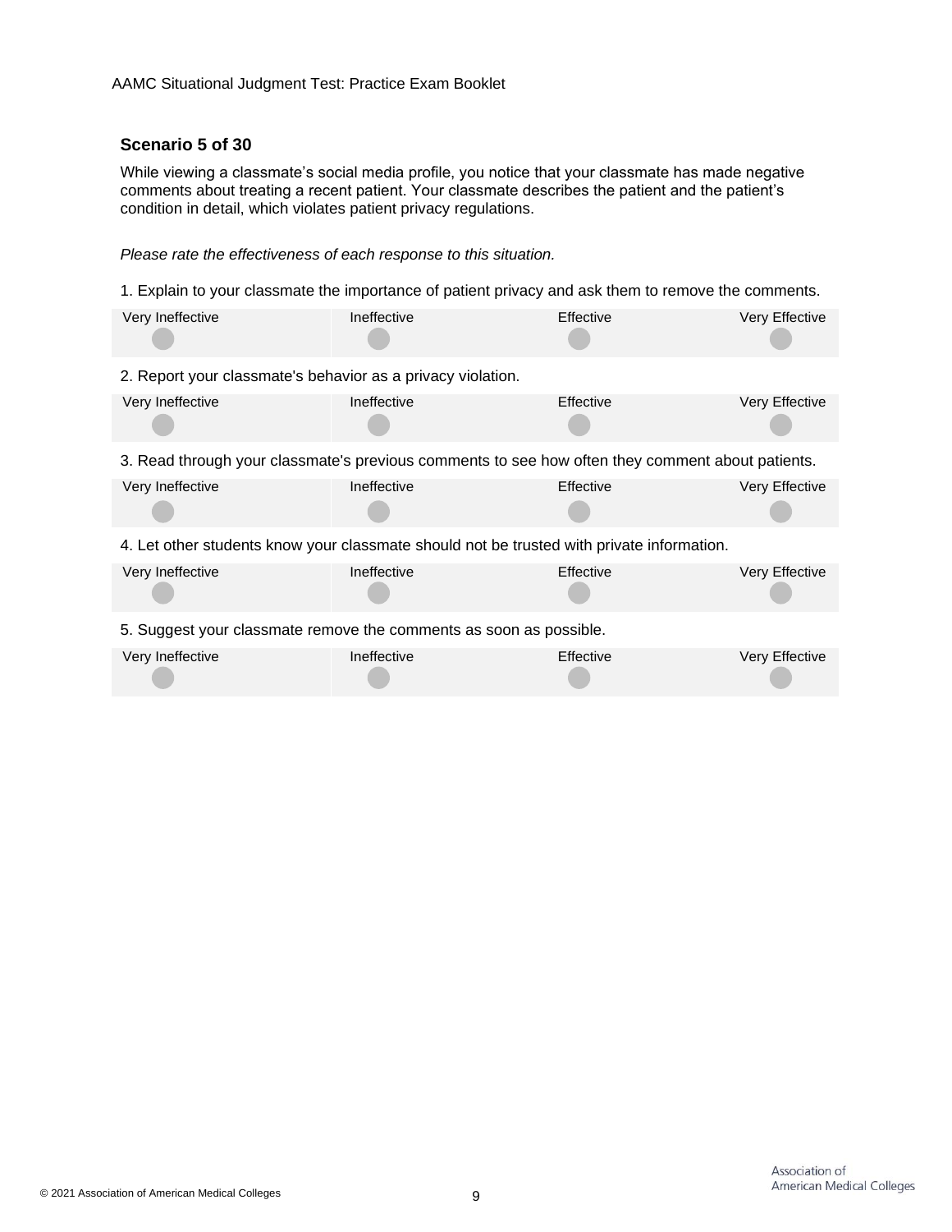### Scenario 5 of 30

While viewing a classmate's social media profile, you notice that your classmate has made negative comments about treating a recent patient. Your classmate describes the patient and the patient's condition in detail, which violates patient privacy regulations.

*Please rate the effectiveness of each response to this situation.*

1. Explain to your classmate the importance of patient privacy and ask them to remove the comments.

| Very Ineffective | Ineffective | Effective | Very Effective |
|---|---|---|---|
| ○ | ○ | ○ | ○ |

2. Report your classmate's behavior as a privacy violation.

| Very Ineffective | Ineffective | Effective | Very Effective |
|---|---|---|---|
| ○ | ○ | ○ | ○ |

3. Read through your classmate's previous comments to see how often they comment about patients.

| Very Ineffective | Ineffective | Effective | Very Effective |
|---|---|---|---|
| ○ | ○ | ○ | ○ |

4. Let other students know your classmate should not be trusted with private information.

| Very Ineffective | Ineffective | Effective | Very Effective |
|---|---|---|---|
| ○ | ○ | ○ | ○ |

5. Suggest your classmate remove the comments as soon as possible.

| Very Ineffective | Ineffective | Effective | Very Effective |
|---|---|---|---|
| ○ | ○ | ○ | ○ |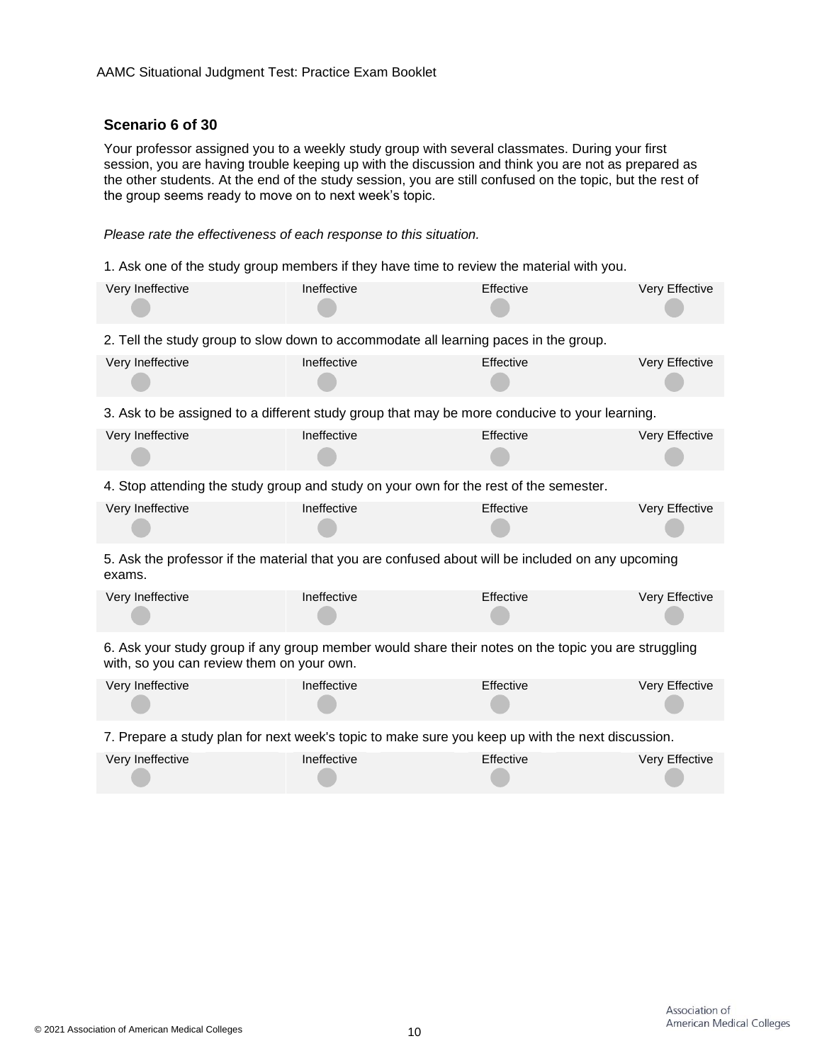### Scenario 6 of 30

Your professor assigned you to a weekly study group with several classmates. During your first session, you are having trouble keeping up with the discussion and think you are not as prepared as the other students. At the end of the study session, you are still confused on the topic, but the rest of the group seems ready to move on to next week's topic.

*Please rate the effectiveness of each response to this situation.*

1. Ask one of the study group members if they have time to review the material with you.

| Very Ineffective | Ineffective | Effective | Very Effective |
|---|---|---|---|
| ○ | ○ | ○ | ○ |

2. Tell the study group to slow down to accommodate all learning paces in the group.

| Very Ineffective | Ineffective | Effective | Very Effective |
|---|---|---|---|
| ○ | ○ | ○ | ○ |

3. Ask to be assigned to a different study group that may be more conducive to your learning.

| Very Ineffective | Ineffective | Effective | Very Effective |
|---|---|---|---|
| ○ | ○ | ○ | ○ |

4. Stop attending the study group and study on your own for the rest of the semester.

| Very Ineffective | Ineffective | Effective | Very Effective |
|---|---|---|---|
| ○ | ○ | ○ | ○ |

5. Ask the professor if the material that you are confused about will be included on any upcoming exams.

| Very Ineffective | Ineffective | Effective | Very Effective |
|---|---|---|---|
| ○ | ○ | ○ | ○ |

6. Ask your study group if any group member would share their notes on the topic you are struggling with, so you can review them on your own.

| Very Ineffective | Ineffective | Effective | Very Effective |
|---|---|---|---|
| ○ | ○ | ○ | ○ |

7. Prepare a study plan for next week's topic to make sure you keep up with the next discussion.

| Very Ineffective | Ineffective | Effective | Very Effective |
|---|---|---|---|
| ○ | ○ | ○ | ○ |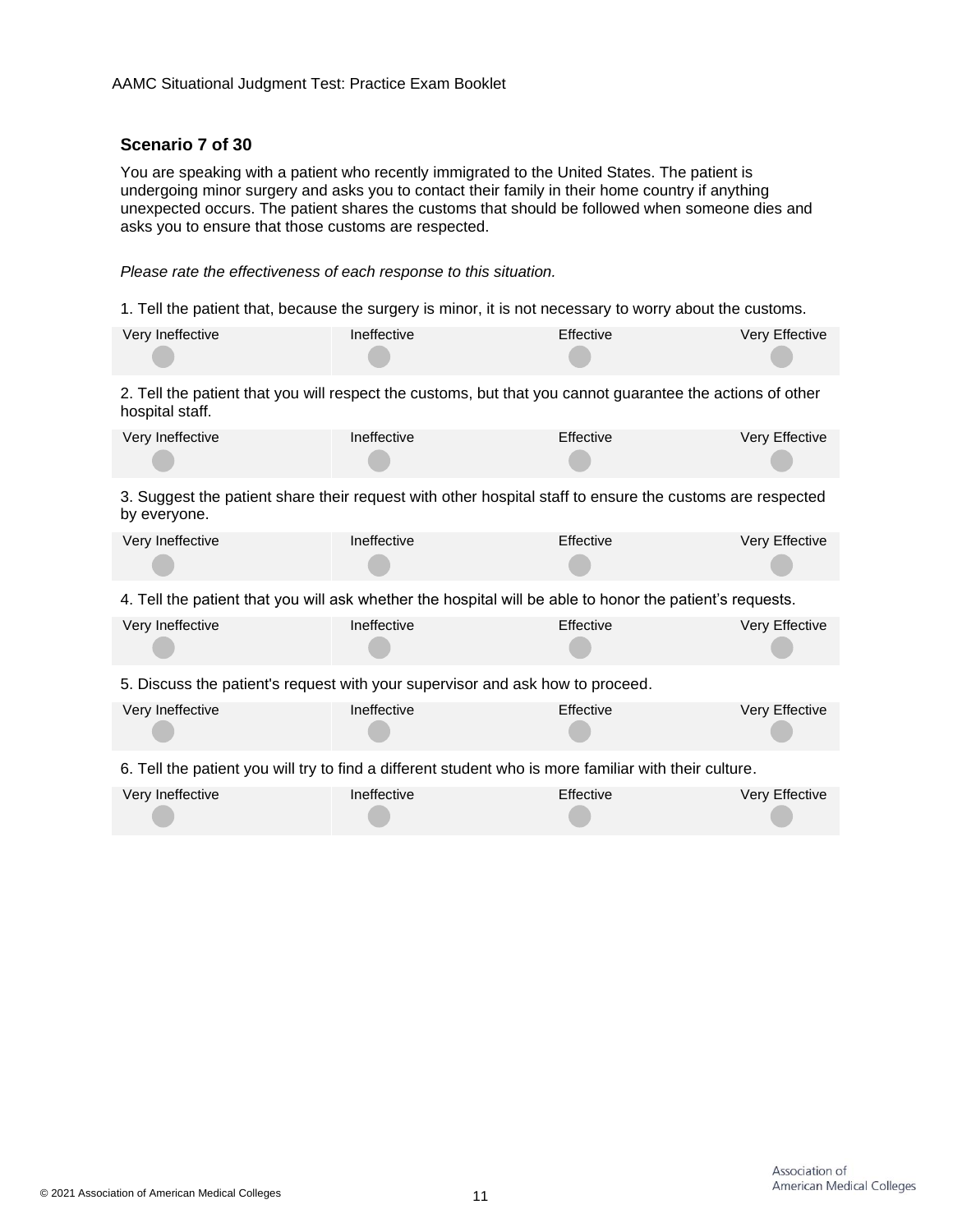## Scenario 7 of 30

You are speaking with a patient who recently immigrated to the United States. The patient is undergoing minor surgery and asks you to contact their family in their home country if anything unexpected occurs. The patient shares the customs that should be followed when someone dies and asks you to ensure that those customs are respected.

*Please rate the effectiveness of each response to this situation.*

1. Tell the patient that, because the surgery is minor, it is not necessary to worry about the customs.

| Very Ineffective | Ineffective | Effective | Very Effective |
|---|---|---|---|
| ○ | ○ | ○ | ○ |

2. Tell the patient that you will respect the customs, but that you cannot guarantee the actions of other hospital staff.

| Very Ineffective | Ineffective | Effective | Very Effective |
|---|---|---|---|
| ○ | ○ | ○ | ○ |

3. Suggest the patient share their request with other hospital staff to ensure the customs are respected by everyone.

| Very Ineffective | Ineffective | Effective | Very Effective |
|---|---|---|---|
| ○ | ○ | ○ | ○ |

4. Tell the patient that you will ask whether the hospital will be able to honor the patient's requests.

| Very Ineffective | Ineffective | Effective | Very Effective |
|---|---|---|---|
| ○ | ○ | ○ | ○ |

5. Discuss the patient's request with your supervisor and ask how to proceed.

| Very Ineffective | Ineffective | Effective | Very Effective |
|---|---|---|---|
| ○ | ○ | ○ | ○ |

6. Tell the patient you will try to find a different student who is more familiar with their culture.

| Very Ineffective | Ineffective | Effective | Very Effective |
|---|---|---|---|
| ○ | ○ | ○ | ○ |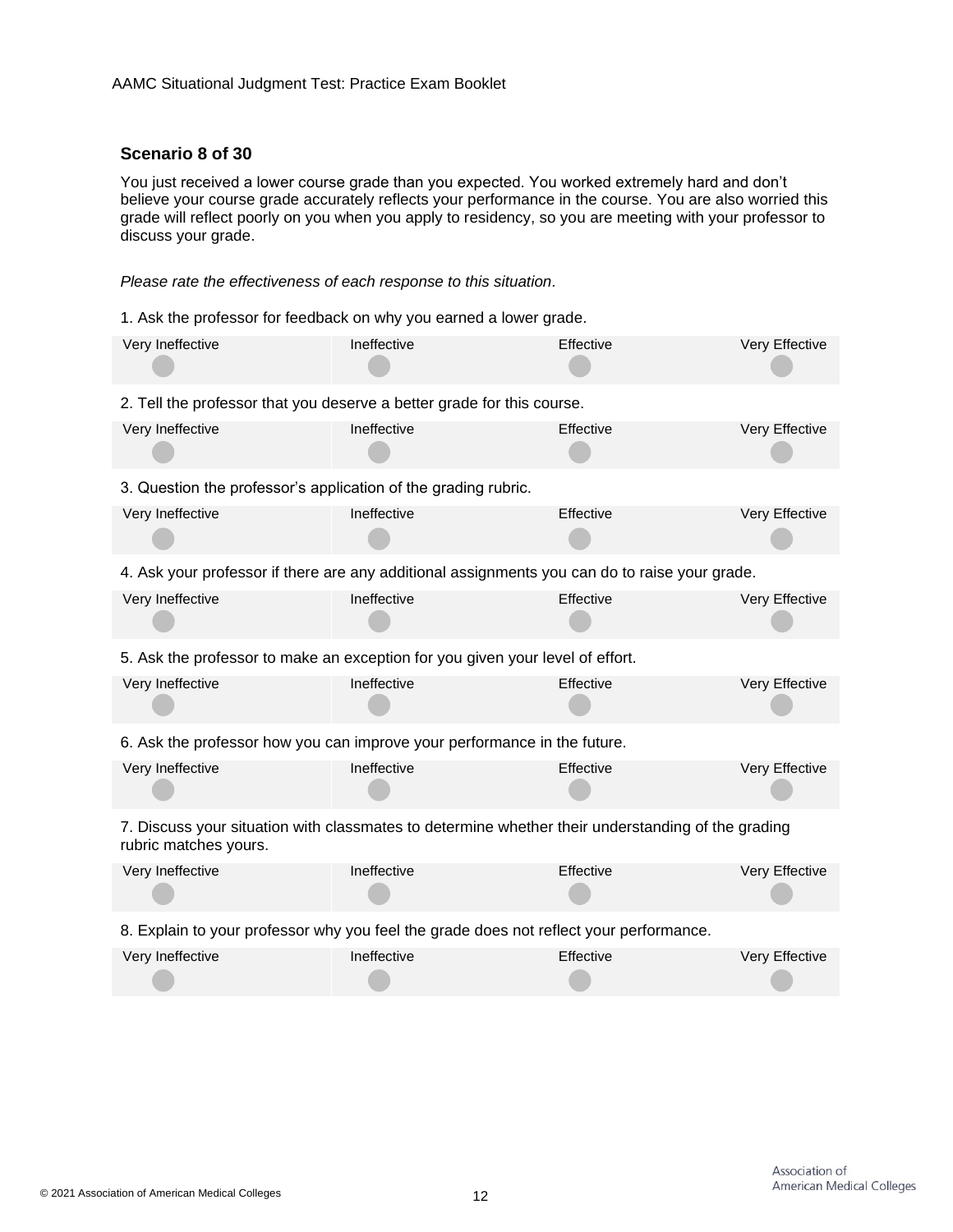## Scenario 8 of 30

You just received a lower course grade than you expected. You worked extremely hard and don't believe your course grade accurately reflects your performance in the course. You are also worried this grade will reflect poorly on you when you apply to residency, so you are meeting with your professor to discuss your grade.

*Please rate the effectiveness of each response to this situation.*

1. Ask the professor for feedback on why you earned a lower grade.

| Very Ineffective | Ineffective | Effective | Very Effective |
|---|---|---|---|
| ○ | ○ | ○ | ○ |

2. Tell the professor that you deserve a better grade for this course.

| Very Ineffective | Ineffective | Effective | Very Effective |
|---|---|---|---|
| ○ | ○ | ○ | ○ |

3. Question the professor's application of the grading rubric.

| Very Ineffective | Ineffective | Effective | Very Effective |
|---|---|---|---|
| ○ | ○ | ○ | ○ |

4. Ask your professor if there are any additional assignments you can do to raise your grade.

| Very Ineffective | Ineffective | Effective | Very Effective |
|---|---|---|---|
| ○ | ○ | ○ | ○ |

5. Ask the professor to make an exception for you given your level of effort.

| Very Ineffective | Ineffective | Effective | Very Effective |
|---|---|---|---|
| ○ | ○ | ○ | ○ |

6. Ask the professor how you can improve your performance in the future.

| Very Ineffective | Ineffective | Effective | Very Effective |
|---|---|---|---|
| ○ | ○ | ○ | ○ |

7. Discuss your situation with classmates to determine whether their understanding of the grading rubric matches yours.

| Very Ineffective | Ineffective | Effective | Very Effective |
|---|---|---|---|
| ○ | ○ | ○ | ○ |

8. Explain to your professor why you feel the grade does not reflect your performance.

| Very Ineffective | Ineffective | Effective | Very Effective |
|---|---|---|---|
| ○ | ○ | ○ | ○ |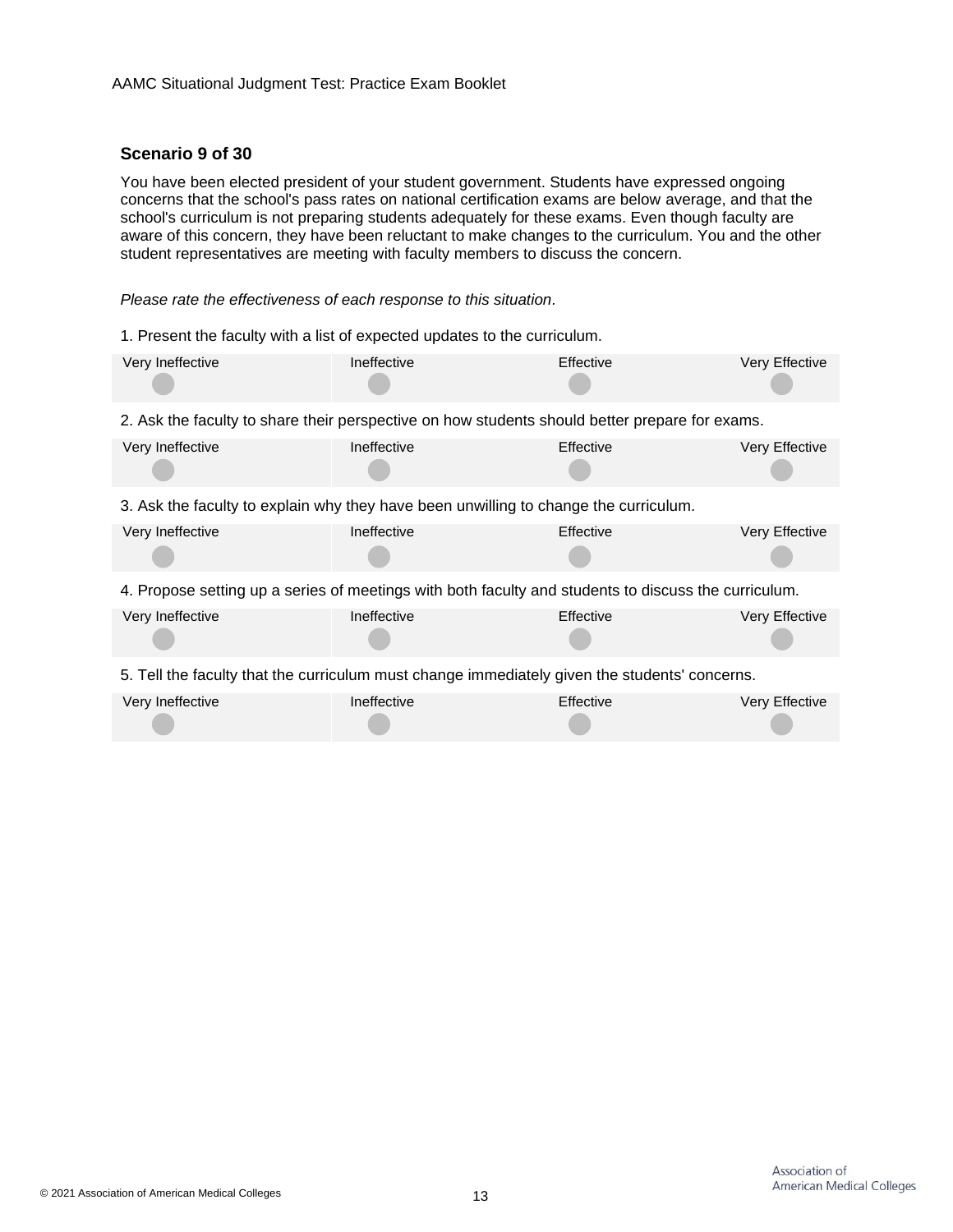### Scenario 9 of 30

You have been elected president of your student government. Students have expressed ongoing concerns that the school's pass rates on national certification exams are below average, and that the school's curriculum is not preparing students adequately for these exams. Even though faculty are aware of this concern, they have been reluctant to make changes to the curriculum. You and the other student representatives are meeting with faculty members to discuss the concern.

*Please rate the effectiveness of each response to this situation*.

1. Present the faculty with a list of expected updates to the curriculum.

| Very Ineffective | Ineffective | Effective | Very Effective |
|---|---|---|---|
| ○ | ○ | ○ | ○ |

2. Ask the faculty to share their perspective on how students should better prepare for exams.

| Very Ineffective | Ineffective | Effective | Very Effective |
|---|---|---|---|
| ○ | ○ | ○ | ○ |

3. Ask the faculty to explain why they have been unwilling to change the curriculum.

| Very Ineffective | Ineffective | Effective | Very Effective |
|---|---|---|---|
| ○ | ○ | ○ | ○ |

4. Propose setting up a series of meetings with both faculty and students to discuss the curriculum.

| Very Ineffective | Ineffective | Effective | Very Effective |
|---|---|---|---|
| ○ | ○ | ○ | ○ |

5. Tell the faculty that the curriculum must change immediately given the students' concerns.

| Very Ineffective | Ineffective | Effective | Very Effective |
|---|---|---|---|
| ○ | ○ | ○ | ○ |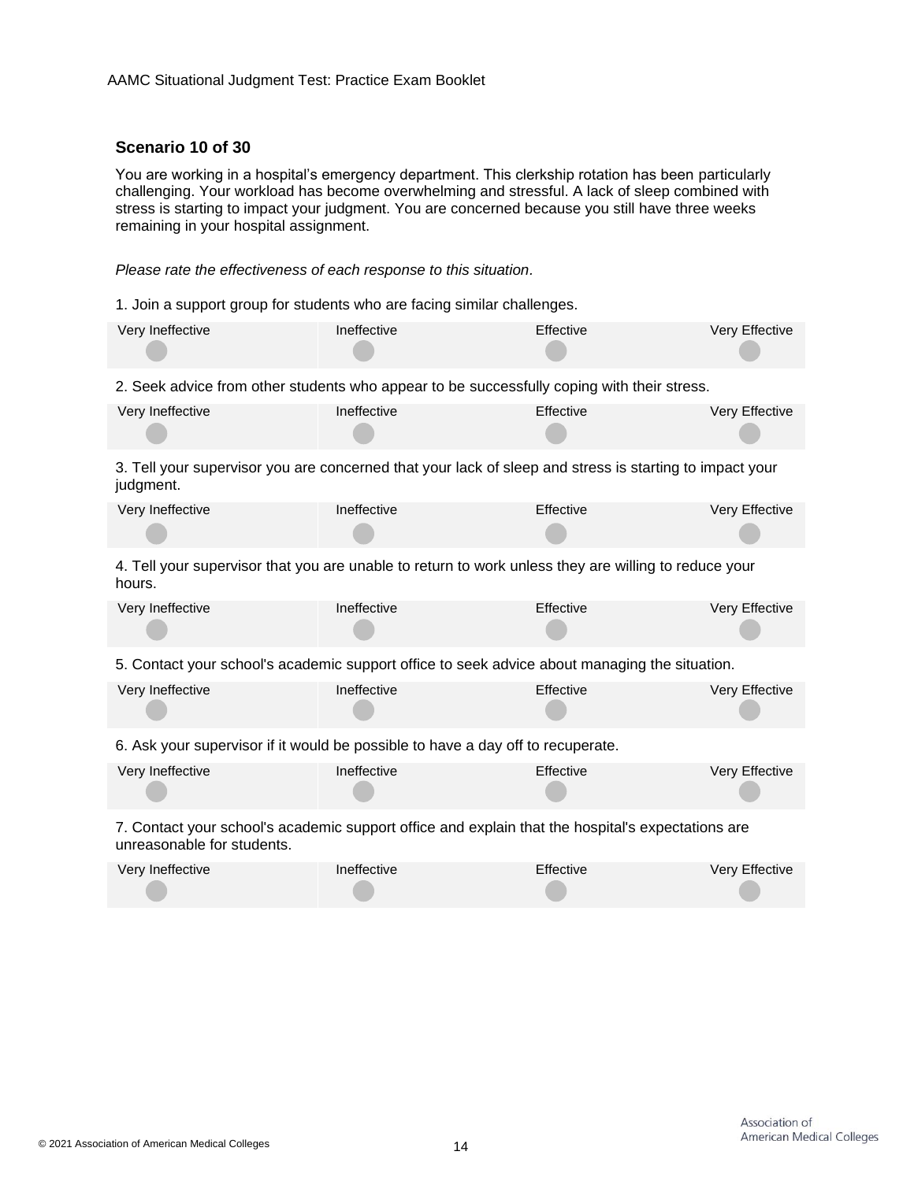### Scenario 10 of 30

You are working in a hospital's emergency department. This clerkship rotation has been particularly challenging. Your workload has become overwhelming and stressful. A lack of sleep combined with stress is starting to impact your judgment. You are concerned because you still have three weeks remaining in your hospital assignment.

*Please rate the effectiveness of each response to this situation.*

1. Join a support group for students who are facing similar challenges.

| Very Ineffective | Ineffective | Effective | Very Effective |
| --- | --- | --- | --- |
| ○ | ○ | ○ | ○ |

2. Seek advice from other students who appear to be successfully coping with their stress.

| Very Ineffective | Ineffective | Effective | Very Effective |
| --- | --- | --- | --- |
| ○ | ○ | ○ | ○ |

3. Tell your supervisor you are concerned that your lack of sleep and stress is starting to impact your judgment.

| Very Ineffective | Ineffective | Effective | Very Effective |
| --- | --- | --- | --- |
| ○ | ○ | ○ | ○ |

4. Tell your supervisor that you are unable to return to work unless they are willing to reduce your hours.

| Very Ineffective | Ineffective | Effective | Very Effective |
| --- | --- | --- | --- |
| ○ | ○ | ○ | ○ |

5. Contact your school's academic support office to seek advice about managing the situation.

| Very Ineffective | Ineffective | Effective | Very Effective |
| --- | --- | --- | --- |
| ○ | ○ | ○ | ○ |

6. Ask your supervisor if it would be possible to have a day off to recuperate.

| Very Ineffective | Ineffective | Effective | Very Effective |
| --- | --- | --- | --- |
| ○ | ○ | ○ | ○ |

7. Contact your school's academic support office and explain that the hospital's expectations are unreasonable for students.

| Very Ineffective | Ineffective | Effective | Very Effective |
| --- | --- | --- | --- |
| ○ | ○ | ○ | ○ |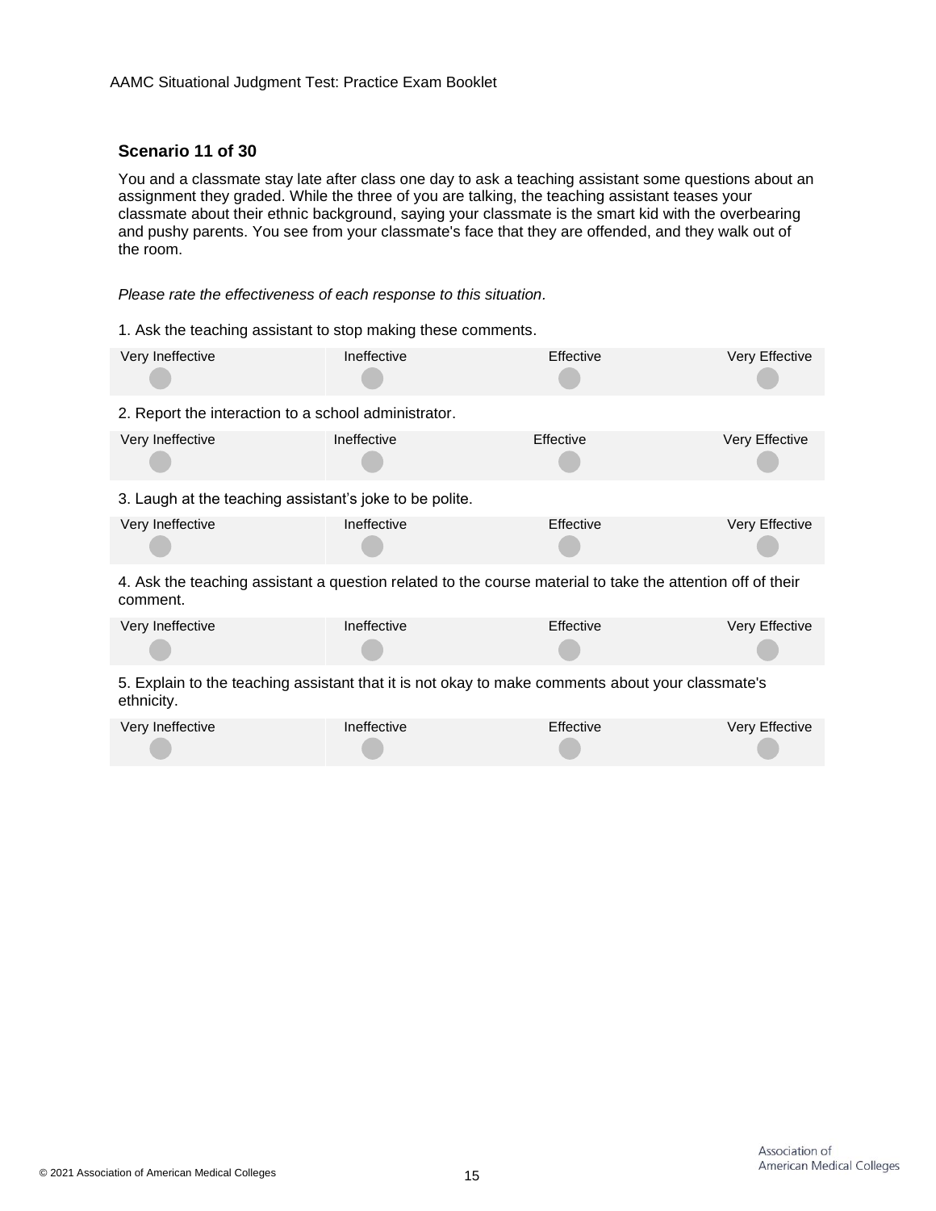### Scenario 11 of 30

You and a classmate stay late after class one day to ask a teaching assistant some questions about an assignment they graded. While the three of you are talking, the teaching assistant teases your classmate about their ethnic background, saying your classmate is the smart kid with the overbearing and pushy parents. You see from your classmate's face that they are offended, and they walk out of the room.

*Please rate the effectiveness of each response to this situation*.

1. Ask the teaching assistant to stop making these comments.

| Very Ineffective | Ineffective | Effective | Very Effective |
| --- | --- | --- | --- |
| ○ | ○ | ○ | ○ |

2. Report the interaction to a school administrator.

| Very Ineffective | Ineffective | Effective | Very Effective |
| --- | --- | --- | --- |
| ○ | ○ | ○ | ○ |

3. Laugh at the teaching assistant's joke to be polite.

| Very Ineffective | Ineffective | Effective | Very Effective |
| --- | --- | --- | --- |
| ○ | ○ | ○ | ○ |

4. Ask the teaching assistant a question related to the course material to take the attention off of their comment.

| Very Ineffective | Ineffective | Effective | Very Effective |
| --- | --- | --- | --- |
| ○ | ○ | ○ | ○ |

5. Explain to the teaching assistant that it is not okay to make comments about your classmate's ethnicity.

| Very Ineffective | Ineffective | Effective | Very Effective |
| --- | --- | --- | --- |
| ○ | ○ | ○ | ○ |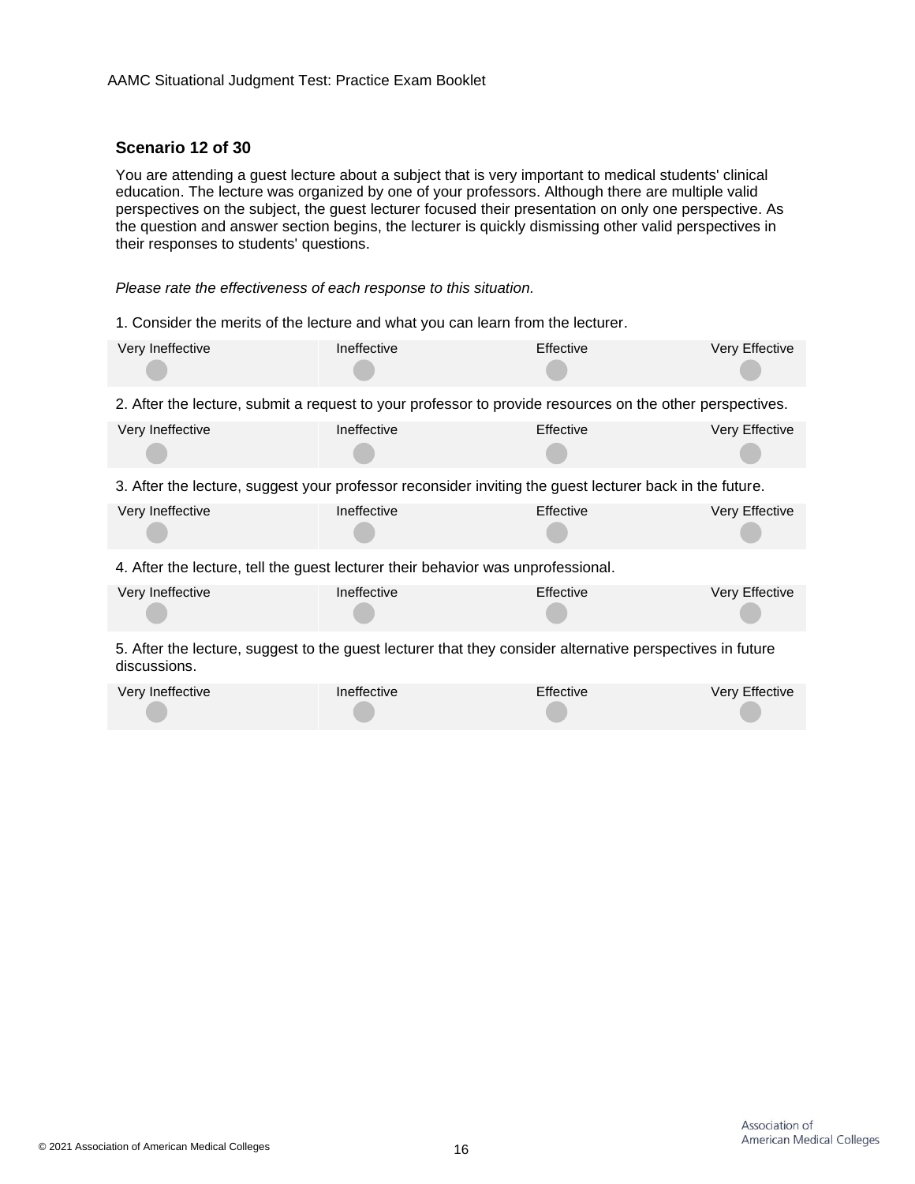## Scenario 12 of 30

You are attending a guest lecture about a subject that is very important to medical students' clinical education. The lecture was organized by one of your professors. Although there are multiple valid perspectives on the subject, the guest lecturer focused their presentation on only one perspective. As the question and answer section begins, the lecturer is quickly dismissing other valid perspectives in their responses to students' questions.

*Please rate the effectiveness of each response to this situation.*

1. Consider the merits of the lecture and what you can learn from the lecturer.

| Very Ineffective | Ineffective | Effective | Very Effective |
| --- | --- | --- | --- |
| ○ | ○ | ○ | ○ |

2. After the lecture, submit a request to your professor to provide resources on the other perspectives.

| Very Ineffective | Ineffective | Effective | Very Effective |
| --- | --- | --- | --- |
| ○ | ○ | ○ | ○ |

3. After the lecture, suggest your professor reconsider inviting the guest lecturer back in the future.

| Very Ineffective | Ineffective | Effective | Very Effective |
| --- | --- | --- | --- |
| ○ | ○ | ○ | ○ |

4. After the lecture, tell the guest lecturer their behavior was unprofessional.

| Very Ineffective | Ineffective | Effective | Very Effective |
| --- | --- | --- | --- |
| ○ | ○ | ○ | ○ |

5. After the lecture, suggest to the guest lecturer that they consider alternative perspectives in future discussions.

| Very Ineffective | Ineffective | Effective | Very Effective |
| --- | --- | --- | --- |
| ○ | ○ | ○ | ○ |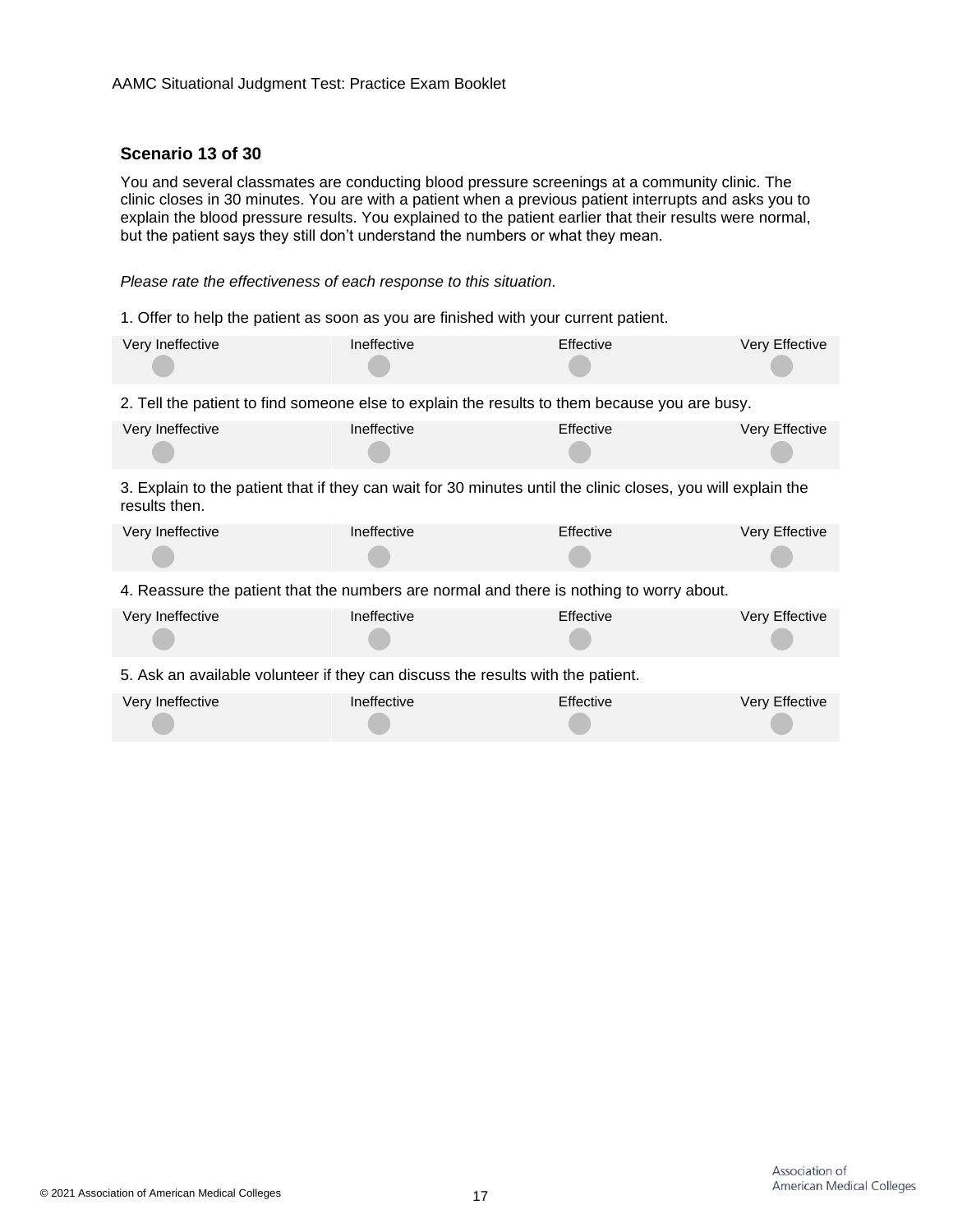### Scenario 13 of 30

You and several classmates are conducting blood pressure screenings at a community clinic. The clinic closes in 30 minutes. You are with a patient when a previous patient interrupts and asks you to explain the blood pressure results. You explained to the patient earlier that their results were normal, but the patient says they still don't understand the numbers or what they mean.

*Please rate the effectiveness of each response to this situation.*

1. Offer to help the patient as soon as you are finished with your current patient.

| Very Ineffective | Ineffective | Effective | Very Effective |
|---|---|---|---|
| ○ | ○ | ○ | ○ |

2. Tell the patient to find someone else to explain the results to them because you are busy.

| Very Ineffective | Ineffective | Effective | Very Effective |
|---|---|---|---|
| ○ | ○ | ○ | ○ |

3. Explain to the patient that if they can wait for 30 minutes until the clinic closes, you will explain the results then.

| Very Ineffective | Ineffective | Effective | Very Effective |
|---|---|---|---|
| ○ | ○ | ○ | ○ |

4. Reassure the patient that the numbers are normal and there is nothing to worry about.

| Very Ineffective | Ineffective | Effective | Very Effective |
|---|---|---|---|
| ○ | ○ | ○ | ○ |

5. Ask an available volunteer if they can discuss the results with the patient.

| Very Ineffective | Ineffective | Effective | Very Effective |
|---|---|---|---|
| ○ | ○ | ○ | ○ |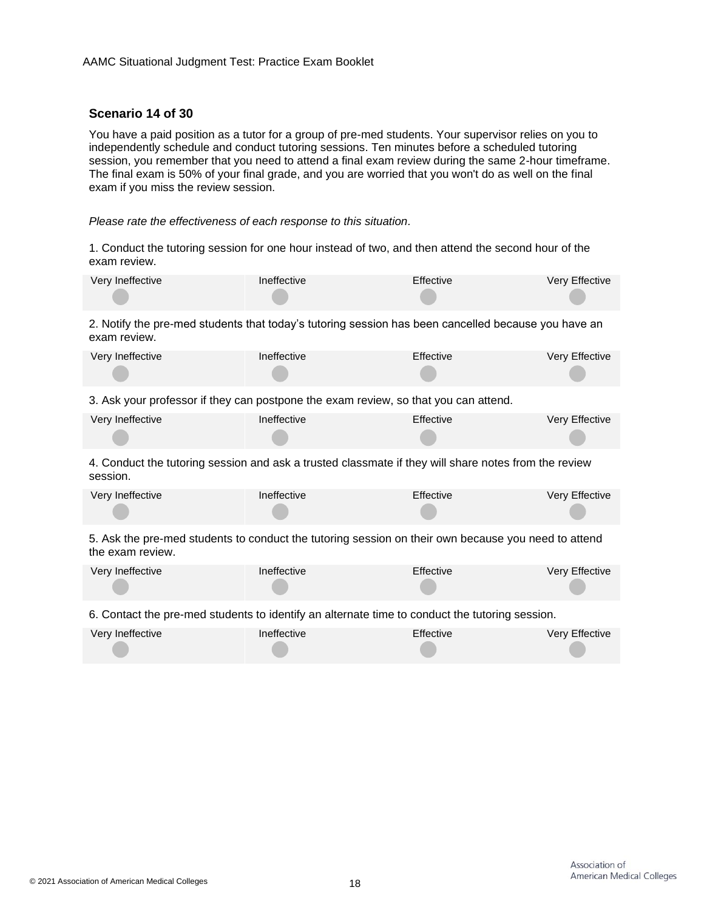## Scenario 14 of 30

You have a paid position as a tutor for a group of pre-med students. Your supervisor relies on you to independently schedule and conduct tutoring sessions. Ten minutes before a scheduled tutoring session, you remember that you need to attend a final exam review during the same 2-hour timeframe. The final exam is 50% of your final grade, and you are worried that you won't do as well on the final exam if you miss the review session.

*Please rate the effectiveness of each response to this situation*.

1. Conduct the tutoring session for one hour instead of two, and then attend the second hour of the exam review.

| Very Ineffective | Ineffective | Effective | Very Effective |
|---|---|---|---|
| ○ | ○ | ○ | ○ |

2. Notify the pre-med students that today's tutoring session has been cancelled because you have an exam review.

| Very Ineffective | Ineffective | Effective | Very Effective |
|---|---|---|---|
| ○ | ○ | ○ | ○ |

3. Ask your professor if they can postpone the exam review, so that you can attend.

| Very Ineffective | Ineffective | Effective | Very Effective |
|---|---|---|---|
| ○ | ○ | ○ | ○ |

4. Conduct the tutoring session and ask a trusted classmate if they will share notes from the review session.

| Very Ineffective | Ineffective | Effective | Very Effective |
|---|---|---|---|
| ○ | ○ | ○ | ○ |

5. Ask the pre-med students to conduct the tutoring session on their own because you need to attend the exam review.

| Very Ineffective | Ineffective | Effective | Very Effective |
|---|---|---|---|
| ○ | ○ | ○ | ○ |

6. Contact the pre-med students to identify an alternate time to conduct the tutoring session.

| Very Ineffective | Ineffective | Effective | Very Effective |
|---|---|---|---|
| ○ | ○ | ○ | ○ |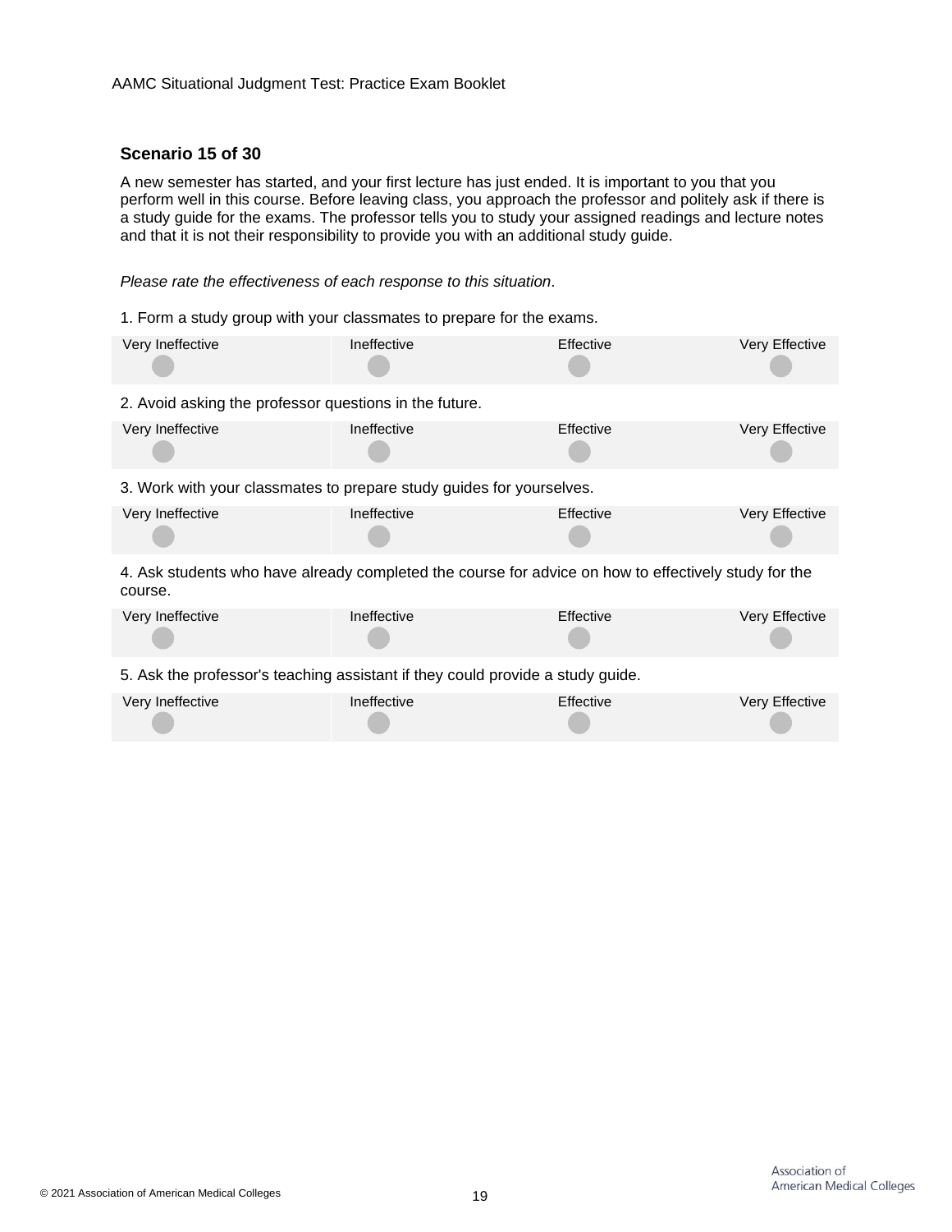### Scenario 15 of 30

A new semester has started, and your first lecture has just ended. It is important to you that you perform well in this course. Before leaving class, you approach the professor and politely ask if there is a study guide for the exams. The professor tells you to study your assigned readings and lecture notes and that it is not their responsibility to provide you with an additional study guide.

*Please rate the effectiveness of each response to this situation.*

1. Form a study group with your classmates to prepare for the exams.

| Very Ineffective | Ineffective | Effective | Very Effective |
|---|---|---|---|
| ○ | ○ | ○ | ○ |

2. Avoid asking the professor questions in the future.

| Very Ineffective | Ineffective | Effective | Very Effective |
|---|---|---|---|
| ○ | ○ | ○ | ○ |

3. Work with your classmates to prepare study guides for yourselves.

| Very Ineffective | Ineffective | Effective | Very Effective |
|---|---|---|---|
| ○ | ○ | ○ | ○ |

4. Ask students who have already completed the course for advice on how to effectively study for the course.

| Very Ineffective | Ineffective | Effective | Very Effective |
|---|---|---|---|
| ○ | ○ | ○ | ○ |

5. Ask the professor's teaching assistant if they could provide a study guide.

| Very Ineffective | Ineffective | Effective | Very Effective |
|---|---|---|---|
| ○ | ○ | ○ | ○ |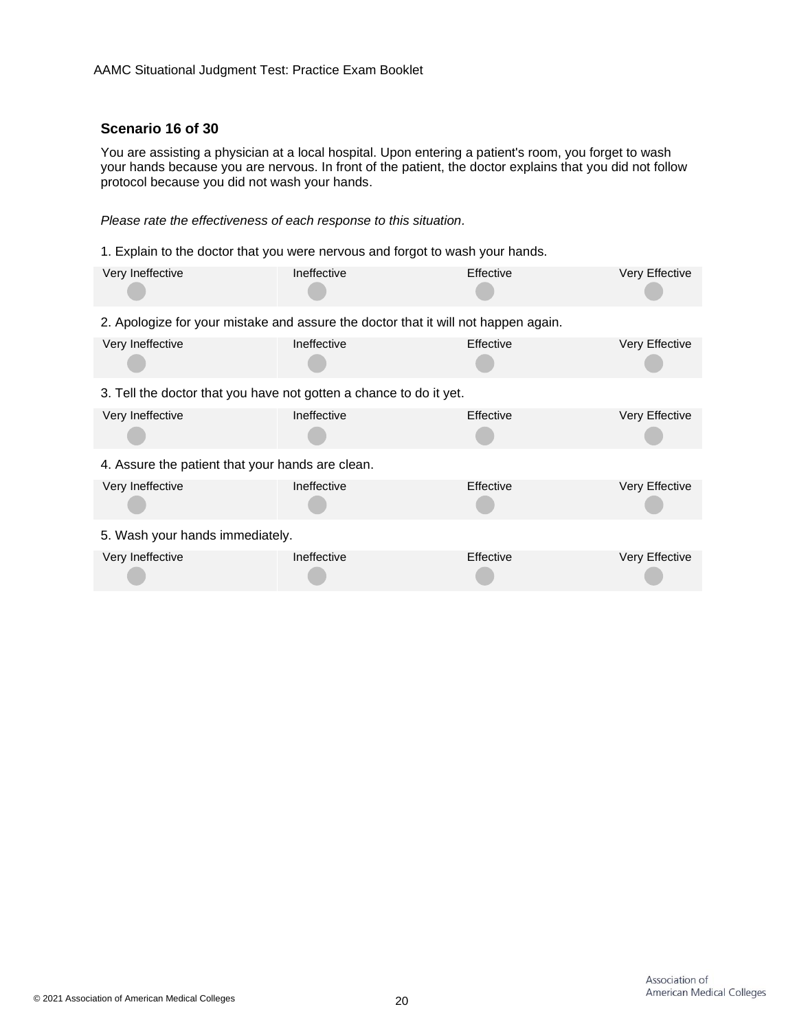### Scenario 16 of 30

You are assisting a physician at a local hospital. Upon entering a patient's room, you forget to wash your hands because you are nervous. In front of the patient, the doctor explains that you did not follow protocol because you did not wash your hands.

*Please rate the effectiveness of each response to this situation.*

1. Explain to the doctor that you were nervous and forgot to wash your hands.

| Very Ineffective | Ineffective | Effective | Very Effective |
|---|---|---|---|
| ○ | ○ | ○ | ○ |

2. Apologize for your mistake and assure the doctor that it will not happen again.

| Very Ineffective | Ineffective | Effective | Very Effective |
|---|---|---|---|
| ○ | ○ | ○ | ○ |

3. Tell the doctor that you have not gotten a chance to do it yet.

| Very Ineffective | Ineffective | Effective | Very Effective |
|---|---|---|---|
| ○ | ○ | ○ | ○ |

4. Assure the patient that your hands are clean.

| Very Ineffective | Ineffective | Effective | Very Effective |
|---|---|---|---|
| ○ | ○ | ○ | ○ |

5. Wash your hands immediately.

| Very Ineffective | Ineffective | Effective | Very Effective |
|---|---|---|---|
| ○ | ○ | ○ | ○ |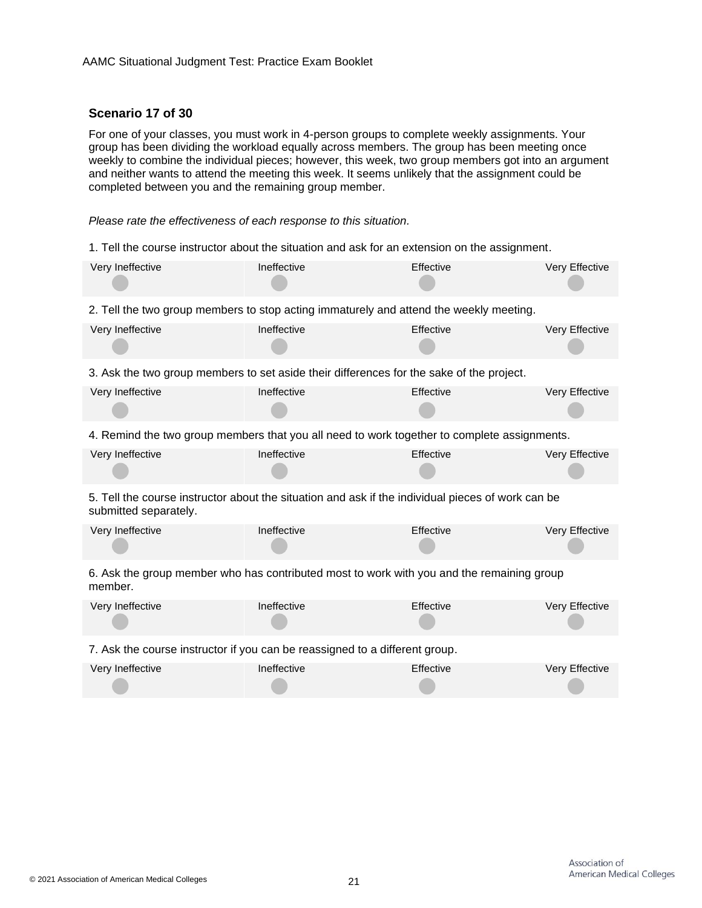## Scenario 17 of 30

For one of your classes, you must work in 4-person groups to complete weekly assignments. Your group has been dividing the workload equally across members. The group has been meeting once weekly to combine the individual pieces; however, this week, two group members got into an argument and neither wants to attend the meeting this week. It seems unlikely that the assignment could be completed between you and the remaining group member.

*Please rate the effectiveness of each response to this situation.*

1. Tell the course instructor about the situation and ask for an extension on the assignment.

| Very Ineffective | Ineffective | Effective | Very Effective |
|---|---|---|---|
| ○ | ○ | ○ | ○ |

2. Tell the two group members to stop acting immaturely and attend the weekly meeting.

| Very Ineffective | Ineffective | Effective | Very Effective |
|---|---|---|---|
| ○ | ○ | ○ | ○ |

3. Ask the two group members to set aside their differences for the sake of the project.

| Very Ineffective | Ineffective | Effective | Very Effective |
|---|---|---|---|
| ○ | ○ | ○ | ○ |

4. Remind the two group members that you all need to work together to complete assignments.

| Very Ineffective | Ineffective | Effective | Very Effective |
|---|---|---|---|
| ○ | ○ | ○ | ○ |

5. Tell the course instructor about the situation and ask if the individual pieces of work can be submitted separately.

| Very Ineffective | Ineffective | Effective | Very Effective |
|---|---|---|---|
| ○ | ○ | ○ | ○ |

6. Ask the group member who has contributed most to work with you and the remaining group member.

| Very Ineffective | Ineffective | Effective | Very Effective |
|---|---|---|---|
| ○ | ○ | ○ | ○ |

7. Ask the course instructor if you can be reassigned to a different group.

| Very Ineffective | Ineffective | Effective | Very Effective |
|---|---|---|---|
| ○ | ○ | ○ | ○ |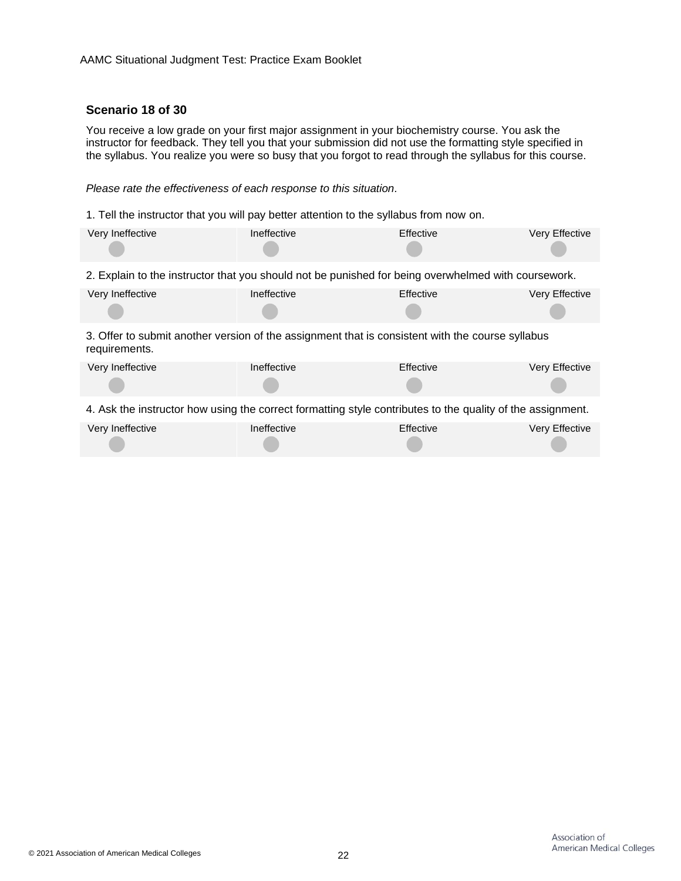## Scenario 18 of 30

You receive a low grade on your first major assignment in your biochemistry course. You ask the instructor for feedback. They tell you that your submission did not use the formatting style specified in the syllabus. You realize you were so busy that you forgot to read through the syllabus for this course.

*Please rate the effectiveness of each response to this situation.*

1. Tell the instructor that you will pay better attention to the syllabus from now on.

| Very Ineffective | Ineffective | Effective | Very Effective |
|---|---|---|---|
| ○ | ○ | ○ | ○ |

2. Explain to the instructor that you should not be punished for being overwhelmed with coursework.

| Very Ineffective | Ineffective | Effective | Very Effective |
|---|---|---|---|
| ○ | ○ | ○ | ○ |

3. Offer to submit another version of the assignment that is consistent with the course syllabus requirements.

| Very Ineffective | Ineffective | Effective | Very Effective |
|---|---|---|---|
| ○ | ○ | ○ | ○ |

4. Ask the instructor how using the correct formatting style contributes to the quality of the assignment.

| Very Ineffective | Ineffective | Effective | Very Effective |
|---|---|---|---|
| ○ | ○ | ○ | ○ |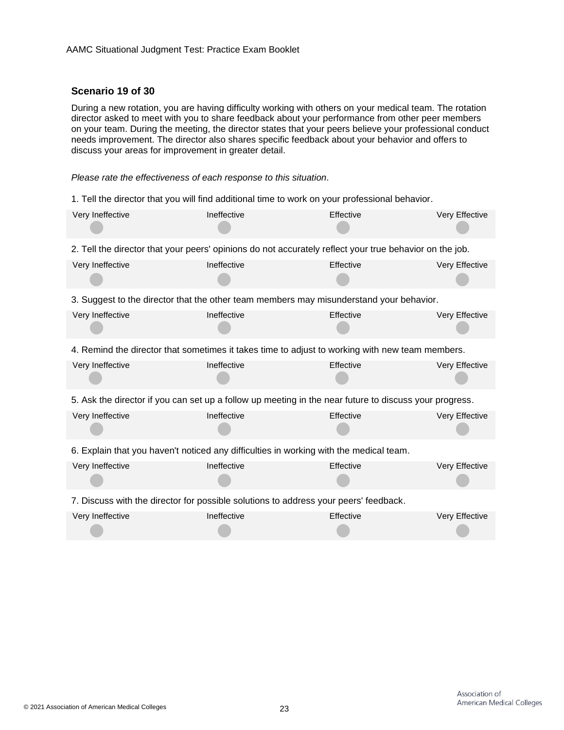## Scenario 19 of 30

During a new rotation, you are having difficulty working with others on your medical team. The rotation director asked to meet with you to share feedback about your performance from other peer members on your team. During the meeting, the director states that your peers believe your professional conduct needs improvement. The director also shares specific feedback about your behavior and offers to discuss your areas for improvement in greater detail.

*Please rate the effectiveness of each response to this situation*.

1. Tell the director that you will find additional time to work on your professional behavior.

| Very Ineffective | Ineffective | Effective | Very Effective |
|---|---|---|---|
| ○ | ○ | ○ | ○ |

2. Tell the director that your peers' opinions do not accurately reflect your true behavior on the job.

| Very Ineffective | Ineffective | Effective | Very Effective |
|---|---|---|---|
| ○ | ○ | ○ | ○ |

3. Suggest to the director that the other team members may misunderstand your behavior.

| Very Ineffective | Ineffective | Effective | Very Effective |
|---|---|---|---|
| ○ | ○ | ○ | ○ |

4. Remind the director that sometimes it takes time to adjust to working with new team members.

| Very Ineffective | Ineffective | Effective | Very Effective |
|---|---|---|---|
| ○ | ○ | ○ | ○ |

5. Ask the director if you can set up a follow up meeting in the near future to discuss your progress.

| Very Ineffective | Ineffective | Effective | Very Effective |
|---|---|---|---|
| ○ | ○ | ○ | ○ |

6. Explain that you haven't noticed any difficulties in working with the medical team.

| Very Ineffective | Ineffective | Effective | Very Effective |
|---|---|---|---|
| ○ | ○ | ○ | ○ |

7. Discuss with the director for possible solutions to address your peers' feedback.

| Very Ineffective | Ineffective | Effective | Very Effective |
|---|---|---|---|
| ○ | ○ | ○ | ○ |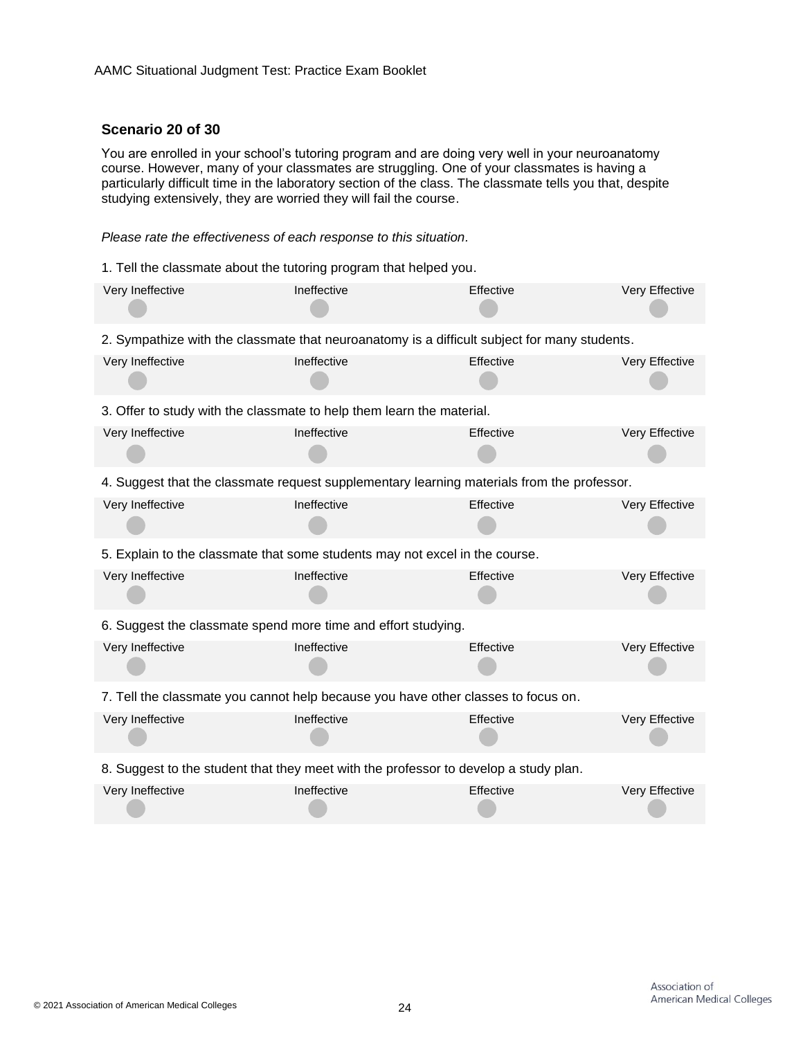## Scenario 20 of 30

You are enrolled in your school's tutoring program and are doing very well in your neuroanatomy course. However, many of your classmates are struggling. One of your classmates is having a particularly difficult time in the laboratory section of the class. The classmate tells you that, despite studying extensively, they are worried they will fail the course.

*Please rate the effectiveness of each response to this situation.*

1. Tell the classmate about the tutoring program that helped you.

| Very Ineffective | Ineffective | Effective | Very Effective |
|---|---|---|---|
| ○ | ○ | ○ | ○ |

2. Sympathize with the classmate that neuroanatomy is a difficult subject for many students.

| Very Ineffective | Ineffective | Effective | Very Effective |
|---|---|---|---|
| ○ | ○ | ○ | ○ |

3. Offer to study with the classmate to help them learn the material.

| Very Ineffective | Ineffective | Effective | Very Effective |
|---|---|---|---|
| ○ | ○ | ○ | ○ |

4. Suggest that the classmate request supplementary learning materials from the professor.

| Very Ineffective | Ineffective | Effective | Very Effective |
|---|---|---|---|
| ○ | ○ | ○ | ○ |

5. Explain to the classmate that some students may not excel in the course.

| Very Ineffective | Ineffective | Effective | Very Effective |
|---|---|---|---|
| ○ | ○ | ○ | ○ |

6. Suggest the classmate spend more time and effort studying.

| Very Ineffective | Ineffective | Effective | Very Effective |
|---|---|---|---|
| ○ | ○ | ○ | ○ |

7. Tell the classmate you cannot help because you have other classes to focus on.

| Very Ineffective | Ineffective | Effective | Very Effective |
|---|---|---|---|
| ○ | ○ | ○ | ○ |

8. Suggest to the student that they meet with the professor to develop a study plan.

| Very Ineffective | Ineffective | Effective | Very Effective |
|---|---|---|---|
| ○ | ○ | ○ | ○ |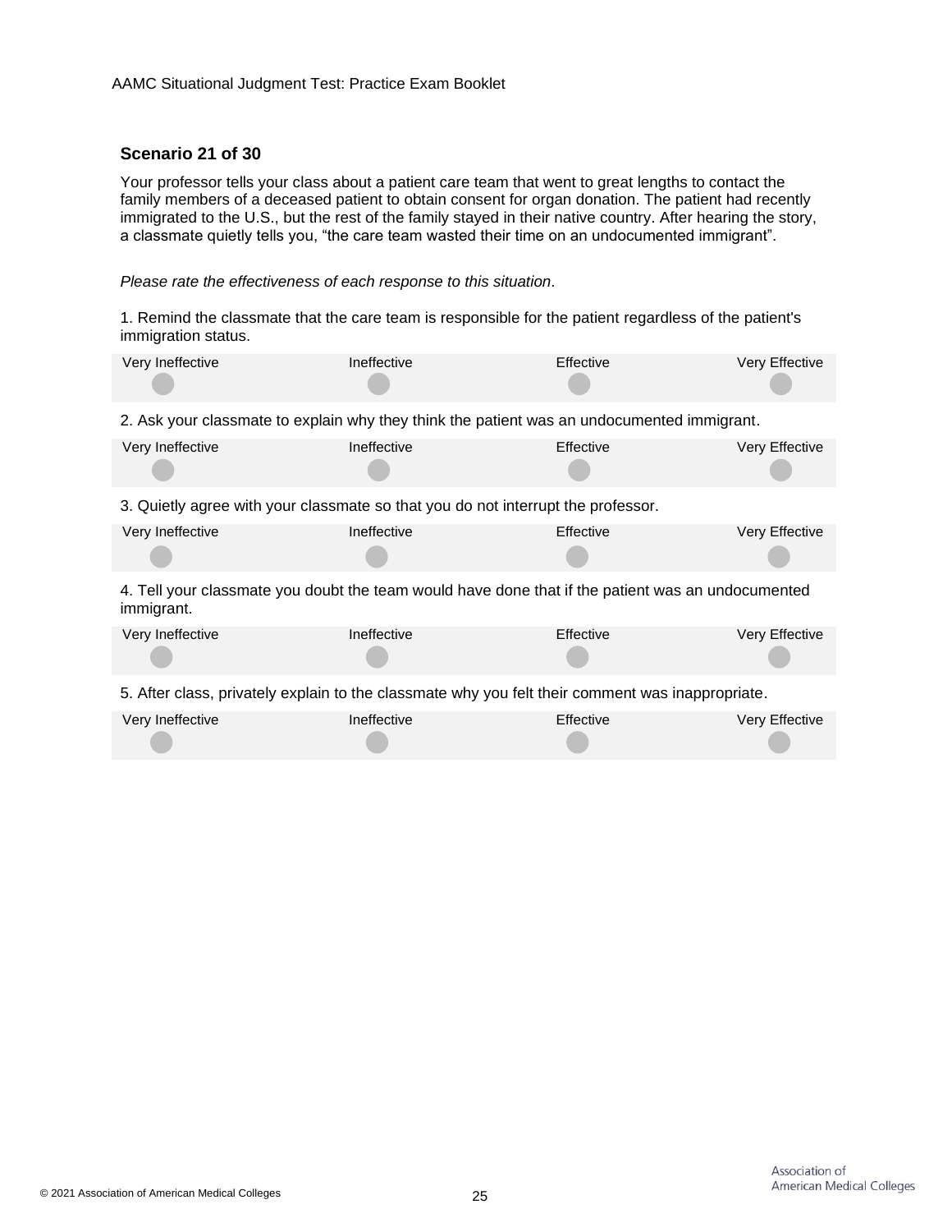## Scenario 21 of 30

Your professor tells your class about a patient care team that went to great lengths to contact the family members of a deceased patient to obtain consent for organ donation. The patient had recently immigrated to the U.S., but the rest of the family stayed in their native country. After hearing the story, a classmate quietly tells you, "the care team wasted their time on an undocumented immigrant".

*Please rate the effectiveness of each response to this situation.*

1. Remind the classmate that the care team is responsible for the patient regardless of the patient's immigration status.

| Very Ineffective | Ineffective | Effective | Very Effective |
|---|---|---|---|
| ○ | ○ | ○ | ○ |

2. Ask your classmate to explain why they think the patient was an undocumented immigrant.

| Very Ineffective | Ineffective | Effective | Very Effective |
|---|---|---|---|
| ○ | ○ | ○ | ○ |

3. Quietly agree with your classmate so that you do not interrupt the professor.

| Very Ineffective | Ineffective | Effective | Very Effective |
|---|---|---|---|
| ○ | ○ | ○ | ○ |

4. Tell your classmate you doubt the team would have done that if the patient was an undocumented immigrant.

| Very Ineffective | Ineffective | Effective | Very Effective |
|---|---|---|---|
| ○ | ○ | ○ | ○ |

5. After class, privately explain to the classmate why you felt their comment was inappropriate.

| Very Ineffective | Ineffective | Effective | Very Effective |
|---|---|---|---|
| ○ | ○ | ○ | ○ |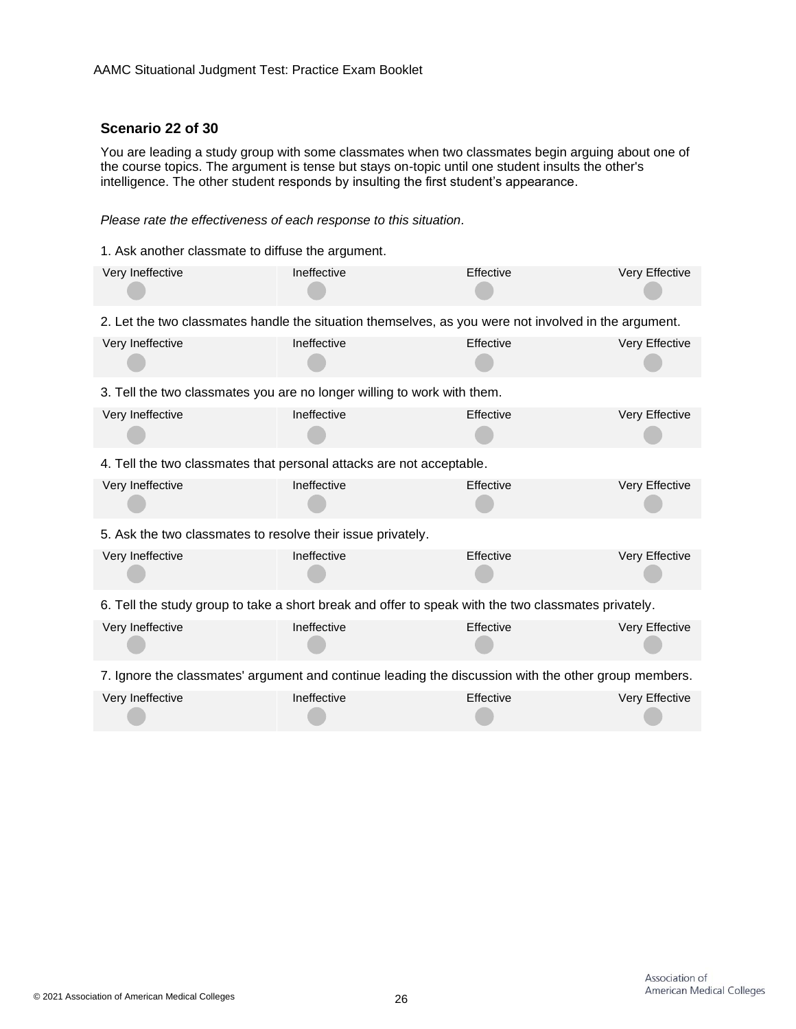## Scenario 22 of 30

You are leading a study group with some classmates when two classmates begin arguing about one of the course topics. The argument is tense but stays on-topic until one student insults the other's intelligence. The other student responds by insulting the first student's appearance.

*Please rate the effectiveness of each response to this situation.*

1. Ask another classmate to diffuse the argument.

| Very Ineffective | Ineffective | Effective | Very Effective |
|---|---|---|---|
| ○ | ○ | ○ | ○ |

2. Let the two classmates handle the situation themselves, as you were not involved in the argument.

| Very Ineffective | Ineffective | Effective | Very Effective |
|---|---|---|---|
| ○ | ○ | ○ | ○ |

3. Tell the two classmates you are no longer willing to work with them.

| Very Ineffective | Ineffective | Effective | Very Effective |
|---|---|---|---|
| ○ | ○ | ○ | ○ |

4. Tell the two classmates that personal attacks are not acceptable.

| Very Ineffective | Ineffective | Effective | Very Effective |
|---|---|---|---|
| ○ | ○ | ○ | ○ |

5. Ask the two classmates to resolve their issue privately.

| Very Ineffective | Ineffective | Effective | Very Effective |
|---|---|---|---|
| ○ | ○ | ○ | ○ |

6. Tell the study group to take a short break and offer to speak with the two classmates privately.

| Very Ineffective | Ineffective | Effective | Very Effective |
|---|---|---|---|
| ○ | ○ | ○ | ○ |

7. Ignore the classmates' argument and continue leading the discussion with the other group members.

| Very Ineffective | Ineffective | Effective | Very Effective |
|---|---|---|---|
| ○ | ○ | ○ | ○ |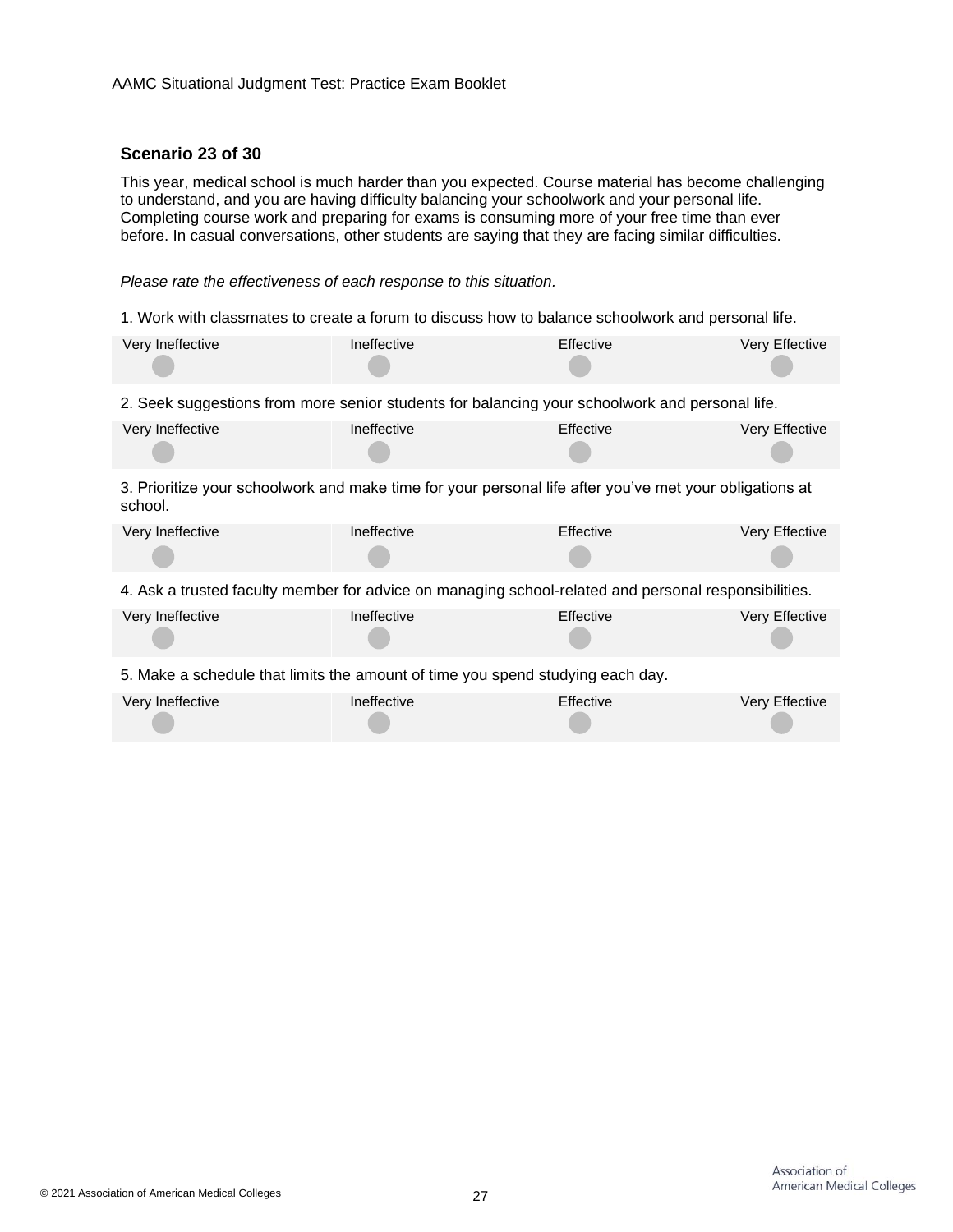## Scenario 23 of 30

This year, medical school is much harder than you expected. Course material has become challenging to understand, and you are having difficulty balancing your schoolwork and your personal life. Completing course work and preparing for exams is consuming more of your free time than ever before. In casual conversations, other students are saying that they are facing similar difficulties.

*Please rate the effectiveness of each response to this situation.*

1. Work with classmates to create a forum to discuss how to balance schoolwork and personal life.

| Very Ineffective | Ineffective | Effective | Very Effective |
|---|---|---|---|
| ○ | ○ | ○ | ○ |

2. Seek suggestions from more senior students for balancing your schoolwork and personal life.

| Very Ineffective | Ineffective | Effective | Very Effective |
|---|---|---|---|
| ○ | ○ | ○ | ○ |

3. Prioritize your schoolwork and make time for your personal life after you've met your obligations at school.

| Very Ineffective | Ineffective | Effective | Very Effective |
|---|---|---|---|
| ○ | ○ | ○ | ○ |

4. Ask a trusted faculty member for advice on managing school-related and personal responsibilities.

| Very Ineffective | Ineffective | Effective | Very Effective |
|---|---|---|---|
| ○ | ○ | ○ | ○ |

5. Make a schedule that limits the amount of time you spend studying each day.

| Very Ineffective | Ineffective | Effective | Very Effective |
|---|---|---|---|
| ○ | ○ | ○ | ○ |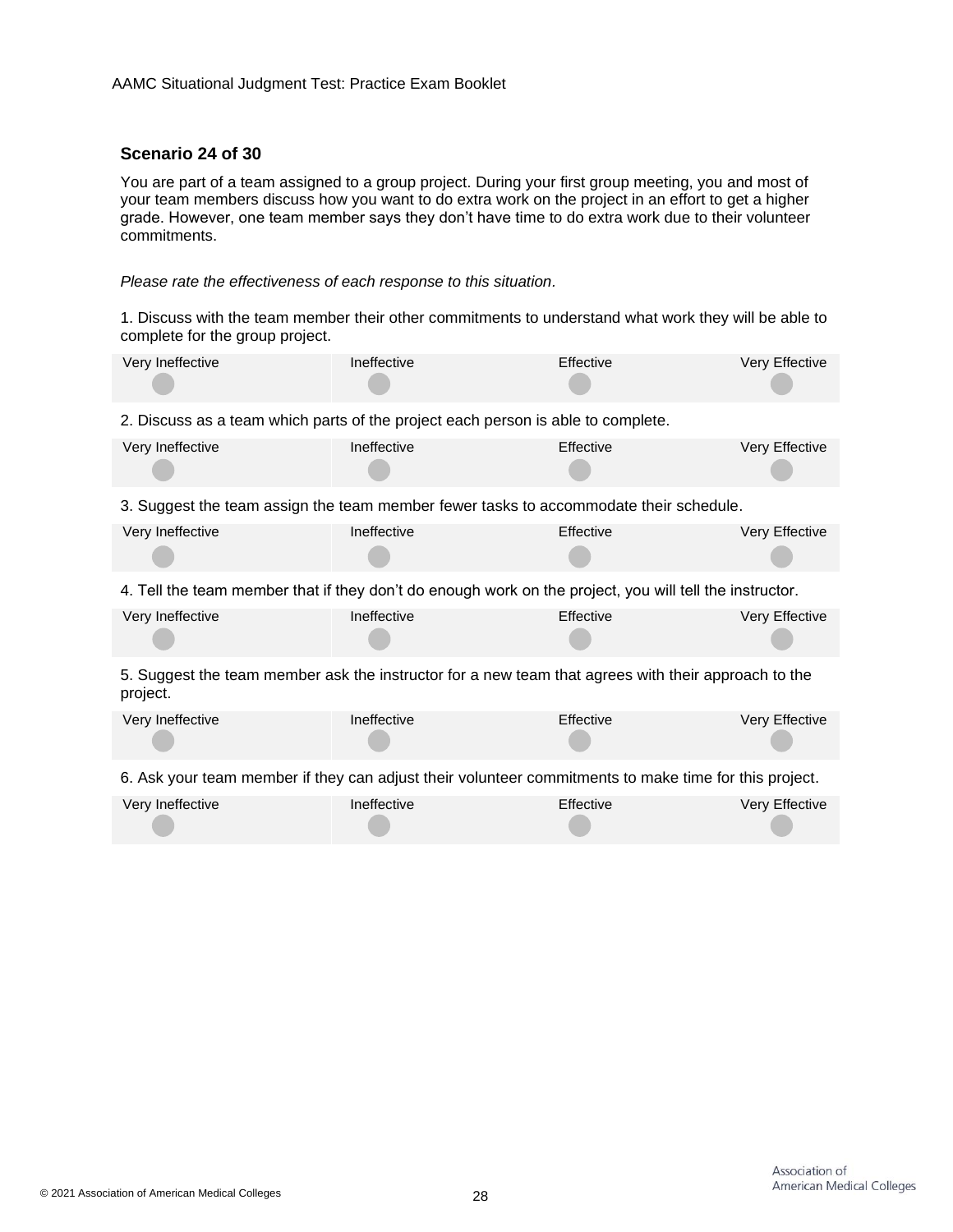### Scenario 24 of 30

You are part of a team assigned to a group project. During your first group meeting, you and most of your team members discuss how you want to do extra work on the project in an effort to get a higher grade. However, one team member says they don't have time to do extra work due to their volunteer commitments.

*Please rate the effectiveness of each response to this situation.*

1. Discuss with the team member their other commitments to understand what work they will be able to complete for the group project.

| Very Ineffective | Ineffective | Effective | Very Effective |
|---|---|---|---|

2. Discuss as a team which parts of the project each person is able to complete.

| Very Ineffective | Ineffective | Effective | Very Effective |
|---|---|---|---|

3. Suggest the team assign the team member fewer tasks to accommodate their schedule.

| Very Ineffective | Ineffective | Effective | Very Effective |
|---|---|---|---|

4. Tell the team member that if they don't do enough work on the project, you will tell the instructor.

| Very Ineffective | Ineffective | Effective | Very Effective |
|---|---|---|---|

5. Suggest the team member ask the instructor for a new team that agrees with their approach to the project.

| Very Ineffective | Ineffective | Effective | Very Effective |
|---|---|---|---|

6. Ask your team member if they can adjust their volunteer commitments to make time for this project.

| Very Ineffective | Ineffective | Effective | Very Effective |
|---|---|---|---|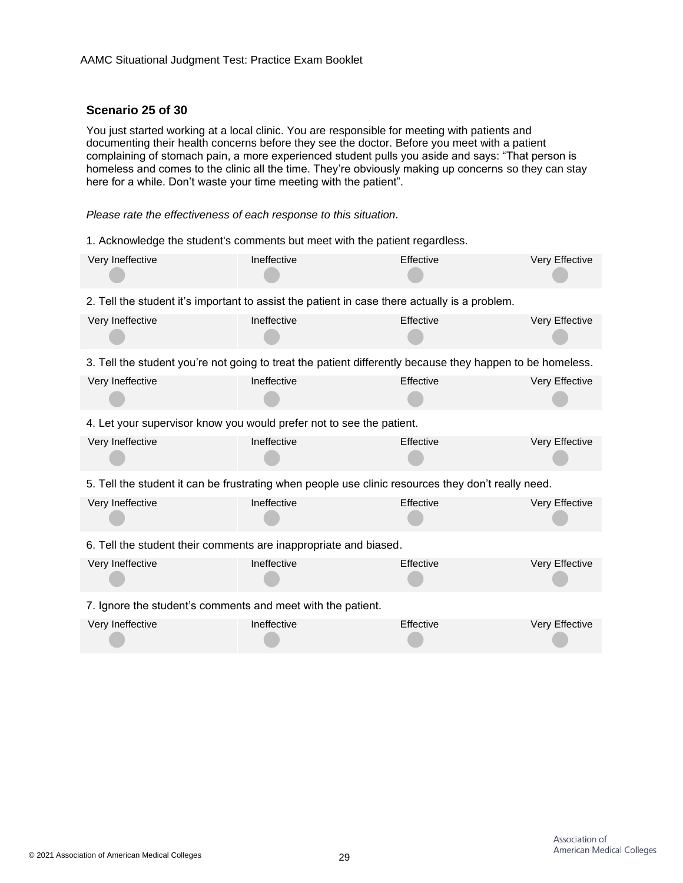### Scenario 25 of 30

You just started working at a local clinic. You are responsible for meeting with patients and documenting their health concerns before they see the doctor. Before you meet with a patient complaining of stomach pain, a more experienced student pulls you aside and says: “That person is homeless and comes to the clinic all the time. They’re obviously making up concerns so they can stay here for a while. Don’t waste your time meeting with the patient”.

*Please rate the effectiveness of each response to this situation*.

1. Acknowledge the student's comments but meet with the patient regardless.

| Very Ineffective | Ineffective | Effective | Very Effective |
|---|---|---|---|
| ○ | ○ | ○ | ○ |

2. Tell the student it’s important to assist the patient in case there actually is a problem.

| Very Ineffective | Ineffective | Effective | Very Effective |
|---|---|---|---|
| ○ | ○ | ○ | ○ |

3. Tell the student you’re not going to treat the patient differently because they happen to be homeless.

| Very Ineffective | Ineffective | Effective | Very Effective |
|---|---|---|---|
| ○ | ○ | ○ | ○ |

4. Let your supervisor know you would prefer not to see the patient.

| Very Ineffective | Ineffective | Effective | Very Effective |
|---|---|---|---|
| ○ | ○ | ○ | ○ |

5. Tell the student it can be frustrating when people use clinic resources they don’t really need.

| Very Ineffective | Ineffective | Effective | Very Effective |
|---|---|---|---|
| ○ | ○ | ○ | ○ |

6. Tell the student their comments are inappropriate and biased.

| Very Ineffective | Ineffective | Effective | Very Effective |
|---|---|---|---|
| ○ | ○ | ○ | ○ |

7. Ignore the student’s comments and meet with the patient.

| Very Ineffective | Ineffective | Effective | Very Effective |
|---|---|---|---|
| ○ | ○ | ○ | ○ |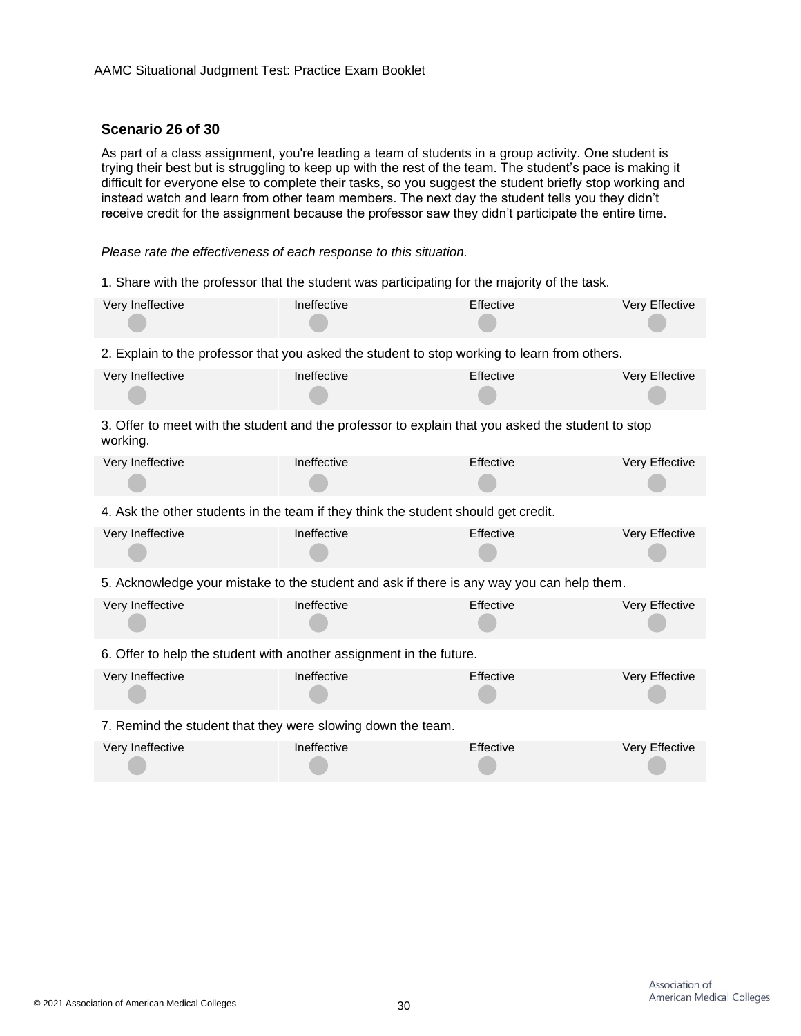## Scenario 26 of 30

As part of a class assignment, you're leading a team of students in a group activity. One student is trying their best but is struggling to keep up with the rest of the team. The student's pace is making it difficult for everyone else to complete their tasks, so you suggest the student briefly stop working and instead watch and learn from other team members. The next day the student tells you they didn't receive credit for the assignment because the professor saw they didn't participate the entire time.

*Please rate the effectiveness of each response to this situation.*

1. Share with the professor that the student was participating for the majority of the task.

| Very Ineffective | Ineffective | Effective | Very Effective |
|---|---|---|---|
| ○ | ○ | ○ | ○ |

2. Explain to the professor that you asked the student to stop working to learn from others.

| Very Ineffective | Ineffective | Effective | Very Effective |
|---|---|---|---|
| ○ | ○ | ○ | ○ |

3. Offer to meet with the student and the professor to explain that you asked the student to stop working.

| Very Ineffective | Ineffective | Effective | Very Effective |
|---|---|---|---|
| ○ | ○ | ○ | ○ |

4. Ask the other students in the team if they think the student should get credit.

| Very Ineffective | Ineffective | Effective | Very Effective |
|---|---|---|---|
| ○ | ○ | ○ | ○ |

5. Acknowledge your mistake to the student and ask if there is any way you can help them.

| Very Ineffective | Ineffective | Effective | Very Effective |
|---|---|---|---|
| ○ | ○ | ○ | ○ |

6. Offer to help the student with another assignment in the future.

| Very Ineffective | Ineffective | Effective | Very Effective |
|---|---|---|---|
| ○ | ○ | ○ | ○ |

7. Remind the student that they were slowing down the team.

| Very Ineffective | Ineffective | Effective | Very Effective |
|---|---|---|---|
| ○ | ○ | ○ | ○ |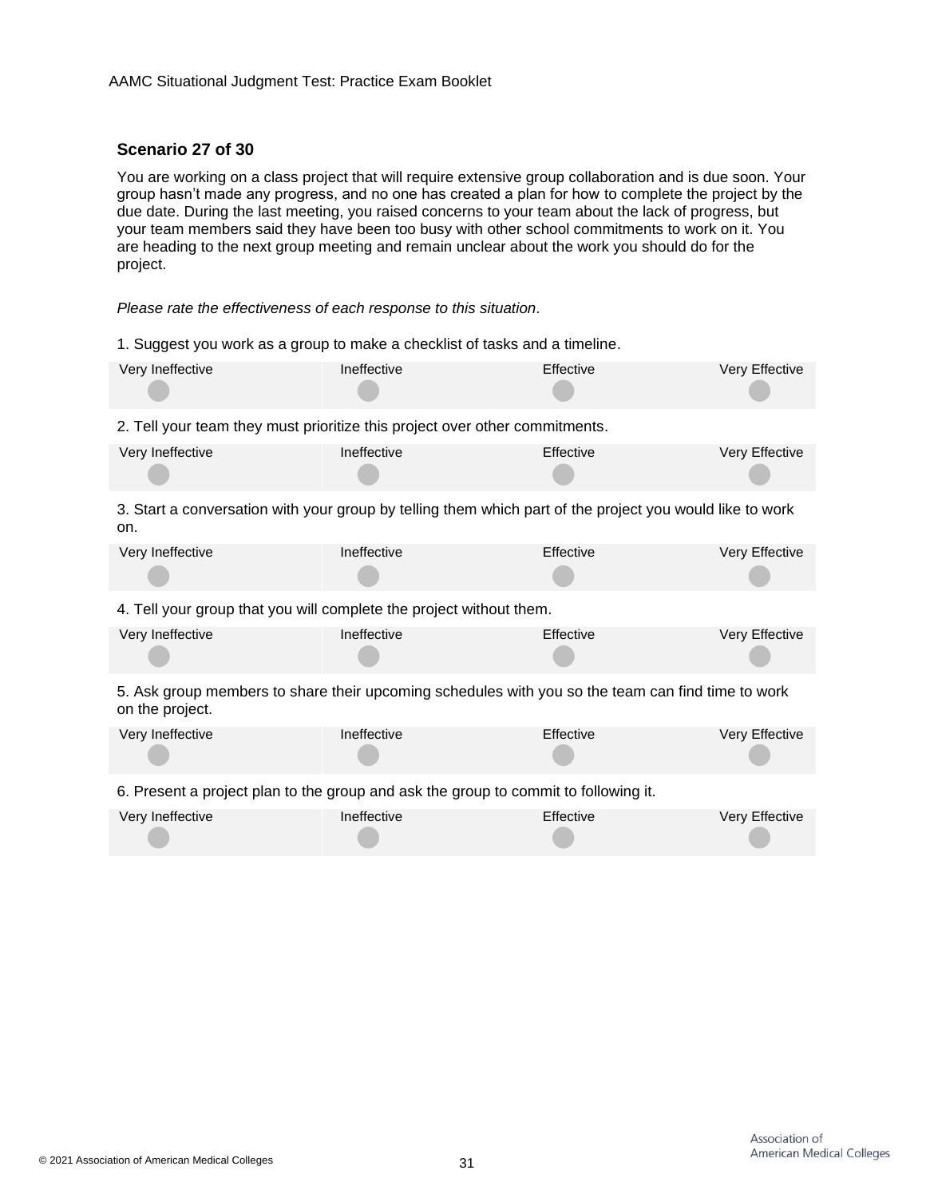## Scenario 27 of 30

You are working on a class project that will require extensive group collaboration and is due soon. Your group hasn't made any progress, and no one has created a plan for how to complete the project by the due date. During the last meeting, you raised concerns to your team about the lack of progress, but your team members said they have been too busy with other school commitments to work on it. You are heading to the next group meeting and remain unclear about the work you should do for the project.

*Please rate the effectiveness of each response to this situation.*

1. Suggest you work as a group to make a checklist of tasks and a timeline.

| Very Ineffective | Ineffective | Effective | Very Effective |
|---|---|---|---|
| ○ | ○ | ○ | ○ |

2. Tell your team they must prioritize this project over other commitments.

| Very Ineffective | Ineffective | Effective | Very Effective |
|---|---|---|---|
| ○ | ○ | ○ | ○ |

3. Start a conversation with your group by telling them which part of the project you would like to work on.

| Very Ineffective | Ineffective | Effective | Very Effective |
|---|---|---|---|
| ○ | ○ | ○ | ○ |

4. Tell your group that you will complete the project without them.

| Very Ineffective | Ineffective | Effective | Very Effective |
|---|---|---|---|
| ○ | ○ | ○ | ○ |

5. Ask group members to share their upcoming schedules with you so the team can find time to work on the project.

| Very Ineffective | Ineffective | Effective | Very Effective |
|---|---|---|---|
| ○ | ○ | ○ | ○ |

6. Present a project plan to the group and ask the group to commit to following it.

| Very Ineffective | Ineffective | Effective | Very Effective |
|---|---|---|---|
| ○ | ○ | ○ | ○ |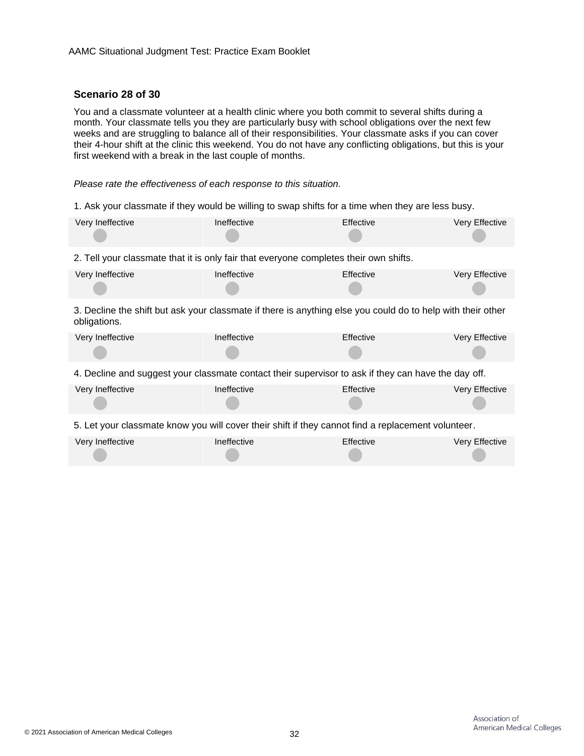## Scenario 28 of 30

You and a classmate volunteer at a health clinic where you both commit to several shifts during a month. Your classmate tells you they are particularly busy with school obligations over the next few weeks and are struggling to balance all of their responsibilities. Your classmate asks if you can cover their 4-hour shift at the clinic this weekend. You do not have any conflicting obligations, but this is your first weekend with a break in the last couple of months.

*Please rate the effectiveness of each response to this situation.*

1. Ask your classmate if they would be willing to swap shifts for a time when they are less busy.

| Very Ineffective | Ineffective | Effective | Very Effective |
|---|---|---|---|
| ○ | ○ | ○ | ○ |

2. Tell your classmate that it is only fair that everyone completes their own shifts.

| Very Ineffective | Ineffective | Effective | Very Effective |
|---|---|---|---|
| ○ | ○ | ○ | ○ |

3. Decline the shift but ask your classmate if there is anything else you could do to help with their other obligations.

| Very Ineffective | Ineffective | Effective | Very Effective |
|---|---|---|---|
| ○ | ○ | ○ | ○ |

4. Decline and suggest your classmate contact their supervisor to ask if they can have the day off.

| Very Ineffective | Ineffective | Effective | Very Effective |
|---|---|---|---|
| ○ | ○ | ○ | ○ |

5. Let your classmate know you will cover their shift if they cannot find a replacement volunteer.

| Very Ineffective | Ineffective | Effective | Very Effective |
|---|---|---|---|
| ○ | ○ | ○ | ○ |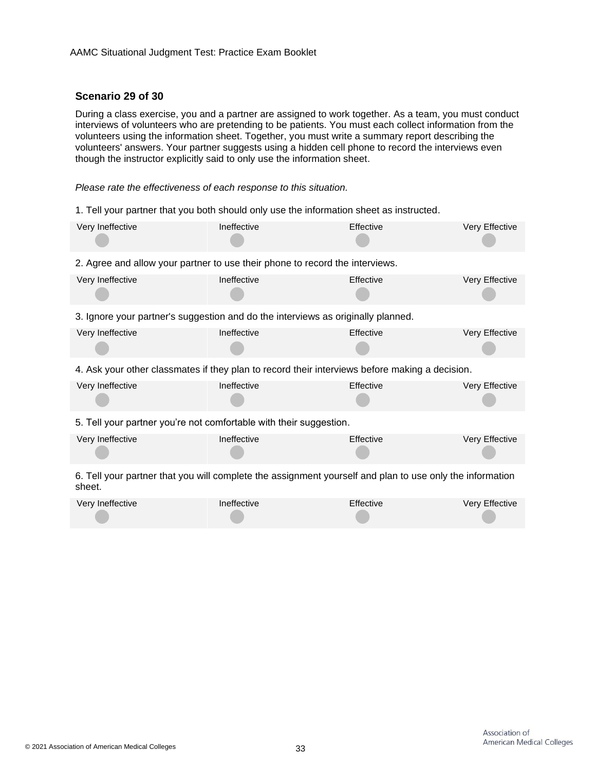## Scenario 29 of 30

During a class exercise, you and a partner are assigned to work together. As a team, you must conduct interviews of volunteers who are pretending to be patients. You must each collect information from the volunteers using the information sheet. Together, you must write a summary report describing the volunteers' answers. Your partner suggests using a hidden cell phone to record the interviews even though the instructor explicitly said to only use the information sheet.

*Please rate the effectiveness of each response to this situation.*

1. Tell your partner that you both should only use the information sheet as instructed.

| Very Ineffective | Ineffective | Effective | Very Effective |
|---|---|---|---|
| ○ | ○ | ○ | ○ |

2. Agree and allow your partner to use their phone to record the interviews.

| Very Ineffective | Ineffective | Effective | Very Effective |
|---|---|---|---|
| ○ | ○ | ○ | ○ |

3. Ignore your partner's suggestion and do the interviews as originally planned.

| Very Ineffective | Ineffective | Effective | Very Effective |
|---|---|---|---|
| ○ | ○ | ○ | ○ |

4. Ask your other classmates if they plan to record their interviews before making a decision.

| Very Ineffective | Ineffective | Effective | Very Effective |
|---|---|---|---|
| ○ | ○ | ○ | ○ |

5. Tell your partner you're not comfortable with their suggestion.

| Very Ineffective | Ineffective | Effective | Very Effective |
|---|---|---|---|
| ○ | ○ | ○ | ○ |

6. Tell your partner that you will complete the assignment yourself and plan to use only the information sheet.

| Very Ineffective | Ineffective | Effective | Very Effective |
|---|---|---|---|
| ○ | ○ | ○ | ○ |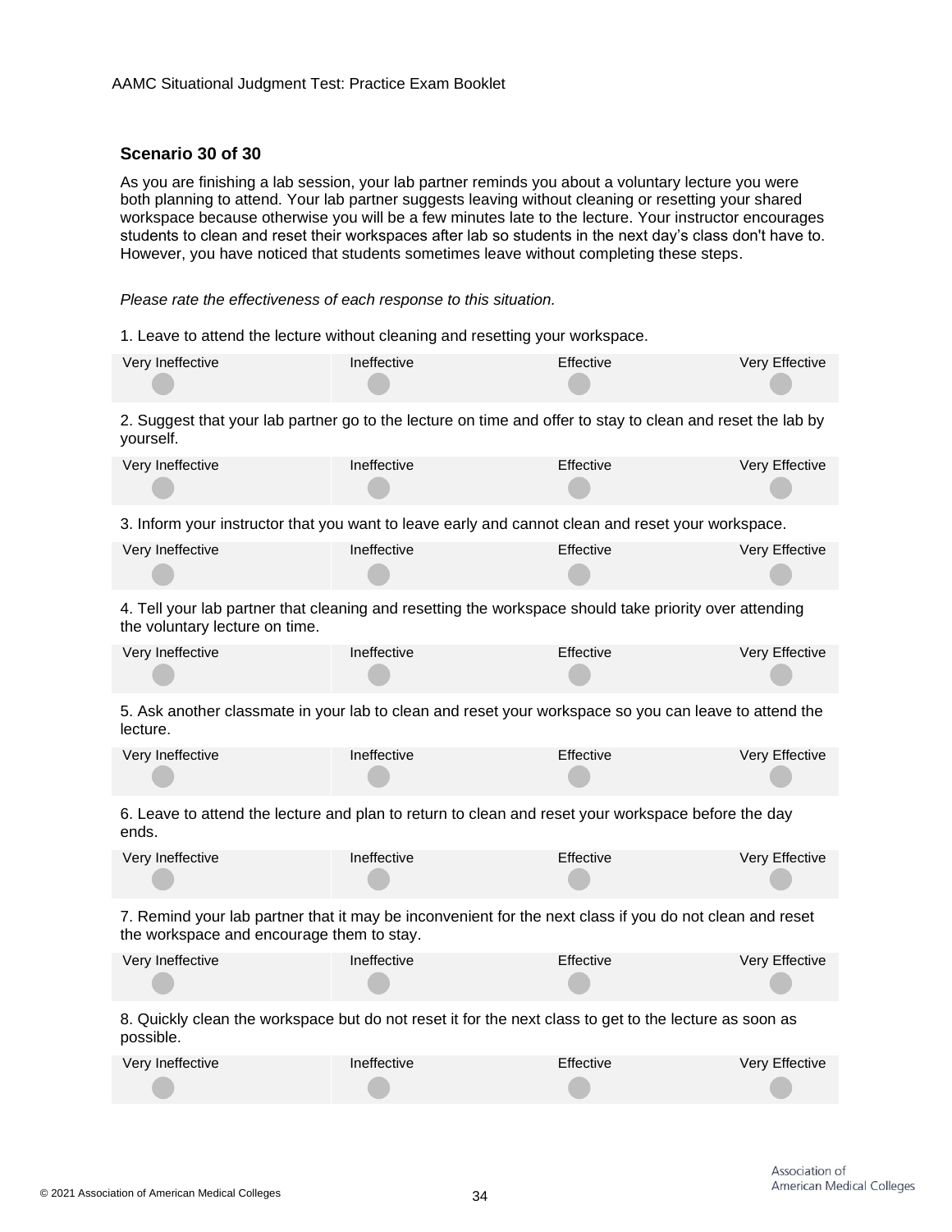### Scenario 30 of 30

As you are finishing a lab session, your lab partner reminds you about a voluntary lecture you were both planning to attend. Your lab partner suggests leaving without cleaning or resetting your shared workspace because otherwise you will be a few minutes late to the lecture. Your instructor encourages students to clean and reset their workspaces after lab so students in the next day's class don't have to. However, you have noticed that students sometimes leave without completing these steps.

*Please rate the effectiveness of each response to this situation.*

1. Leave to attend the lecture without cleaning and resetting your workspace.

| Very Ineffective | Ineffective | Effective | Very Effective |
|---|---|---|---|
| ○ | ○ | ○ | ○ |

2. Suggest that your lab partner go to the lecture on time and offer to stay to clean and reset the lab by yourself.

| Very Ineffective | Ineffective | Effective | Very Effective |
|---|---|---|---|
| ○ | ○ | ○ | ○ |

3. Inform your instructor that you want to leave early and cannot clean and reset your workspace.

| Very Ineffective | Ineffective | Effective | Very Effective |
|---|---|---|---|
| ○ | ○ | ○ | ○ |

4. Tell your lab partner that cleaning and resetting the workspace should take priority over attending the voluntary lecture on time.

| Very Ineffective | Ineffective | Effective | Very Effective |
|---|---|---|---|
| ○ | ○ | ○ | ○ |

5. Ask another classmate in your lab to clean and reset your workspace so you can leave to attend the lecture.

| Very Ineffective | Ineffective | Effective | Very Effective |
|---|---|---|---|
| ○ | ○ | ○ | ○ |

6. Leave to attend the lecture and plan to return to clean and reset your workspace before the day ends.

| Very Ineffective | Ineffective | Effective | Very Effective |
|---|---|---|---|
| ○ | ○ | ○ | ○ |

7. Remind your lab partner that it may be inconvenient for the next class if you do not clean and reset the workspace and encourage them to stay.

| Very Ineffective | Ineffective | Effective | Very Effective |
|---|---|---|---|
| ○ | ○ | ○ | ○ |

8. Quickly clean the workspace but do not reset it for the next class to get to the lecture as soon as possible.

| Very Ineffective | Ineffective | Effective | Very Effective |
|---|---|---|---|
| ○ | ○ | ○ | ○ |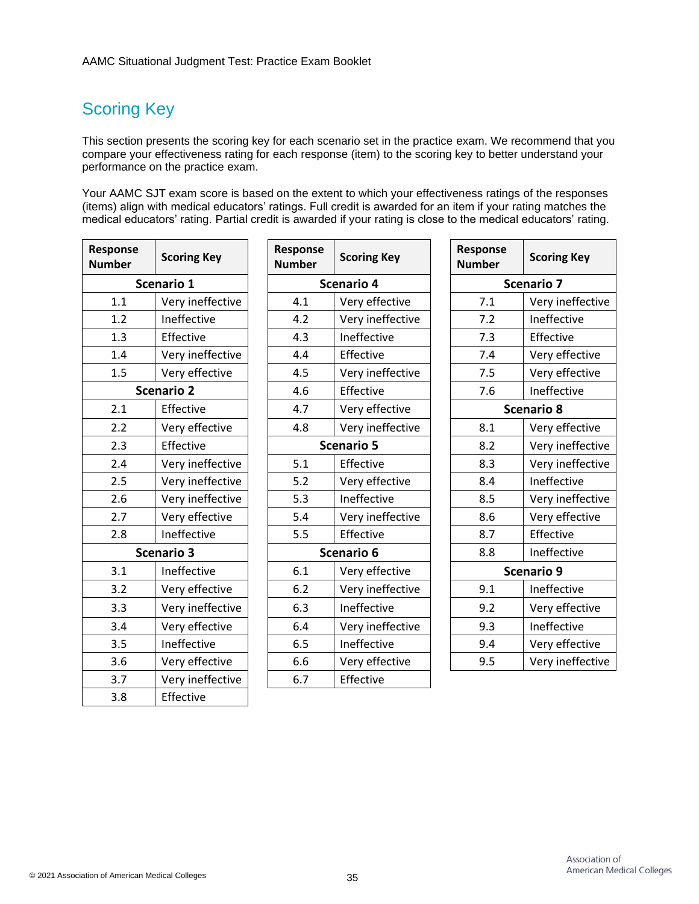## Scoring Key

This section presents the scoring key for each scenario set in the practice exam. We recommend that you compare your effectiveness rating for each response (item) to the scoring key to better understand your performance on the practice exam.

Your AAMC SJT exam score is based on the extent to which your effectiveness ratings of the responses (items) align with medical educators' ratings. Full credit is awarded for an item if your rating matches the medical educators' rating. Partial credit is awarded if your rating is close to the medical educators' rating.

| Response Number | Scoring Key |
|---|---|
| **Scenario 1** | |
| 1.1 | Very ineffective |
| 1.2 | Ineffective |
| 1.3 | Effective |
| 1.4 | Very ineffective |
| 1.5 | Very effective |
| **Scenario 2** | |
| 2.1 | Effective |
| 2.2 | Very effective |
| 2.3 | Effective |
| 2.4 | Very ineffective |
| 2.5 | Very ineffective |
| 2.6 | Very ineffective |
| 2.7 | Very effective |
| 2.8 | Ineffective |
| **Scenario 3** | |
| 3.1 | Ineffective |
| 3.2 | Very effective |
| 3.3 | Very ineffective |
| 3.4 | Very effective |
| 3.5 | Ineffective |
| 3.6 | Very effective |
| 3.7 | Very ineffective |
| 3.8 | Effective |

| Response Number | Scoring Key |
|---|---|
| **Scenario 4** | |
| 4.1 | Very effective |
| 4.2 | Very ineffective |
| 4.3 | Ineffective |
| 4.4 | Effective |
| 4.5 | Very ineffective |
| 4.6 | Effective |
| 4.7 | Very effective |
| 4.8 | Very ineffective |
| **Scenario 5** | |
| 5.1 | Effective |
| 5.2 | Very effective |
| 5.3 | Ineffective |
| 5.4 | Very ineffective |
| 5.5 | Effective |
| **Scenario 6** | |
| 6.1 | Very effective |
| 6.2 | Very ineffective |
| 6.3 | Ineffective |
| 6.4 | Very ineffective |
| 6.5 | Ineffective |
| 6.6 | Very effective |
| 6.7 | Effective |

| Response Number | Scoring Key |
|---|---|
| **Scenario 7** | |
| 7.1 | Very ineffective |
| 7.2 | Ineffective |
| 7.3 | Effective |
| 7.4 | Very effective |
| 7.5 | Very effective |
| 7.6 | Ineffective |
| **Scenario 8** | |
| 8.1 | Very effective |
| 8.2 | Very ineffective |
| 8.3 | Very ineffective |
| 8.4 | Ineffective |
| 8.5 | Very ineffective |
| 8.6 | Very effective |
| 8.7 | Effective |
| 8.8 | Ineffective |
| **Scenario 9** | |
| 9.1 | Ineffective |
| 9.2 | Very effective |
| 9.3 | Ineffective |
| 9.4 | Very effective |
| 9.5 | Very ineffective |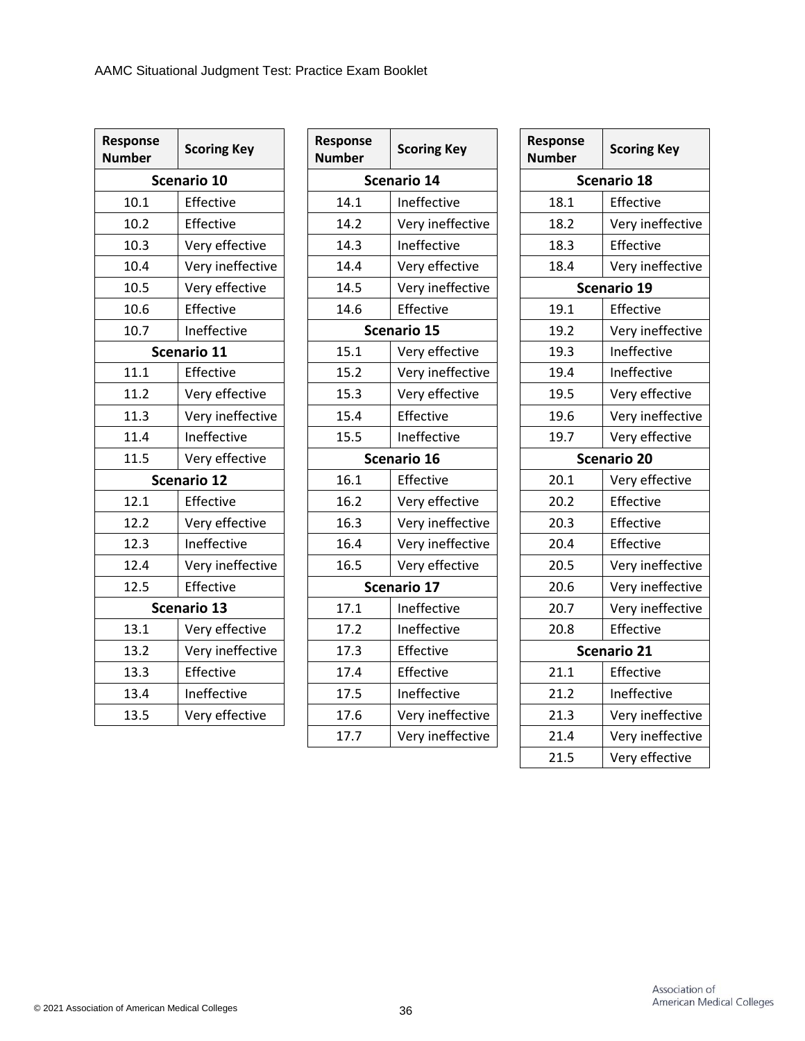| Response Number | Scoring Key |
|---|---|
| **Scenario 10** | |
| 10.1 | Effective |
| 10.2 | Effective |
| 10.3 | Very effective |
| 10.4 | Very ineffective |
| 10.5 | Very effective |
| 10.6 | Effective |
| 10.7 | Ineffective |
| **Scenario 11** | |
| 11.1 | Effective |
| 11.2 | Very effective |
| 11.3 | Very ineffective |
| 11.4 | Ineffective |
| 11.5 | Very effective |
| **Scenario 12** | |
| 12.1 | Effective |
| 12.2 | Very effective |
| 12.3 | Ineffective |
| 12.4 | Very ineffective |
| 12.5 | Effective |
| **Scenario 13** | |
| 13.1 | Very effective |
| 13.2 | Very ineffective |
| 13.3 | Effective |
| 13.4 | Ineffective |
| 13.5 | Very effective |

| Response Number | Scoring Key |
|---|---|
| **Scenario 14** | |
| 14.1 | Ineffective |
| 14.2 | Very ineffective |
| 14.3 | Ineffective |
| 14.4 | Very effective |
| 14.5 | Very ineffective |
| 14.6 | Effective |
| **Scenario 15** | |
| 15.1 | Very effective |
| 15.2 | Very ineffective |
| 15.3 | Very effective |
| 15.4 | Effective |
| 15.5 | Ineffective |
| **Scenario 16** | |
| 16.1 | Effective |
| 16.2 | Very effective |
| 16.3 | Very ineffective |
| 16.4 | Very ineffective |
| 16.5 | Very effective |
| **Scenario 17** | |
| 17.1 | Ineffective |
| 17.2 | Ineffective |
| 17.3 | Effective |
| 17.4 | Effective |
| 17.5 | Ineffective |
| 17.6 | Very ineffective |
| 17.7 | Very ineffective |

| Response Number | Scoring Key |
|---|---|
| **Scenario 18** | |
| 18.1 | Effective |
| 18.2 | Very ineffective |
| 18.3 | Effective |
| 18.4 | Very ineffective |
| **Scenario 19** | |
| 19.1 | Effective |
| 19.2 | Very ineffective |
| 19.3 | Ineffective |
| 19.4 | Ineffective |
| 19.5 | Very effective |
| 19.6 | Very ineffective |
| 19.7 | Very effective |
| **Scenario 20** | |
| 20.1 | Very effective |
| 20.2 | Effective |
| 20.3 | Effective |
| 20.4 | Effective |
| 20.5 | Very ineffective |
| 20.6 | Very ineffective |
| 20.7 | Very ineffective |
| 20.8 | Effective |
| **Scenario 21** | |
| 21.1 | Effective |
| 21.2 | Ineffective |
| 21.3 | Very ineffective |
| 21.4 | Very ineffective |
| 21.5 | Very effective |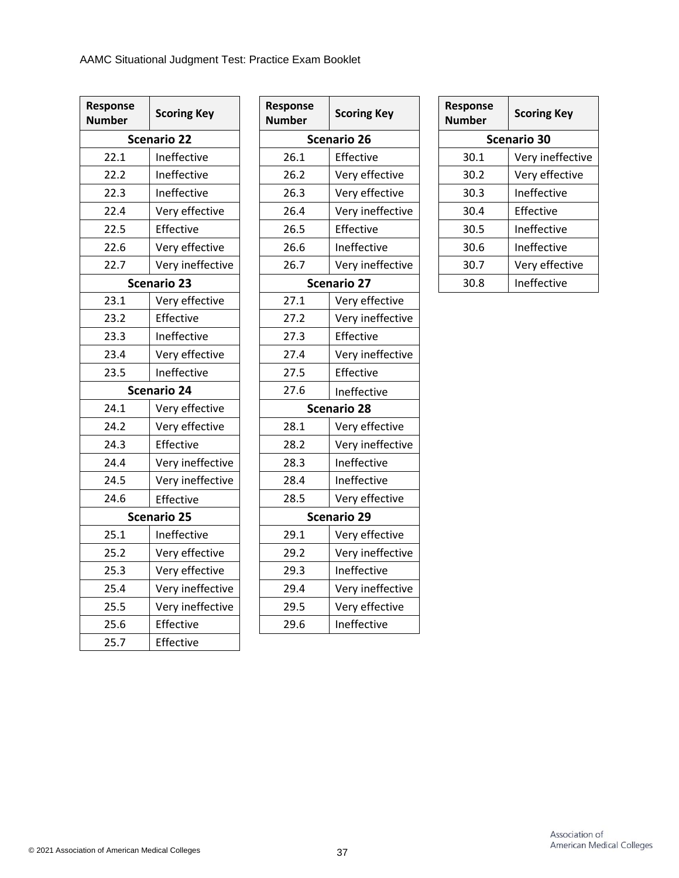| Response Number | Scoring Key |
| --- | --- |
| **Scenario 22** | |
| 22.1 | Ineffective |
| 22.2 | Ineffective |
| 22.3 | Ineffective |
| 22.4 | Very effective |
| 22.5 | Effective |
| 22.6 | Very effective |
| 22.7 | Very ineffective |
| **Scenario 23** | |
| 23.1 | Very effective |
| 23.2 | Effective |
| 23.3 | Ineffective |
| 23.4 | Very effective |
| 23.5 | Ineffective |
| **Scenario 24** | |
| 24.1 | Very effective |
| 24.2 | Very effective |
| 24.3 | Effective |
| 24.4 | Very ineffective |
| 24.5 | Very ineffective |
| 24.6 | Effective |
| **Scenario 25** | |
| 25.1 | Ineffective |
| 25.2 | Very effective |
| 25.3 | Very effective |
| 25.4 | Very ineffective |
| 25.5 | Very ineffective |
| 25.6 | Effective |
| 25.7 | Effective |

| Response Number | Scoring Key |
| --- | --- |
| **Scenario 26** | |
| 26.1 | Effective |
| 26.2 | Very effective |
| 26.3 | Very effective |
| 26.4 | Very ineffective |
| 26.5 | Effective |
| 26.6 | Ineffective |
| 26.7 | Very ineffective |
| **Scenario 27** | |
| 27.1 | Very effective |
| 27.2 | Very ineffective |
| 27.3 | Effective |
| 27.4 | Very ineffective |
| 27.5 | Effective |
| 27.6 | Ineffective |
| **Scenario 28** | |
| 28.1 | Very effective |
| 28.2 | Very ineffective |
| 28.3 | Ineffective |
| 28.4 | Ineffective |
| 28.5 | Very effective |
| **Scenario 29** | |
| 29.1 | Very effective |
| 29.2 | Very ineffective |
| 29.3 | Ineffective |
| 29.4 | Very ineffective |
| 29.5 | Very effective |
| 29.6 | Ineffective |

| Response Number | Scoring Key |
| --- | --- |
| **Scenario 30** | |
| 30.1 | Very ineffective |
| 30.2 | Very effective |
| 30.3 | Ineffective |
| 30.4 | Effective |
| 30.5 | Ineffective |
| 30.6 | Ineffective |
| 30.7 | Very effective |
| 30.8 | Ineffective |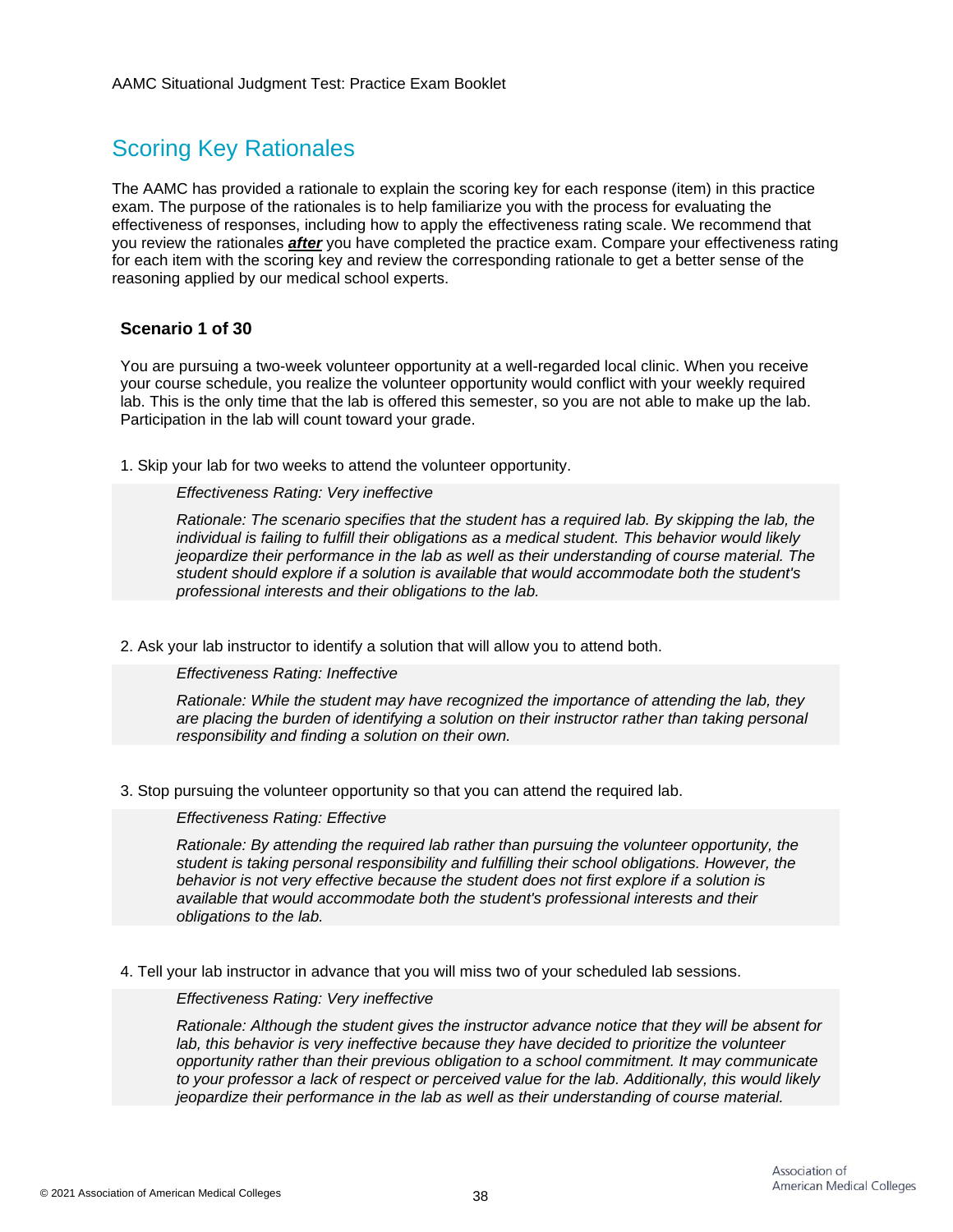## Scoring Key Rationales

The AAMC has provided a rationale to explain the scoring key for each response (item) in this practice exam. The purpose of the rationales is to help familiarize you with the process for evaluating the effectiveness of responses, including how to apply the effectiveness rating scale. We recommend that you review the rationales ***after*** you have completed the practice exam. Compare your effectiveness rating for each item with the scoring key and review the corresponding rationale to get a better sense of the reasoning applied by our medical school experts.

### Scenario 1 of 30

You are pursuing a two-week volunteer opportunity at a well-regarded local clinic. When you receive your course schedule, you realize the volunteer opportunity would conflict with your weekly required lab. This is the only time that the lab is offered this semester, so you are not able to make up the lab. Participation in the lab will count toward your grade.

1. Skip your lab for two weeks to attend the volunteer opportunity.

   *Effectiveness Rating: Very ineffective*

   *Rationale: The scenario specifies that the student has a required lab. By skipping the lab, the individual is failing to fulfill their obligations as a medical student. This behavior would likely jeopardize their performance in the lab as well as their understanding of course material. The student should explore if a solution is available that would accommodate both the student's professional interests and their obligations to the lab.*

2. Ask your lab instructor to identify a solution that will allow you to attend both.

   *Effectiveness Rating: Ineffective*

   *Rationale: While the student may have recognized the importance of attending the lab, they are placing the burden of identifying a solution on their instructor rather than taking personal responsibility and finding a solution on their own.*

3. Stop pursuing the volunteer opportunity so that you can attend the required lab.

   *Effectiveness Rating: Effective*

   *Rationale: By attending the required lab rather than pursuing the volunteer opportunity, the student is taking personal responsibility and fulfilling their school obligations. However, the behavior is not very effective because the student does not first explore if a solution is available that would accommodate both the student's professional interests and their obligations to the lab.*

4. Tell your lab instructor in advance that you will miss two of your scheduled lab sessions.

   *Effectiveness Rating: Very ineffective*

   *Rationale: Although the student gives the instructor advance notice that they will be absent for lab, this behavior is very ineffective because they have decided to prioritize the volunteer opportunity rather than their previous obligation to a school commitment. It may communicate to your professor a lack of respect or perceived value for the lab. Additionally, this would likely jeopardize their performance in the lab as well as their understanding of course material.*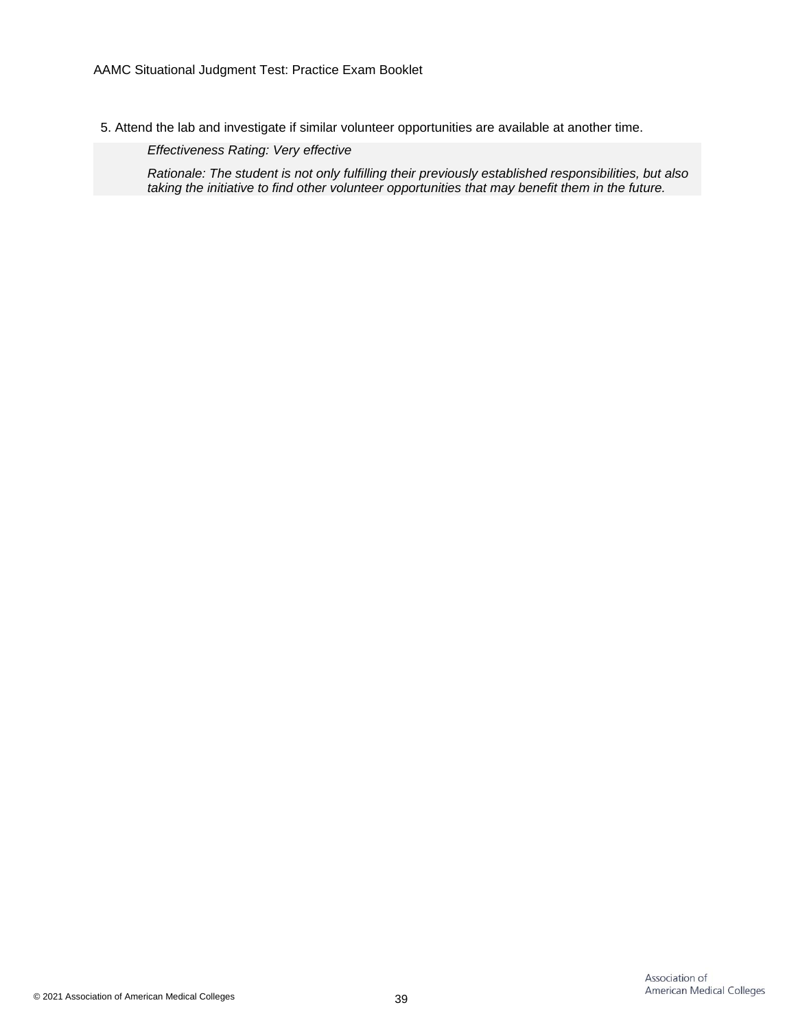5. Attend the lab and investigate if similar volunteer opportunities are available at another time.

*Effectiveness Rating: Very effective*

*Rationale: The student is not only fulfilling their previously established responsibilities, but also taking the initiative to find other volunteer opportunities that may benefit them in the future.*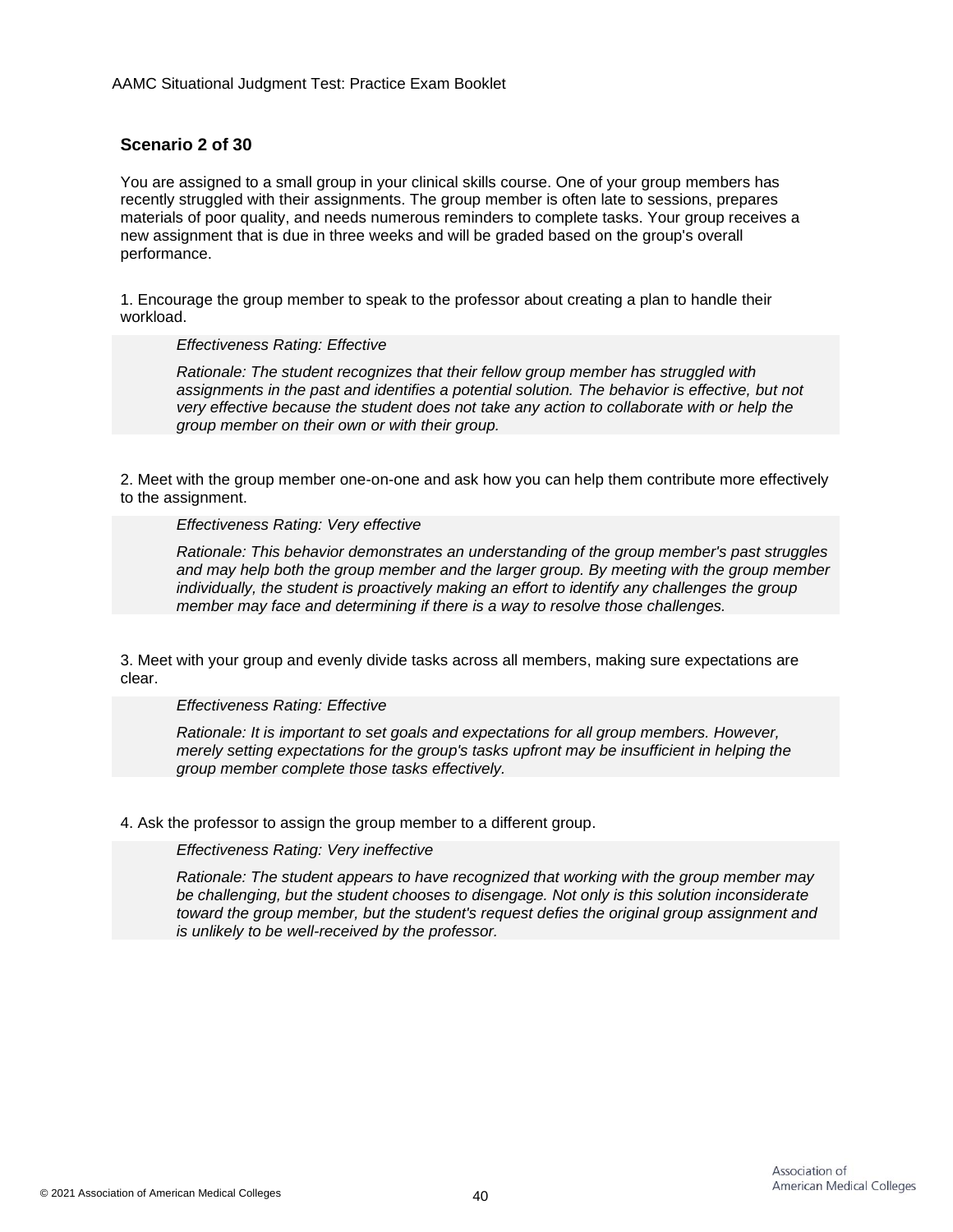### Scenario 2 of 30

You are assigned to a small group in your clinical skills course. One of your group members has recently struggled with their assignments. The group member is often late to sessions, prepares materials of poor quality, and needs numerous reminders to complete tasks. Your group receives a new assignment that is due in three weeks and will be graded based on the group's overall performance.

1. Encourage the group member to speak to the professor about creating a plan to handle their workload.

> *Effectiveness Rating: Effective*
>
> *Rationale: The student recognizes that their fellow group member has struggled with assignments in the past and identifies a potential solution. The behavior is effective, but not very effective because the student does not take any action to collaborate with or help the group member on their own or with their group.*

2. Meet with the group member one-on-one and ask how you can help them contribute more effectively to the assignment.

> *Effectiveness Rating: Very effective*
>
> *Rationale: This behavior demonstrates an understanding of the group member's past struggles and may help both the group member and the larger group. By meeting with the group member individually, the student is proactively making an effort to identify any challenges the group member may face and determining if there is a way to resolve those challenges.*

3. Meet with your group and evenly divide tasks across all members, making sure expectations are clear.

> *Effectiveness Rating: Effective*
>
> *Rationale: It is important to set goals and expectations for all group members. However, merely setting expectations for the group's tasks upfront may be insufficient in helping the group member complete those tasks effectively.*

4. Ask the professor to assign the group member to a different group.

> *Effectiveness Rating: Very ineffective*
>
> *Rationale: The student appears to have recognized that working with the group member may be challenging, but the student chooses to disengage. Not only is this solution inconsiderate toward the group member, but the student's request defies the original group assignment and is unlikely to be well-received by the professor.*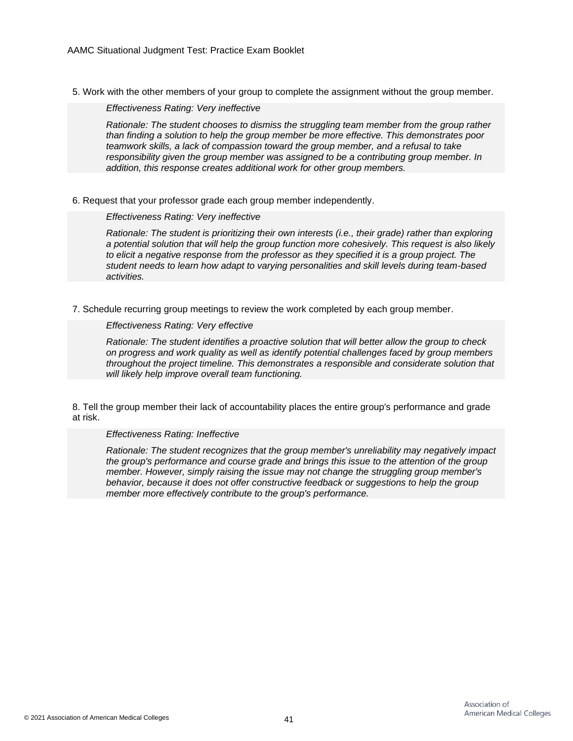5. Work with the other members of your group to complete the assignment without the group member.

> *Effectiveness Rating: Very ineffective*
>
> *Rationale: The student chooses to dismiss the struggling team member from the group rather than finding a solution to help the group member be more effective. This demonstrates poor teamwork skills, a lack of compassion toward the group member, and a refusal to take responsibility given the group member was assigned to be a contributing group member. In addition, this response creates additional work for other group members.*

6. Request that your professor grade each group member independently.

> *Effectiveness Rating: Very ineffective*
>
> *Rationale: The student is prioritizing their own interests (i.e., their grade) rather than exploring a potential solution that will help the group function more cohesively. This request is also likely to elicit a negative response from the professor as they specified it is a group project. The student needs to learn how adapt to varying personalities and skill levels during team-based activities.*

7. Schedule recurring group meetings to review the work completed by each group member.

> *Effectiveness Rating: Very effective*
>
> *Rationale: The student identifies a proactive solution that will better allow the group to check on progress and work quality as well as identify potential challenges faced by group members throughout the project timeline. This demonstrates a responsible and considerate solution that will likely help improve overall team functioning.*

8. Tell the group member their lack of accountability places the entire group's performance and grade at risk.

> *Effectiveness Rating: Ineffective*
>
> *Rationale: The student recognizes that the group member's unreliability may negatively impact the group's performance and course grade and brings this issue to the attention of the group member. However, simply raising the issue may not change the struggling group member's behavior, because it does not offer constructive feedback or suggestions to help the group member more effectively contribute to the group's performance.*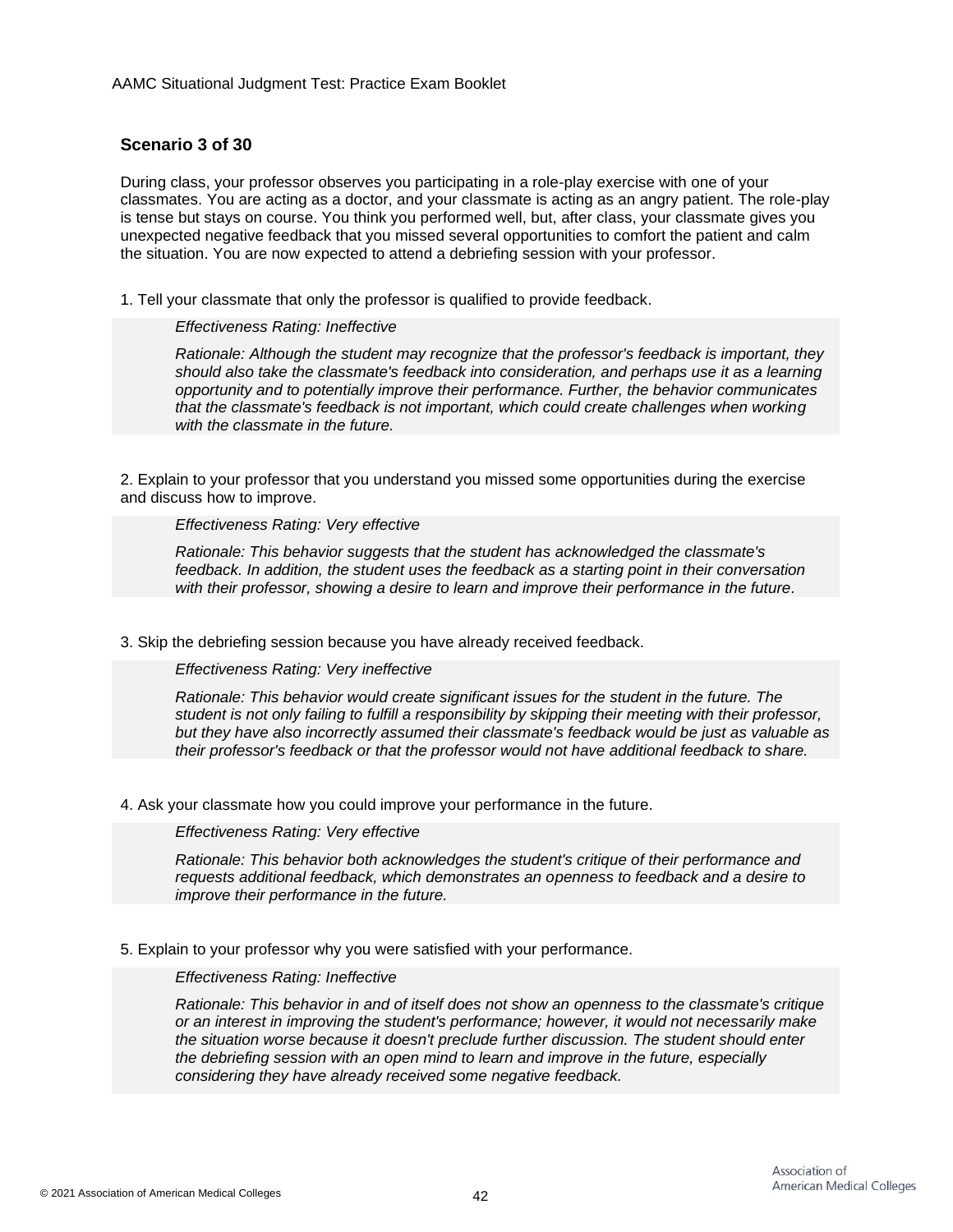**Scenario 3 of 30**

During class, your professor observes you participating in a role-play exercise with one of your classmates. You are acting as a doctor, and your classmate is acting as an angry patient. The role-play is tense but stays on course. You think you performed well, but, after class, your classmate gives you unexpected negative feedback that you missed several opportunities to comfort the patient and calm the situation. You are now expected to attend a debriefing session with your professor.

1. Tell your classmate that only the professor is qualified to provide feedback.

> *Effectiveness Rating: Ineffective*
>
> *Rationale: Although the student may recognize that the professor's feedback is important, they should also take the classmate's feedback into consideration, and perhaps use it as a learning opportunity and to potentially improve their performance. Further, the behavior communicates that the classmate's feedback is not important, which could create challenges when working with the classmate in the future.*

2. Explain to your professor that you understand you missed some opportunities during the exercise and discuss how to improve.

> *Effectiveness Rating: Very effective*
>
> *Rationale: This behavior suggests that the student has acknowledged the classmate's feedback. In addition, the student uses the feedback as a starting point in their conversation with their professor, showing a desire to learn and improve their performance in the future.*

3. Skip the debriefing session because you have already received feedback.

> *Effectiveness Rating: Very ineffective*
>
> *Rationale: This behavior would create significant issues for the student in the future. The student is not only failing to fulfill a responsibility by skipping their meeting with their professor, but they have also incorrectly assumed their classmate's feedback would be just as valuable as their professor's feedback or that the professor would not have additional feedback to share.*

4. Ask your classmate how you could improve your performance in the future.

> *Effectiveness Rating: Very effective*
>
> *Rationale: This behavior both acknowledges the student's critique of their performance and requests additional feedback, which demonstrates an openness to feedback and a desire to improve their performance in the future.*

5. Explain to your professor why you were satisfied with your performance.

> *Effectiveness Rating: Ineffective*
>
> *Rationale: This behavior in and of itself does not show an openness to the classmate's critique or an interest in improving the student's performance; however, it would not necessarily make the situation worse because it doesn't preclude further discussion. The student should enter the debriefing session with an open mind to learn and improve in the future, especially considering they have already received some negative feedback.*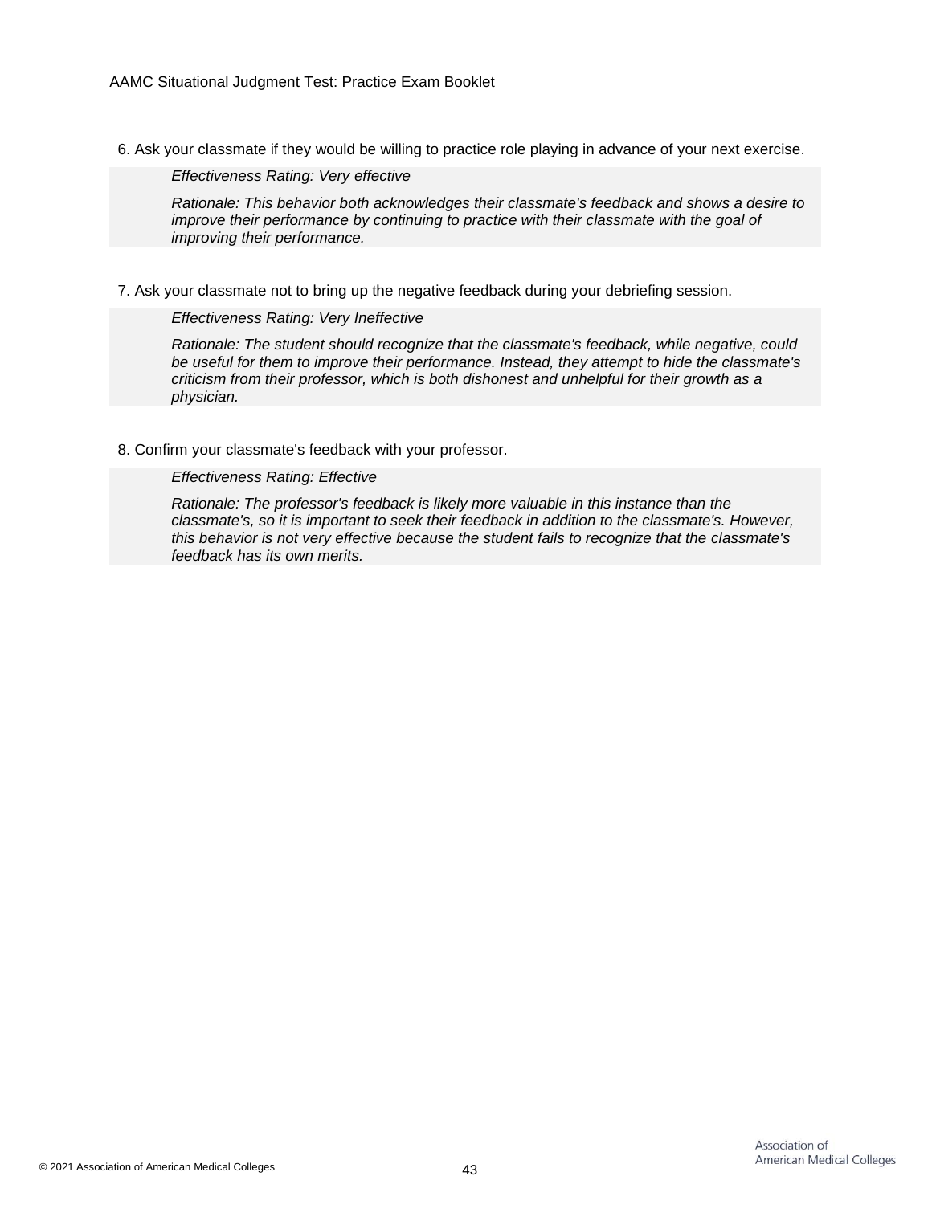6. Ask your classmate if they would be willing to practice role playing in advance of your next exercise.

   *Effectiveness Rating: Very effective*

   *Rationale: This behavior both acknowledges their classmate's feedback and shows a desire to improve their performance by continuing to practice with their classmate with the goal of improving their performance.*

7. Ask your classmate not to bring up the negative feedback during your debriefing session.

   *Effectiveness Rating: Very Ineffective*

   *Rationale: The student should recognize that the classmate's feedback, while negative, could be useful for them to improve their performance. Instead, they attempt to hide the classmate's criticism from their professor, which is both dishonest and unhelpful for their growth as a physician.*

8. Confirm your classmate's feedback with your professor.

   *Effectiveness Rating: Effective*

   *Rationale: The professor's feedback is likely more valuable in this instance than the classmate's, so it is important to seek their feedback in addition to the classmate's. However, this behavior is not very effective because the student fails to recognize that the classmate's feedback has its own merits.*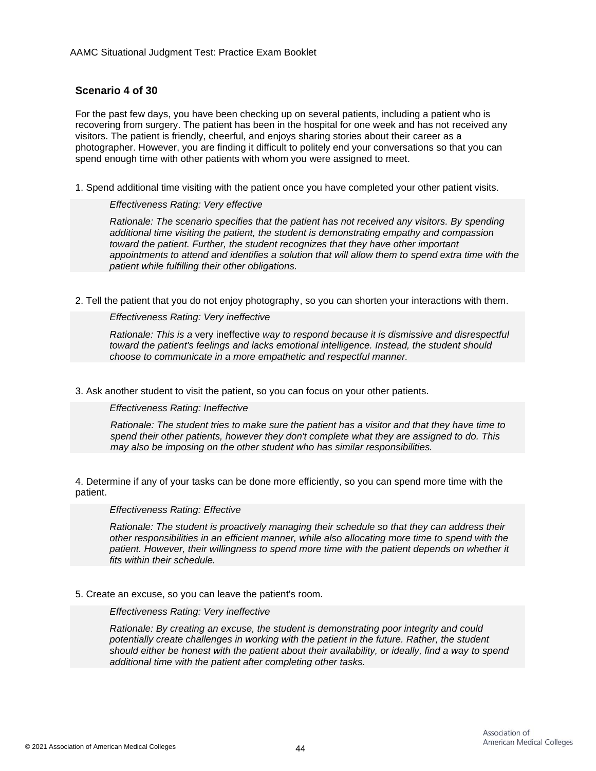### Scenario 4 of 30

For the past few days, you have been checking up on several patients, including a patient who is recovering from surgery. The patient has been in the hospital for one week and has not received any visitors. The patient is friendly, cheerful, and enjoys sharing stories about their career as a photographer. However, you are finding it difficult to politely end your conversations so that you can spend enough time with other patients with whom you were assigned to meet.

1. Spend additional time visiting with the patient once you have completed your other patient visits.

   *Effectiveness Rating: Very effective*

   *Rationale: The scenario specifies that the patient has not received any visitors. By spending additional time visiting the patient, the student is demonstrating empathy and compassion toward the patient. Further, the student recognizes that they have other important appointments to attend and identifies a solution that will allow them to spend extra time with the patient while fulfilling their other obligations.*

2. Tell the patient that you do not enjoy photography, so you can shorten your interactions with them.

   *Effectiveness Rating: Very ineffective*

   *Rationale: This is a* very ineffective *way to respond because it is dismissive and disrespectful toward the patient's feelings and lacks emotional intelligence. Instead, the student should choose to communicate in a more empathetic and respectful manner.*

3. Ask another student to visit the patient, so you can focus on your other patients.

   *Effectiveness Rating: Ineffective*

   *Rationale: The student tries to make sure the patient has a visitor and that they have time to spend their other patients, however they don't complete what they are assigned to do. This may also be imposing on the other student who has similar responsibilities.*

4. Determine if any of your tasks can be done more efficiently, so you can spend more time with the patient.

   *Effectiveness Rating: Effective*

   *Rationale: The student is proactively managing their schedule so that they can address their other responsibilities in an efficient manner, while also allocating more time to spend with the patient. However, their willingness to spend more time with the patient depends on whether it fits within their schedule.*

5. Create an excuse, so you can leave the patient's room.

   *Effectiveness Rating: Very ineffective*

   *Rationale: By creating an excuse, the student is demonstrating poor integrity and could potentially create challenges in working with the patient in the future. Rather, the student should either be honest with the patient about their availability, or ideally, find a way to spend additional time with the patient after completing other tasks.*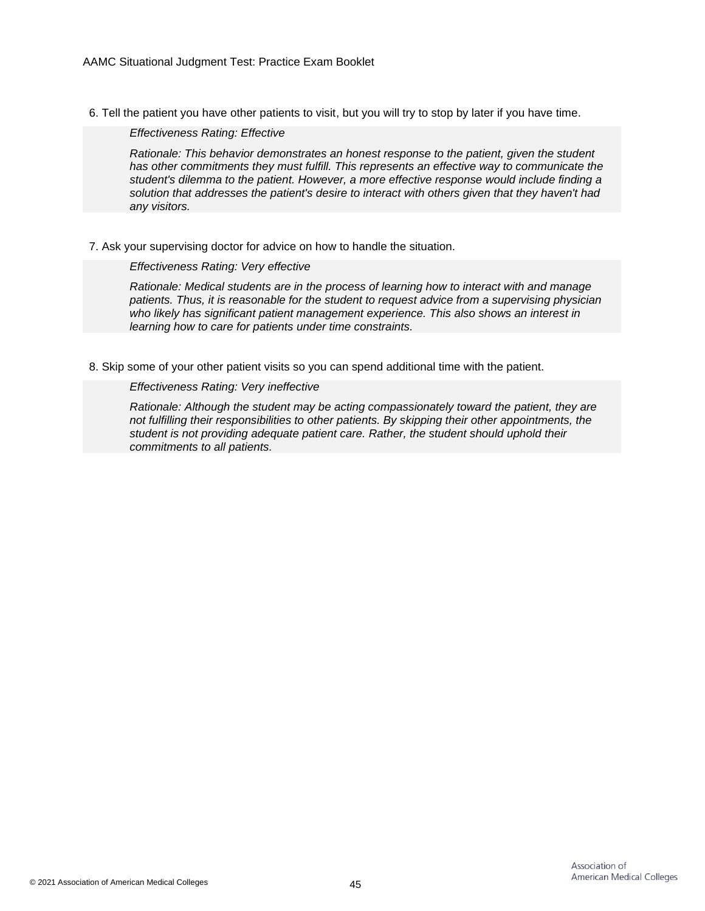6. Tell the patient you have other patients to visit, but you will try to stop by later if you have time.

   *Effectiveness Rating: Effective*

   *Rationale: This behavior demonstrates an honest response to the patient, given the student has other commitments they must fulfill. This represents an effective way to communicate the student's dilemma to the patient. However, a more effective response would include finding a solution that addresses the patient's desire to interact with others given that they haven't had any visitors.*

7. Ask your supervising doctor for advice on how to handle the situation.

   *Effectiveness Rating: Very effective*

   *Rationale: Medical students are in the process of learning how to interact with and manage patients. Thus, it is reasonable for the student to request advice from a supervising physician who likely has significant patient management experience. This also shows an interest in learning how to care for patients under time constraints.*

8. Skip some of your other patient visits so you can spend additional time with the patient.

   *Effectiveness Rating: Very ineffective*

   *Rationale: Although the student may be acting compassionately toward the patient, they are not fulfilling their responsibilities to other patients. By skipping their other appointments, the student is not providing adequate patient care. Rather, the student should uphold their commitments to all patients.*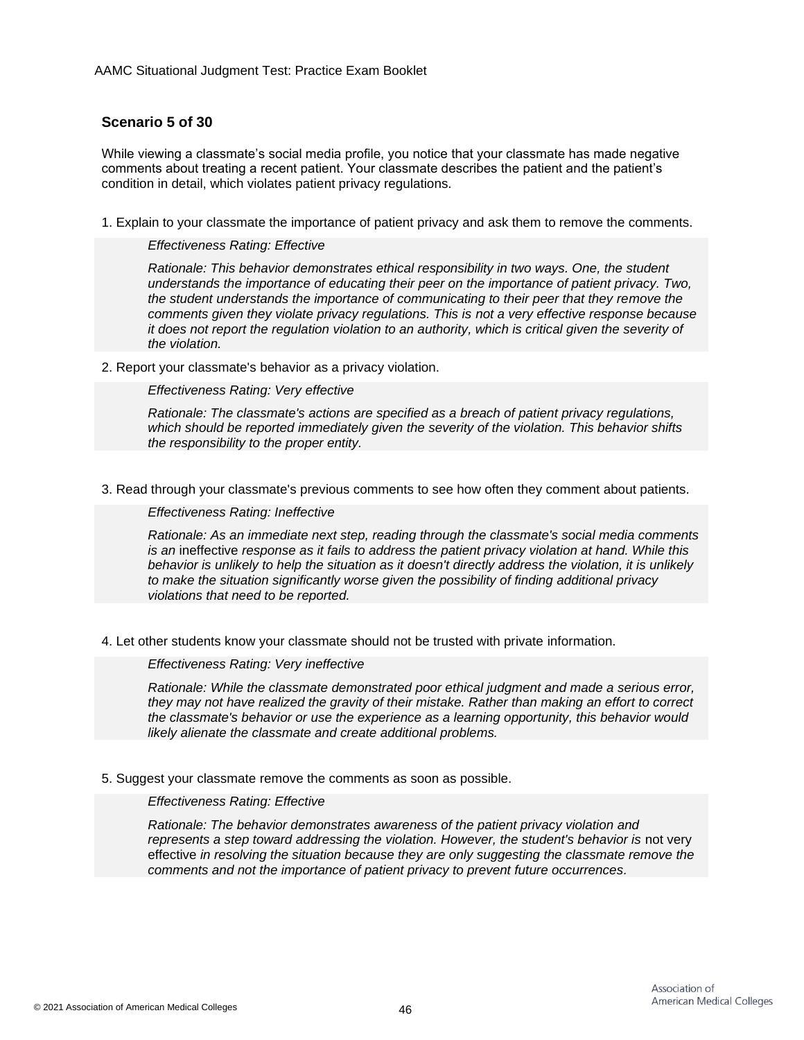### Scenario 5 of 30

While viewing a classmate's social media profile, you notice that your classmate has made negative comments about treating a recent patient. Your classmate describes the patient and the patient's condition in detail, which violates patient privacy regulations.

1. Explain to your classmate the importance of patient privacy and ask them to remove the comments.

   *Effectiveness Rating: Effective*

   *Rationale: This behavior demonstrates ethical responsibility in two ways. One, the student understands the importance of educating their peer on the importance of patient privacy. Two, the student understands the importance of communicating to their peer that they remove the comments given they violate privacy regulations. This is not a very effective response because it does not report the regulation violation to an authority, which is critical given the severity of the violation.*

2. Report your classmate's behavior as a privacy violation.

   *Effectiveness Rating: Very effective*

   *Rationale: The classmate's actions are specified as a breach of patient privacy regulations, which should be reported immediately given the severity of the violation. This behavior shifts the responsibility to the proper entity.*

3. Read through your classmate's previous comments to see how often they comment about patients.

   *Effectiveness Rating: Ineffective*

   *Rationale: As an immediate next step, reading through the classmate's social media comments is an* ineffective *response as it fails to address the patient privacy violation at hand. While this behavior is unlikely to help the situation as it doesn't directly address the violation, it is unlikely to make the situation significantly worse given the possibility of finding additional privacy violations that need to be reported.*

4. Let other students know your classmate should not be trusted with private information.

   *Effectiveness Rating: Very ineffective*

   *Rationale: While the classmate demonstrated poor ethical judgment and made a serious error, they may not have realized the gravity of their mistake. Rather than making an effort to correct the classmate's behavior or use the experience as a learning opportunity, this behavior would likely alienate the classmate and create additional problems.*

5. Suggest your classmate remove the comments as soon as possible.

   *Effectiveness Rating: Effective*

   *Rationale: The behavior demonstrates awareness of the patient privacy violation and represents a step toward addressing the violation. However, the student's behavior is* not very effective *in resolving the situation because they are only suggesting the classmate remove the comments and not the importance of patient privacy to prevent future occurrences.*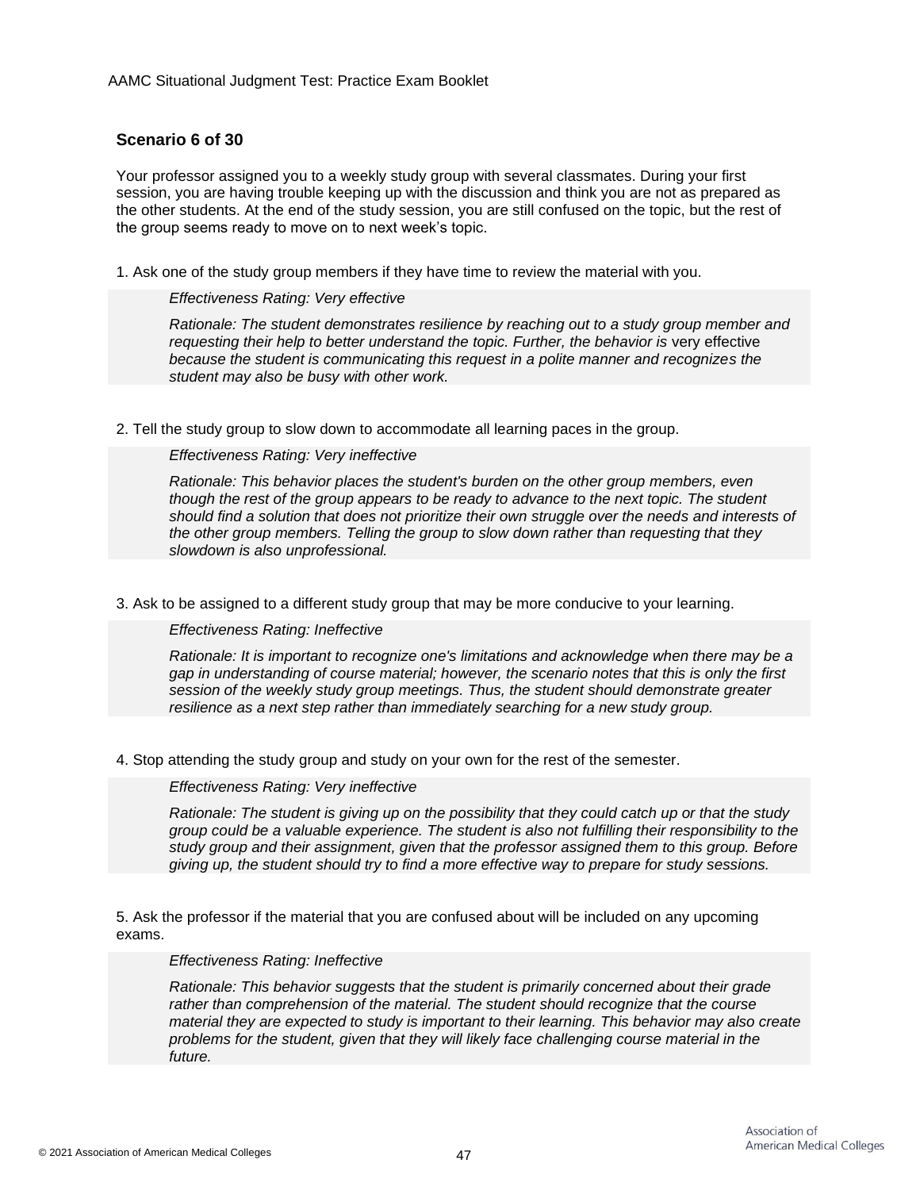**Scenario 6 of 30**

Your professor assigned you to a weekly study group with several classmates. During your first session, you are having trouble keeping up with the discussion and think you are not as prepared as the other students. At the end of the study session, you are still confused on the topic, but the rest of the group seems ready to move on to next week's topic.

1. Ask one of the study group members if they have time to review the material with you.

   *Effectiveness Rating: Very effective*

   *Rationale: The student demonstrates resilience by reaching out to a study group member and requesting their help to better understand the topic. Further, the behavior is* very effective *because the student is communicating this request in a polite manner and recognizes the student may also be busy with other work.*

2. Tell the study group to slow down to accommodate all learning paces in the group.

   *Effectiveness Rating: Very ineffective*

   *Rationale: This behavior places the student's burden on the other group members, even though the rest of the group appears to be ready to advance to the next topic. The student should find a solution that does not prioritize their own struggle over the needs and interests of the other group members. Telling the group to slow down rather than requesting that they slowdown is also unprofessional.*

3. Ask to be assigned to a different study group that may be more conducive to your learning.

   *Effectiveness Rating: Ineffective*

   *Rationale: It is important to recognize one's limitations and acknowledge when there may be a gap in understanding of course material; however, the scenario notes that this is only the first session of the weekly study group meetings. Thus, the student should demonstrate greater resilience as a next step rather than immediately searching for a new study group.*

4. Stop attending the study group and study on your own for the rest of the semester.

   *Effectiveness Rating: Very ineffective*

   *Rationale: The student is giving up on the possibility that they could catch up or that the study group could be a valuable experience. The student is also not fulfilling their responsibility to the study group and their assignment, given that the professor assigned them to this group. Before giving up, the student should try to find a more effective way to prepare for study sessions.*

5. Ask the professor if the material that you are confused about will be included on any upcoming exams.

   *Effectiveness Rating: Ineffective*

   *Rationale: This behavior suggests that the student is primarily concerned about their grade rather than comprehension of the material. The student should recognize that the course material they are expected to study is important to their learning. This behavior may also create problems for the student, given that they will likely face challenging course material in the future.*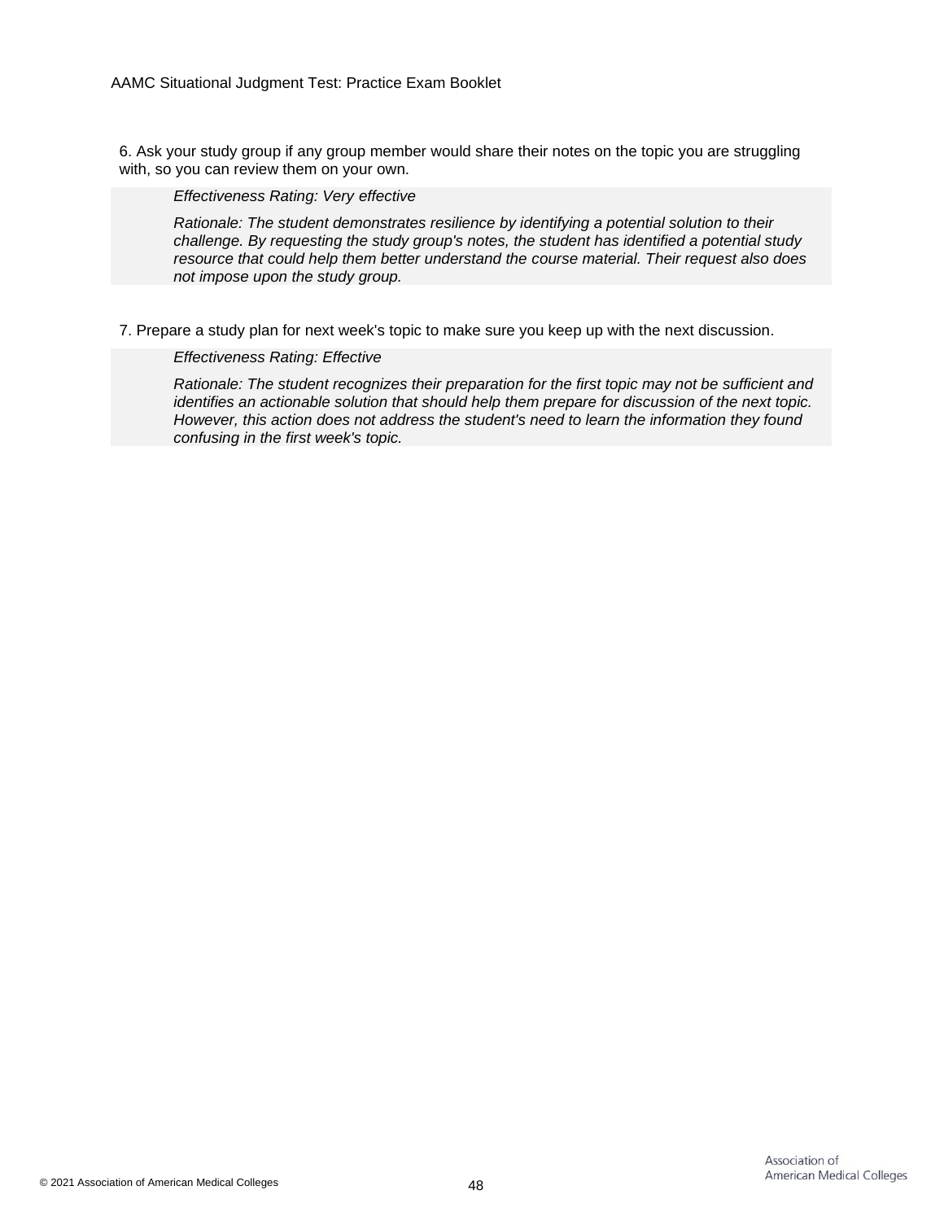6. Ask your study group if any group member would share their notes on the topic you are struggling with, so you can review them on your own.

*Effectiveness Rating: Very effective*

*Rationale: The student demonstrates resilience by identifying a potential solution to their challenge. By requesting the study group's notes, the student has identified a potential study resource that could help them better understand the course material. Their request also does not impose upon the study group.*

7. Prepare a study plan for next week's topic to make sure you keep up with the next discussion.

*Effectiveness Rating: Effective*

*Rationale: The student recognizes their preparation for the first topic may not be sufficient and identifies an actionable solution that should help them prepare for discussion of the next topic. However, this action does not address the student's need to learn the information they found confusing in the first week's topic.*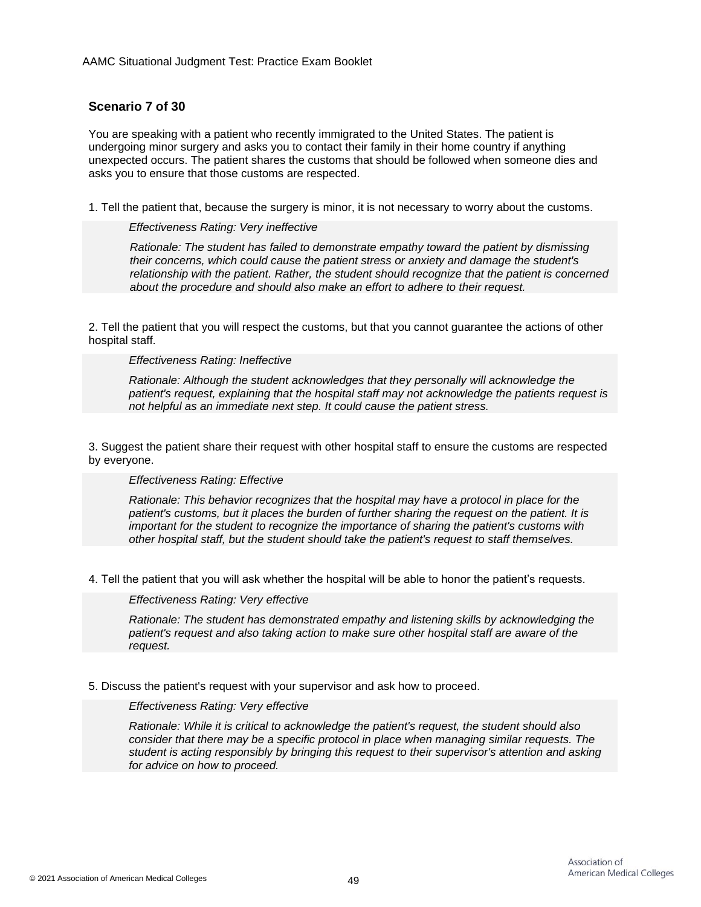## Scenario 7 of 30

You are speaking with a patient who recently immigrated to the United States. The patient is undergoing minor surgery and asks you to contact their family in their home country if anything unexpected occurs. The patient shares the customs that should be followed when someone dies and asks you to ensure that those customs are respected.

1. Tell the patient that, because the surgery is minor, it is not necessary to worry about the customs.

   *Effectiveness Rating: Very ineffective*

   *Rationale: The student has failed to demonstrate empathy toward the patient by dismissing their concerns, which could cause the patient stress or anxiety and damage the student's relationship with the patient. Rather, the student should recognize that the patient is concerned about the procedure and should also make an effort to adhere to their request.*

2. Tell the patient that you will respect the customs, but that you cannot guarantee the actions of other hospital staff.

   *Effectiveness Rating: Ineffective*

   *Rationale: Although the student acknowledges that they personally will acknowledge the patient's request, explaining that the hospital staff may not acknowledge the patients request is not helpful as an immediate next step. It could cause the patient stress.*

3. Suggest the patient share their request with other hospital staff to ensure the customs are respected by everyone.

   *Effectiveness Rating: Effective*

   *Rationale: This behavior recognizes that the hospital may have a protocol in place for the patient's customs, but it places the burden of further sharing the request on the patient. It is important for the student to recognize the importance of sharing the patient's customs with other hospital staff, but the student should take the patient's request to staff themselves.*

4. Tell the patient that you will ask whether the hospital will be able to honor the patient's requests.

   *Effectiveness Rating: Very effective*

   *Rationale: The student has demonstrated empathy and listening skills by acknowledging the patient's request and also taking action to make sure other hospital staff are aware of the request.*

5. Discuss the patient's request with your supervisor and ask how to proceed.

   *Effectiveness Rating: Very effective*

   *Rationale: While it is critical to acknowledge the patient's request, the student should also consider that there may be a specific protocol in place when managing similar requests. The student is acting responsibly by bringing this request to their supervisor's attention and asking for advice on how to proceed.*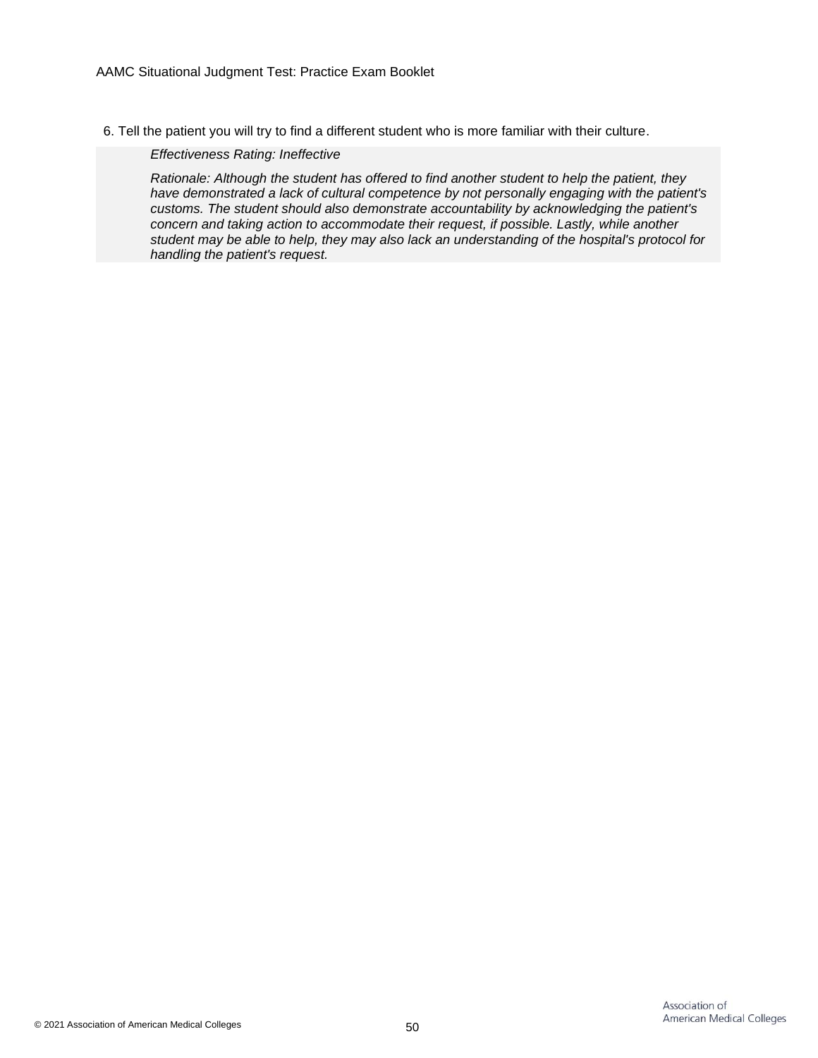6. Tell the patient you will try to find a different student who is more familiar with their culture.

   *Effectiveness Rating: Ineffective*

   *Rationale: Although the student has offered to find another student to help the patient, they have demonstrated a lack of cultural competence by not personally engaging with the patient's customs. The student should also demonstrate accountability by acknowledging the patient's concern and taking action to accommodate their request, if possible. Lastly, while another student may be able to help, they may also lack an understanding of the hospital's protocol for handling the patient's request.*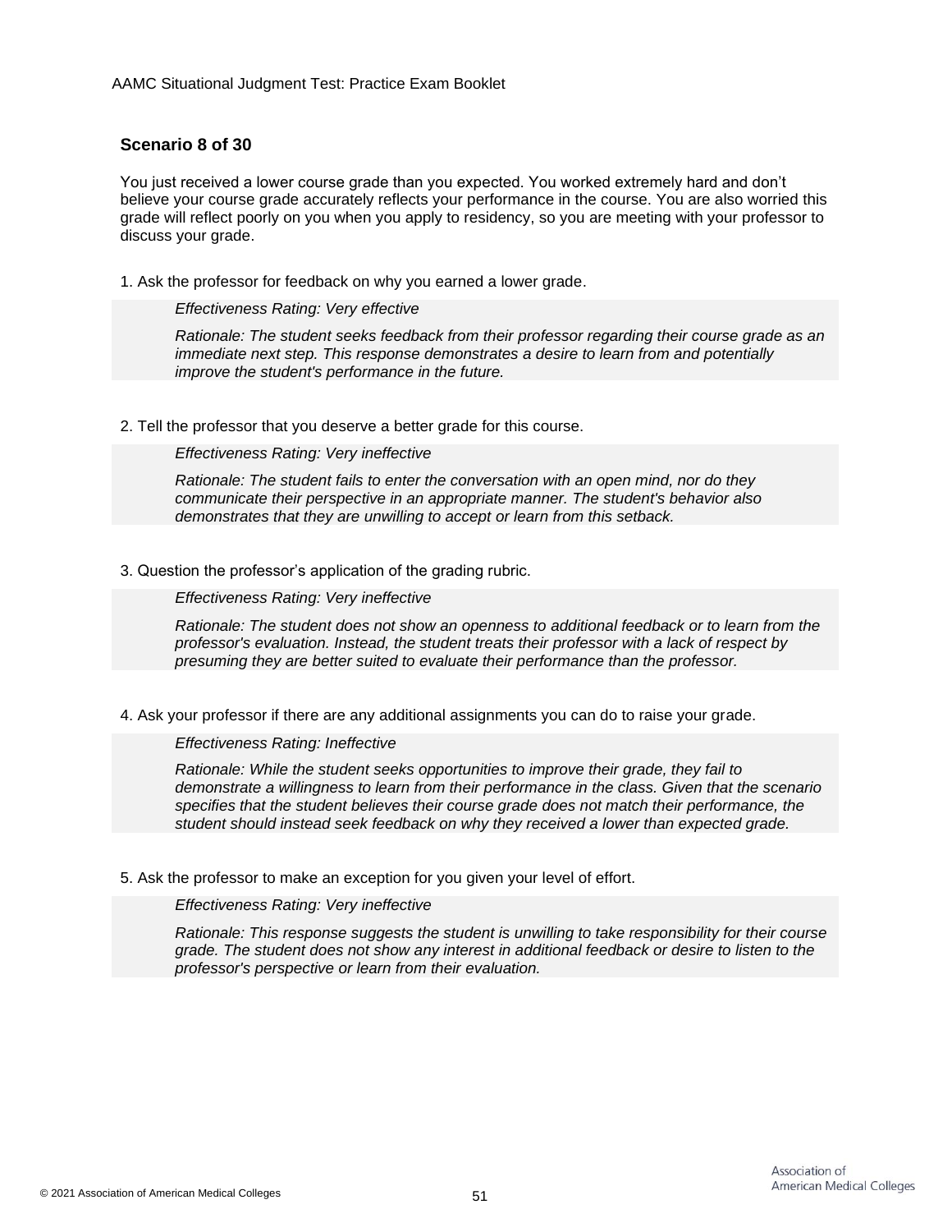## Scenario 8 of 30

You just received a lower course grade than you expected. You worked extremely hard and don't believe your course grade accurately reflects your performance in the course. You are also worried this grade will reflect poorly on you when you apply to residency, so you are meeting with your professor to discuss your grade.

1. Ask the professor for feedback on why you earned a lower grade.

   *Effectiveness Rating: Very effective*

   *Rationale: The student seeks feedback from their professor regarding their course grade as an immediate next step. This response demonstrates a desire to learn from and potentially improve the student's performance in the future.*

2. Tell the professor that you deserve a better grade for this course.

   *Effectiveness Rating: Very ineffective*

   *Rationale: The student fails to enter the conversation with an open mind, nor do they communicate their perspective in an appropriate manner. The student's behavior also demonstrates that they are unwilling to accept or learn from this setback.*

3. Question the professor's application of the grading rubric.

   *Effectiveness Rating: Very ineffective*

   *Rationale: The student does not show an openness to additional feedback or to learn from the professor's evaluation. Instead, the student treats their professor with a lack of respect by presuming they are better suited to evaluate their performance than the professor.*

4. Ask your professor if there are any additional assignments you can do to raise your grade.

   *Effectiveness Rating: Ineffective*

   *Rationale: While the student seeks opportunities to improve their grade, they fail to demonstrate a willingness to learn from their performance in the class. Given that the scenario specifies that the student believes their course grade does not match their performance, the student should instead seek feedback on why they received a lower than expected grade.*

5. Ask the professor to make an exception for you given your level of effort.

   *Effectiveness Rating: Very ineffective*

   *Rationale: This response suggests the student is unwilling to take responsibility for their course grade. The student does not show any interest in additional feedback or desire to listen to the professor's perspective or learn from their evaluation.*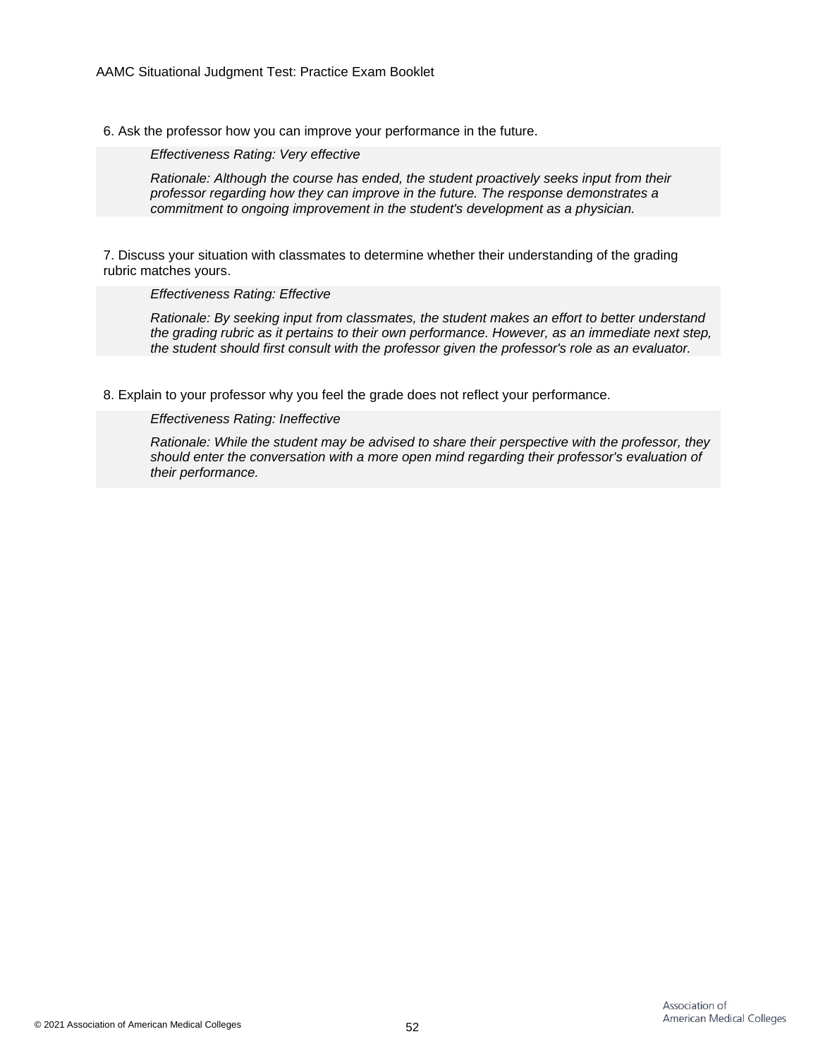6. Ask the professor how you can improve your performance in the future.

> *Effectiveness Rating: Very effective*
>
> *Rationale: Although the course has ended, the student proactively seeks input from their professor regarding how they can improve in the future. The response demonstrates a commitment to ongoing improvement in the student's development as a physician.*

7. Discuss your situation with classmates to determine whether their understanding of the grading rubric matches yours.

> *Effectiveness Rating: Effective*
>
> *Rationale: By seeking input from classmates, the student makes an effort to better understand the grading rubric as it pertains to their own performance. However, as an immediate next step, the student should first consult with the professor given the professor's role as an evaluator.*

8. Explain to your professor why you feel the grade does not reflect your performance.

> *Effectiveness Rating: Ineffective*
>
> *Rationale: While the student may be advised to share their perspective with the professor, they should enter the conversation with a more open mind regarding their professor's evaluation of their performance.*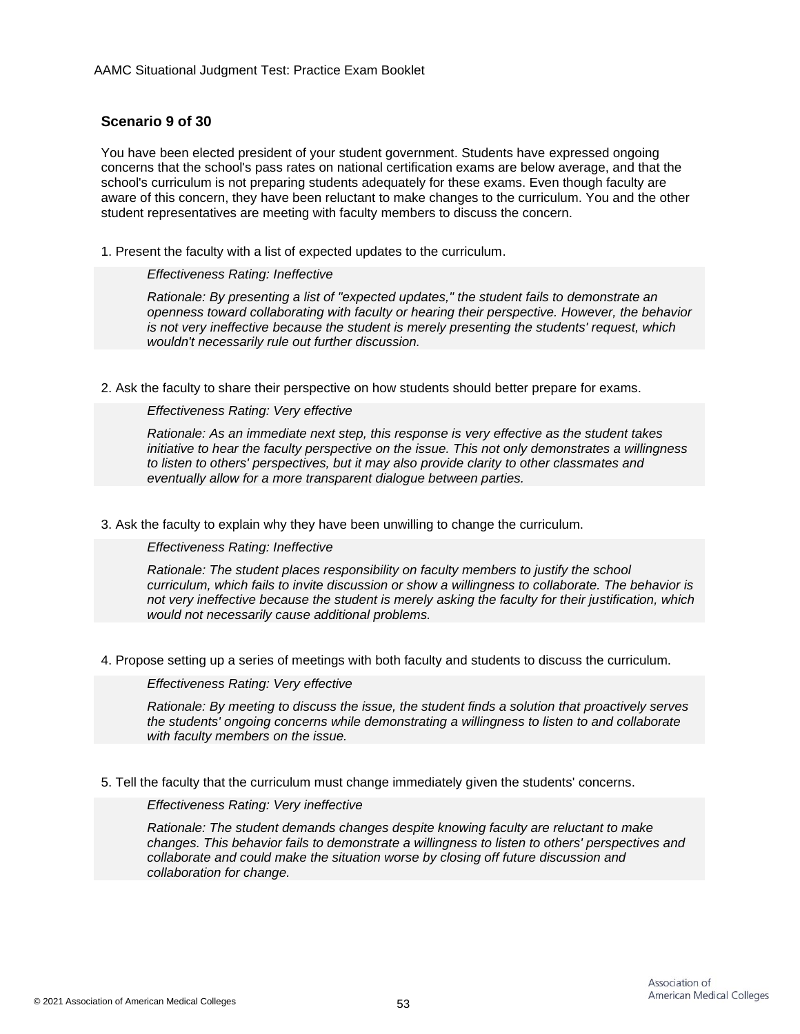## Scenario 9 of 30

You have been elected president of your student government. Students have expressed ongoing concerns that the school's pass rates on national certification exams are below average, and that the school's curriculum is not preparing students adequately for these exams. Even though faculty are aware of this concern, they have been reluctant to make changes to the curriculum. You and the other student representatives are meeting with faculty members to discuss the concern.

1. Present the faculty with a list of expected updates to the curriculum.

   *Effectiveness Rating: Ineffective*

   *Rationale: By presenting a list of "expected updates," the student fails to demonstrate an openness toward collaborating with faculty or hearing their perspective. However, the behavior is not very ineffective because the student is merely presenting the students' request, which wouldn't necessarily rule out further discussion.*

2. Ask the faculty to share their perspective on how students should better prepare for exams.

   *Effectiveness Rating: Very effective*

   *Rationale: As an immediate next step, this response is very effective as the student takes initiative to hear the faculty perspective on the issue. This not only demonstrates a willingness to listen to others' perspectives, but it may also provide clarity to other classmates and eventually allow for a more transparent dialogue between parties.*

3. Ask the faculty to explain why they have been unwilling to change the curriculum.

   *Effectiveness Rating: Ineffective*

   *Rationale: The student places responsibility on faculty members to justify the school curriculum, which fails to invite discussion or show a willingness to collaborate. The behavior is not very ineffective because the student is merely asking the faculty for their justification, which would not necessarily cause additional problems.*

4. Propose setting up a series of meetings with both faculty and students to discuss the curriculum.

   *Effectiveness Rating: Very effective*

   *Rationale: By meeting to discuss the issue, the student finds a solution that proactively serves the students' ongoing concerns while demonstrating a willingness to listen to and collaborate with faculty members on the issue.*

5. Tell the faculty that the curriculum must change immediately given the students' concerns.

   *Effectiveness Rating: Very ineffective*

   *Rationale: The student demands changes despite knowing faculty are reluctant to make changes. This behavior fails to demonstrate a willingness to listen to others' perspectives and collaborate and could make the situation worse by closing off future discussion and collaboration for change.*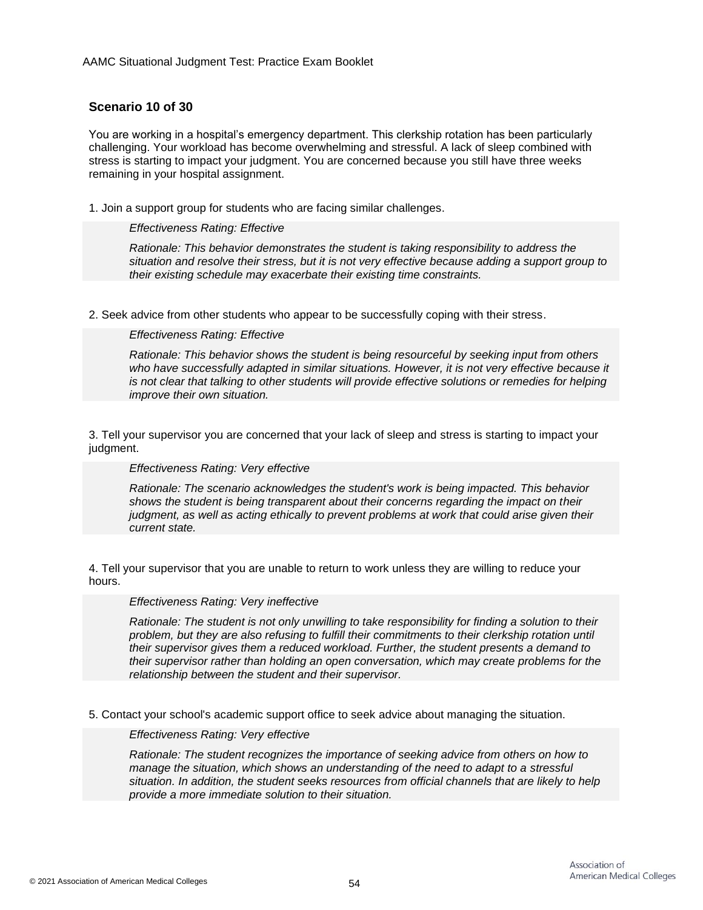## Scenario 10 of 30

You are working in a hospital's emergency department. This clerkship rotation has been particularly challenging. Your workload has become overwhelming and stressful. A lack of sleep combined with stress is starting to impact your judgment. You are concerned because you still have three weeks remaining in your hospital assignment.

1. Join a support group for students who are facing similar challenges.

   *Effectiveness Rating: Effective*

   *Rationale: This behavior demonstrates the student is taking responsibility to address the situation and resolve their stress, but it is not very effective because adding a support group to their existing schedule may exacerbate their existing time constraints.*

2. Seek advice from other students who appear to be successfully coping with their stress.

   *Effectiveness Rating: Effective*

   *Rationale: This behavior shows the student is being resourceful by seeking input from others who have successfully adapted in similar situations. However, it is not very effective because it is not clear that talking to other students will provide effective solutions or remedies for helping improve their own situation.*

3. Tell your supervisor you are concerned that your lack of sleep and stress is starting to impact your judgment.

   *Effectiveness Rating: Very effective*

   *Rationale: The scenario acknowledges the student's work is being impacted. This behavior shows the student is being transparent about their concerns regarding the impact on their judgment, as well as acting ethically to prevent problems at work that could arise given their current state.*

4. Tell your supervisor that you are unable to return to work unless they are willing to reduce your hours.

   *Effectiveness Rating: Very ineffective*

   *Rationale: The student is not only unwilling to take responsibility for finding a solution to their problem, but they are also refusing to fulfill their commitments to their clerkship rotation until their supervisor gives them a reduced workload. Further, the student presents a demand to their supervisor rather than holding an open conversation, which may create problems for the relationship between the student and their supervisor.*

5. Contact your school's academic support office to seek advice about managing the situation.

   *Effectiveness Rating: Very effective*

   *Rationale: The student recognizes the importance of seeking advice from others on how to manage the situation, which shows an understanding of the need to adapt to a stressful situation. In addition, the student seeks resources from official channels that are likely to help provide a more immediate solution to their situation.*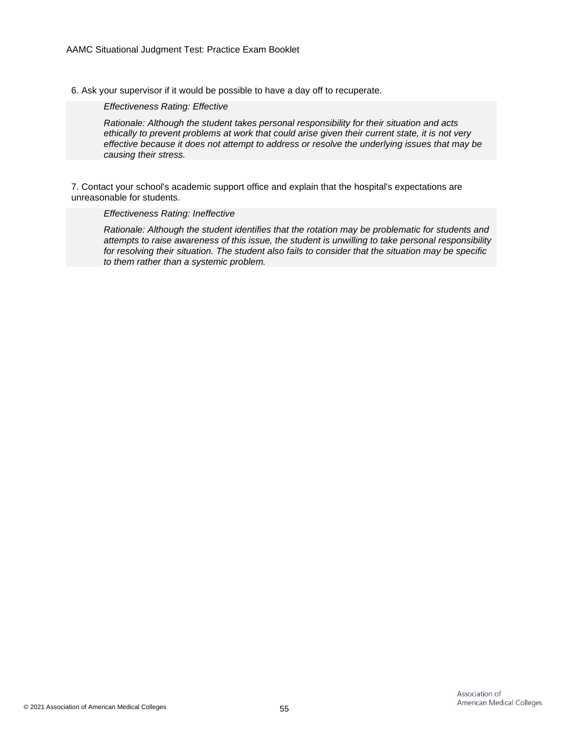6. Ask your supervisor if it would be possible to have a day off to recuperate.

*Effectiveness Rating: Effective*

*Rationale: Although the student takes personal responsibility for their situation and acts ethically to prevent problems at work that could arise given their current state, it is not very effective because it does not attempt to address or resolve the underlying issues that may be causing their stress.*

7. Contact your school's academic support office and explain that the hospital's expectations are unreasonable for students.

*Effectiveness Rating: Ineffective*

*Rationale: Although the student identifies that the rotation may be problematic for students and attempts to raise awareness of this issue, the student is unwilling to take personal responsibility for resolving their situation. The student also fails to consider that the situation may be specific to them rather than a systemic problem.*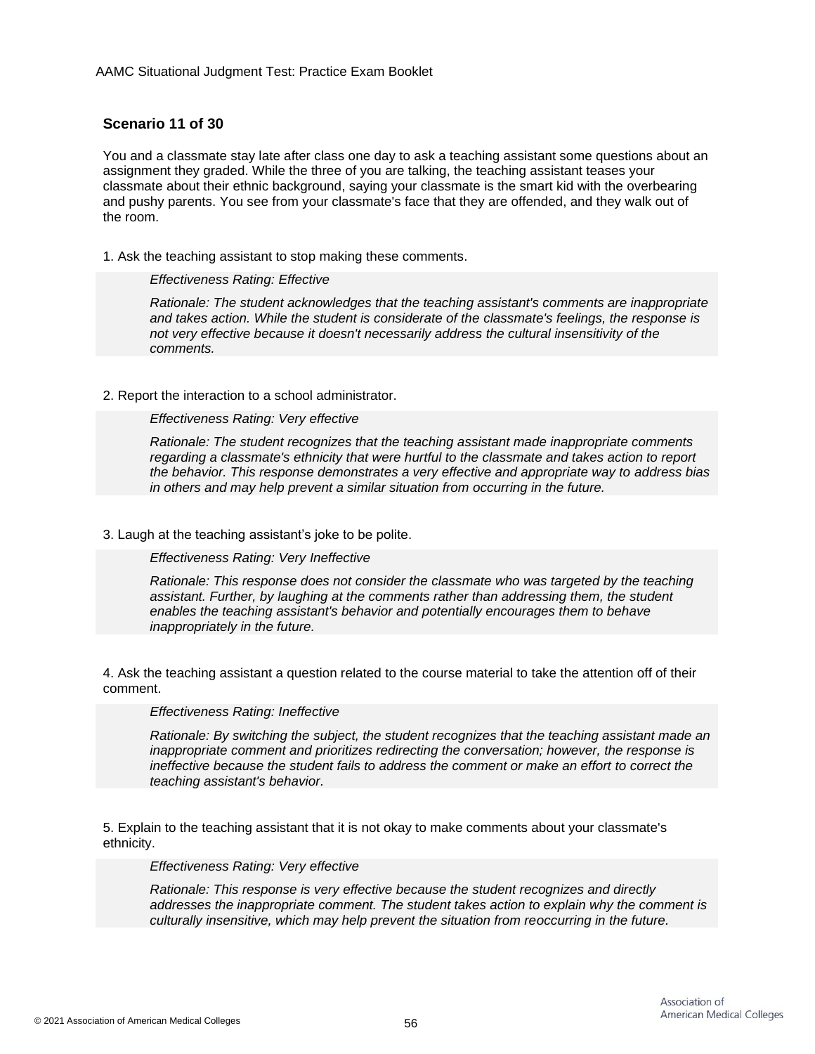### Scenario 11 of 30

You and a classmate stay late after class one day to ask a teaching assistant some questions about an assignment they graded. While the three of you are talking, the teaching assistant teases your classmate about their ethnic background, saying your classmate is the smart kid with the overbearing and pushy parents. You see from your classmate's face that they are offended, and they walk out of the room.

1. Ask the teaching assistant to stop making these comments.

   *Effectiveness Rating: Effective*

   *Rationale: The student acknowledges that the teaching assistant's comments are inappropriate and takes action. While the student is considerate of the classmate's feelings, the response is not very effective because it doesn't necessarily address the cultural insensitivity of the comments.*

2. Report the interaction to a school administrator.

   *Effectiveness Rating: Very effective*

   *Rationale: The student recognizes that the teaching assistant made inappropriate comments regarding a classmate's ethnicity that were hurtful to the classmate and takes action to report the behavior. This response demonstrates a very effective and appropriate way to address bias in others and may help prevent a similar situation from occurring in the future.*

3. Laugh at the teaching assistant's joke to be polite.

   *Effectiveness Rating: Very Ineffective*

   *Rationale: This response does not consider the classmate who was targeted by the teaching assistant. Further, by laughing at the comments rather than addressing them, the student enables the teaching assistant's behavior and potentially encourages them to behave inappropriately in the future.*

4. Ask the teaching assistant a question related to the course material to take the attention off of their comment.

   *Effectiveness Rating: Ineffective*

   *Rationale: By switching the subject, the student recognizes that the teaching assistant made an inappropriate comment and prioritizes redirecting the conversation; however, the response is ineffective because the student fails to address the comment or make an effort to correct the teaching assistant's behavior.*

5. Explain to the teaching assistant that it is not okay to make comments about your classmate's ethnicity.

   *Effectiveness Rating: Very effective*

   *Rationale: This response is very effective because the student recognizes and directly addresses the inappropriate comment. The student takes action to explain why the comment is culturally insensitive, which may help prevent the situation from reoccurring in the future.*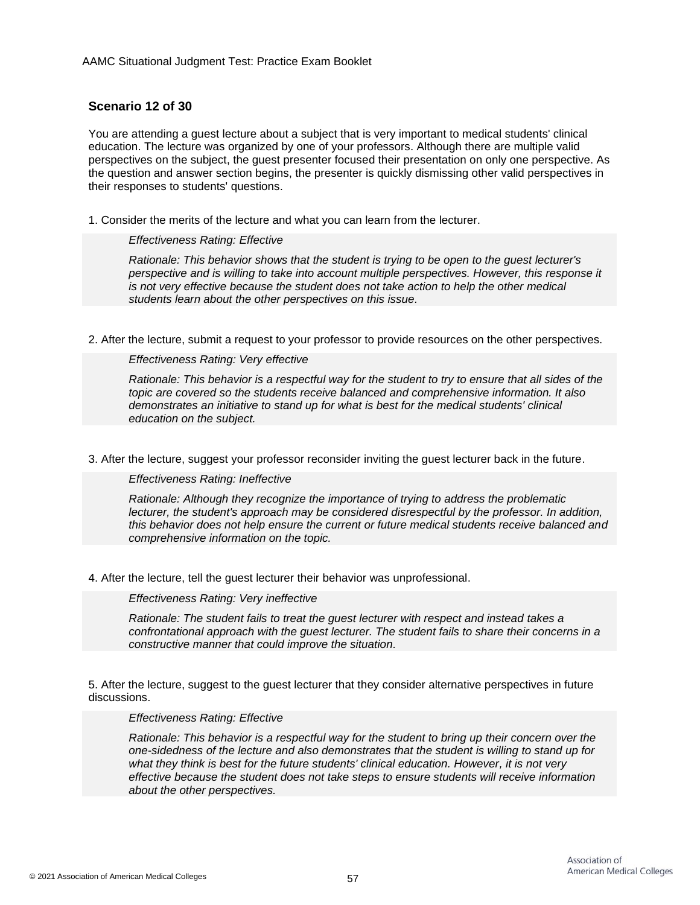## Scenario 12 of 30

You are attending a guest lecture about a subject that is very important to medical students' clinical education. The lecture was organized by one of your professors. Although there are multiple valid perspectives on the subject, the guest presenter focused their presentation on only one perspective. As the question and answer section begins, the presenter is quickly dismissing other valid perspectives in their responses to students' questions.

1. Consider the merits of the lecture and what you can learn from the lecturer.

   *Effectiveness Rating: Effective*

   *Rationale: This behavior shows that the student is trying to be open to the guest lecturer's perspective and is willing to take into account multiple perspectives. However, this response it is not very effective because the student does not take action to help the other medical students learn about the other perspectives on this issue.*

2. After the lecture, submit a request to your professor to provide resources on the other perspectives.

   *Effectiveness Rating: Very effective*

   *Rationale: This behavior is a respectful way for the student to try to ensure that all sides of the topic are covered so the students receive balanced and comprehensive information. It also demonstrates an initiative to stand up for what is best for the medical students' clinical education on the subject.*

3. After the lecture, suggest your professor reconsider inviting the guest lecturer back in the future.

   *Effectiveness Rating: Ineffective*

   *Rationale: Although they recognize the importance of trying to address the problematic lecturer, the student's approach may be considered disrespectful by the professor. In addition, this behavior does not help ensure the current or future medical students receive balanced and comprehensive information on the topic.*

4. After the lecture, tell the guest lecturer their behavior was unprofessional.

   *Effectiveness Rating: Very ineffective*

   *Rationale: The student fails to treat the guest lecturer with respect and instead takes a confrontational approach with the guest lecturer. The student fails to share their concerns in a constructive manner that could improve the situation.*

5. After the lecture, suggest to the guest lecturer that they consider alternative perspectives in future discussions.

   *Effectiveness Rating: Effective*

   *Rationale: This behavior is a respectful way for the student to bring up their concern over the one-sidedness of the lecture and also demonstrates that the student is willing to stand up for what they think is best for the future students' clinical education. However, it is not very effective because the student does not take steps to ensure students will receive information about the other perspectives.*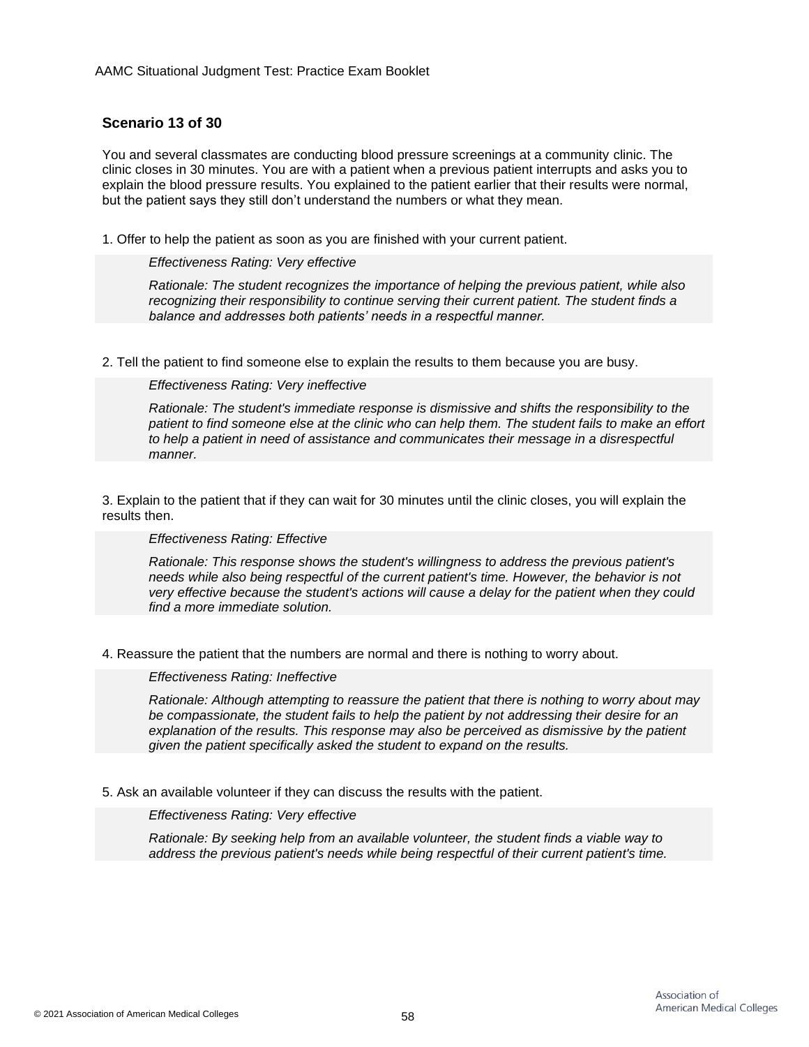## Scenario 13 of 30

You and several classmates are conducting blood pressure screenings at a community clinic. The clinic closes in 30 minutes. You are with a patient when a previous patient interrupts and asks you to explain the blood pressure results. You explained to the patient earlier that their results were normal, but the patient says they still don't understand the numbers or what they mean.

1. Offer to help the patient as soon as you are finished with your current patient.

> *Effectiveness Rating: Very effective*
>
> *Rationale: The student recognizes the importance of helping the previous patient, while also recognizing their responsibility to continue serving their current patient. The student finds a balance and addresses both patients' needs in a respectful manner.*

2. Tell the patient to find someone else to explain the results to them because you are busy.

> *Effectiveness Rating: Very ineffective*
>
> *Rationale: The student's immediate response is dismissive and shifts the responsibility to the patient to find someone else at the clinic who can help them. The student fails to make an effort to help a patient in need of assistance and communicates their message in a disrespectful manner.*

3. Explain to the patient that if they can wait for 30 minutes until the clinic closes, you will explain the results then.

> *Effectiveness Rating: Effective*
>
> *Rationale: This response shows the student's willingness to address the previous patient's needs while also being respectful of the current patient's time. However, the behavior is not very effective because the student's actions will cause a delay for the patient when they could find a more immediate solution.*

4. Reassure the patient that the numbers are normal and there is nothing to worry about.

> *Effectiveness Rating: Ineffective*
>
> *Rationale: Although attempting to reassure the patient that there is nothing to worry about may be compassionate, the student fails to help the patient by not addressing their desire for an explanation of the results. This response may also be perceived as dismissive by the patient given the patient specifically asked the student to expand on the results.*

5. Ask an available volunteer if they can discuss the results with the patient.

> *Effectiveness Rating: Very effective*
>
> *Rationale: By seeking help from an available volunteer, the student finds a viable way to address the previous patient's needs while being respectful of their current patient's time.*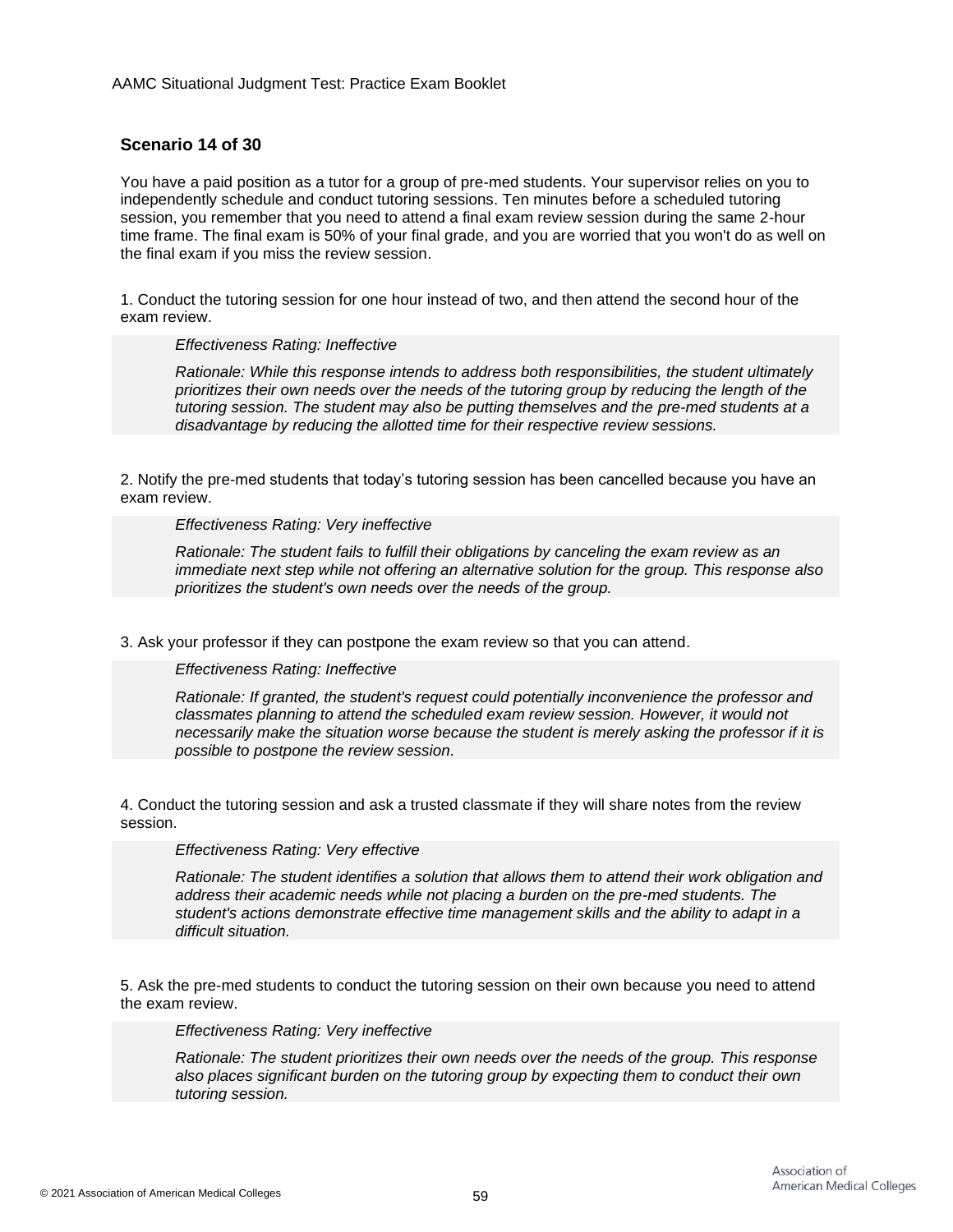### Scenario 14 of 30

You have a paid position as a tutor for a group of pre-med students. Your supervisor relies on you to independently schedule and conduct tutoring sessions. Ten minutes before a scheduled tutoring session, you remember that you need to attend a final exam review session during the same 2-hour time frame. The final exam is 50% of your final grade, and you are worried that you won't do as well on the final exam if you miss the review session.

1. Conduct the tutoring session for one hour instead of two, and then attend the second hour of the exam review.

   *Effectiveness Rating: Ineffective*

   *Rationale: While this response intends to address both responsibilities, the student ultimately prioritizes their own needs over the needs of the tutoring group by reducing the length of the tutoring session. The student may also be putting themselves and the pre-med students at a disadvantage by reducing the allotted time for their respective review sessions.*

2. Notify the pre-med students that today's tutoring session has been cancelled because you have an exam review.

   *Effectiveness Rating: Very ineffective*

   *Rationale: The student fails to fulfill their obligations by canceling the exam review as an immediate next step while not offering an alternative solution for the group. This response also prioritizes the student's own needs over the needs of the group.*

3. Ask your professor if they can postpone the exam review so that you can attend.

   *Effectiveness Rating: Ineffective*

   *Rationale: If granted, the student's request could potentially inconvenience the professor and classmates planning to attend the scheduled exam review session. However, it would not necessarily make the situation worse because the student is merely asking the professor if it is possible to postpone the review session.*

4. Conduct the tutoring session and ask a trusted classmate if they will share notes from the review session.

   *Effectiveness Rating: Very effective*

   *Rationale: The student identifies a solution that allows them to attend their work obligation and address their academic needs while not placing a burden on the pre-med students. The student's actions demonstrate effective time management skills and the ability to adapt in a difficult situation.*

5. Ask the pre-med students to conduct the tutoring session on their own because you need to attend the exam review.

   *Effectiveness Rating: Very ineffective*

   *Rationale: The student prioritizes their own needs over the needs of the group. This response also places significant burden on the tutoring group by expecting them to conduct their own tutoring session.*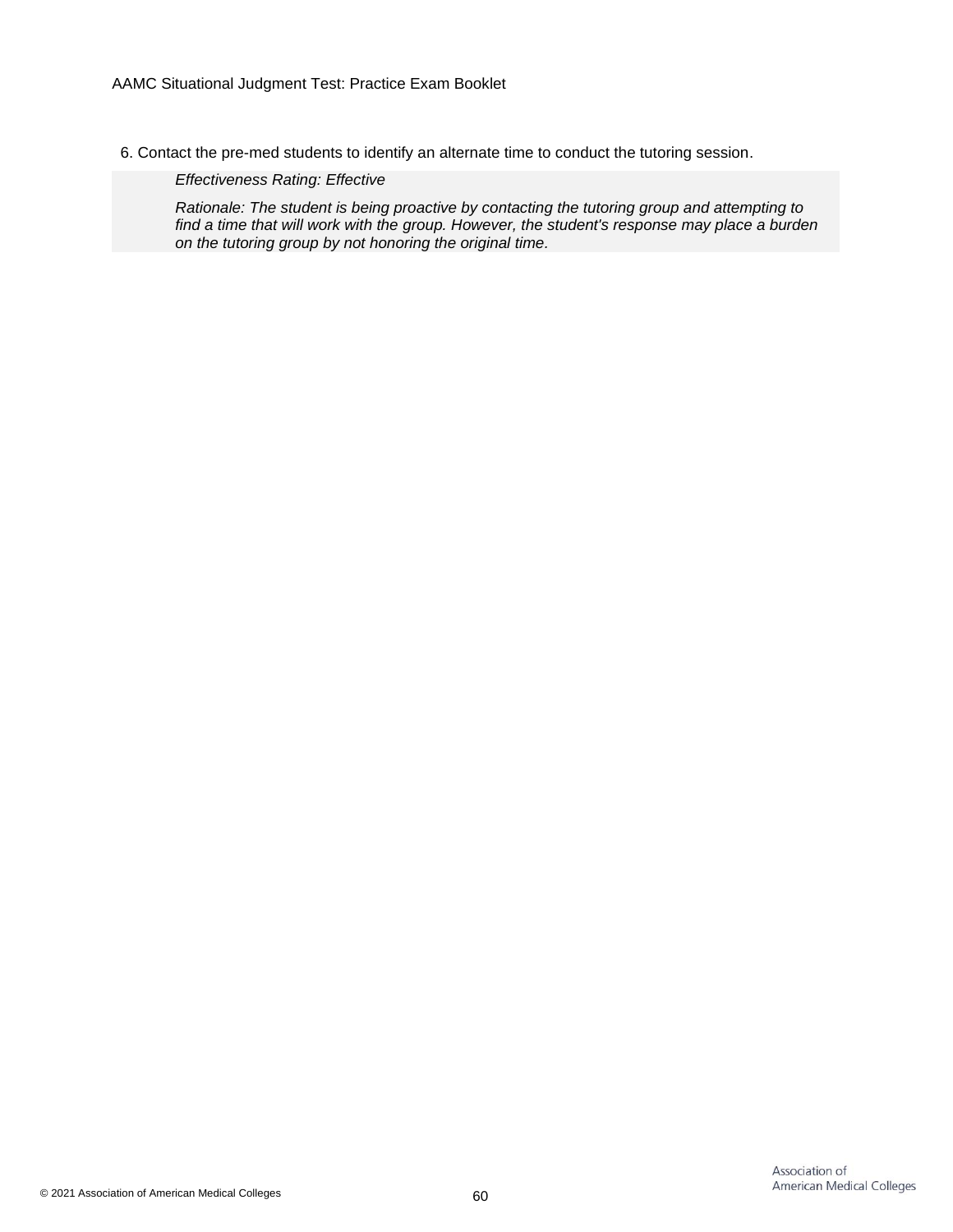6. Contact the pre-med students to identify an alternate time to conduct the tutoring session.

*Effectiveness Rating: Effective*

*Rationale: The student is being proactive by contacting the tutoring group and attempting to find a time that will work with the group. However, the student's response may place a burden on the tutoring group by not honoring the original time.*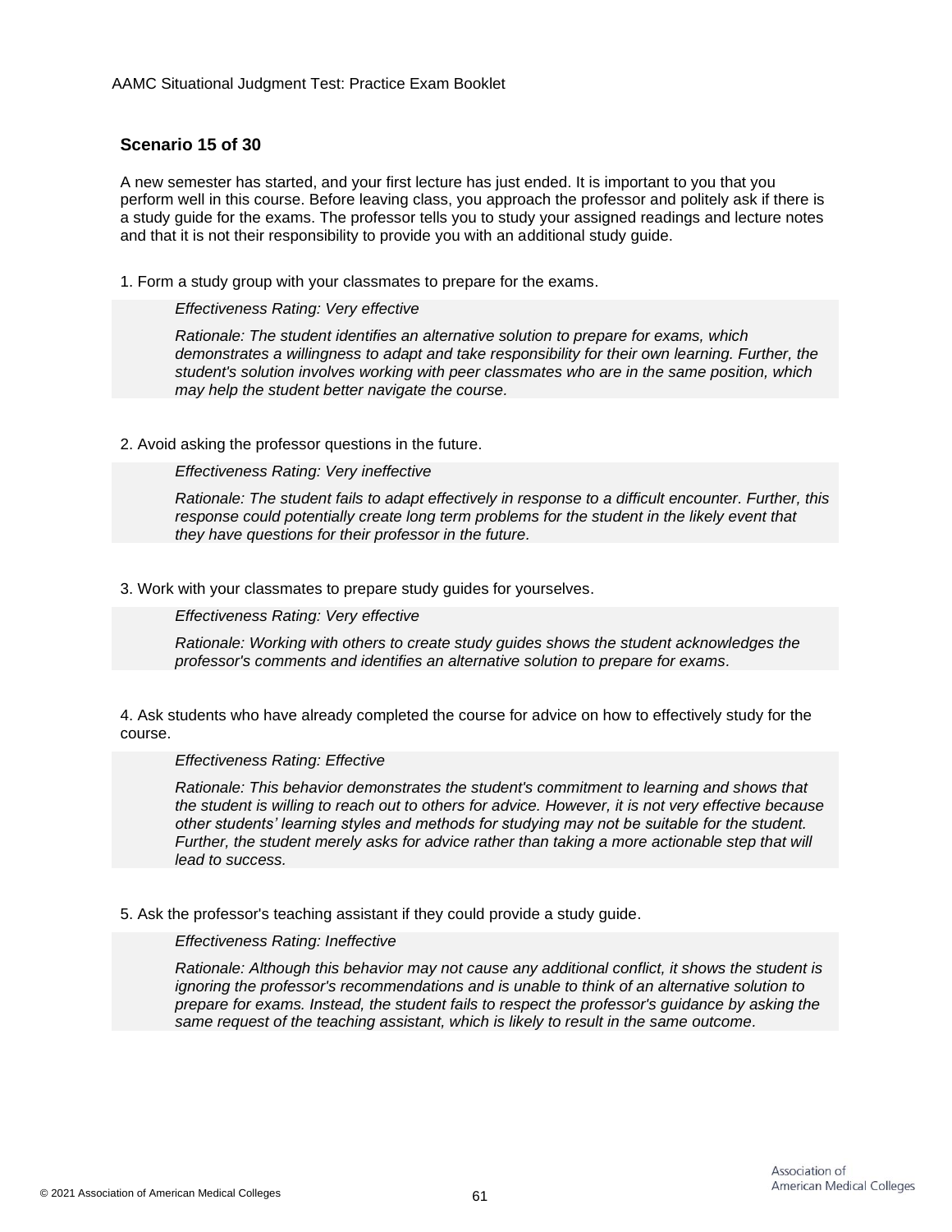## Scenario 15 of 30

A new semester has started, and your first lecture has just ended. It is important to you that you perform well in this course. Before leaving class, you approach the professor and politely ask if there is a study guide for the exams. The professor tells you to study your assigned readings and lecture notes and that it is not their responsibility to provide you with an additional study guide.

1. Form a study group with your classmates to prepare for the exams.

> *Effectiveness Rating: Very effective*
>
> *Rationale: The student identifies an alternative solution to prepare for exams, which demonstrates a willingness to adapt and take responsibility for their own learning. Further, the student's solution involves working with peer classmates who are in the same position, which may help the student better navigate the course.*

2. Avoid asking the professor questions in the future.

> *Effectiveness Rating: Very ineffective*
>
> *Rationale: The student fails to adapt effectively in response to a difficult encounter. Further, this response could potentially create long term problems for the student in the likely event that they have questions for their professor in the future.*

3. Work with your classmates to prepare study guides for yourselves.

> *Effectiveness Rating: Very effective*
>
> *Rationale: Working with others to create study guides shows the student acknowledges the professor's comments and identifies an alternative solution to prepare for exams.*

4. Ask students who have already completed the course for advice on how to effectively study for the course.

> *Effectiveness Rating: Effective*
>
> *Rationale: This behavior demonstrates the student's commitment to learning and shows that the student is willing to reach out to others for advice. However, it is not very effective because other students' learning styles and methods for studying may not be suitable for the student. Further, the student merely asks for advice rather than taking a more actionable step that will lead to success.*

5. Ask the professor's teaching assistant if they could provide a study guide.

> *Effectiveness Rating: Ineffective*
>
> *Rationale: Although this behavior may not cause any additional conflict, it shows the student is ignoring the professor's recommendations and is unable to think of an alternative solution to prepare for exams. Instead, the student fails to respect the professor's guidance by asking the same request of the teaching assistant, which is likely to result in the same outcome.*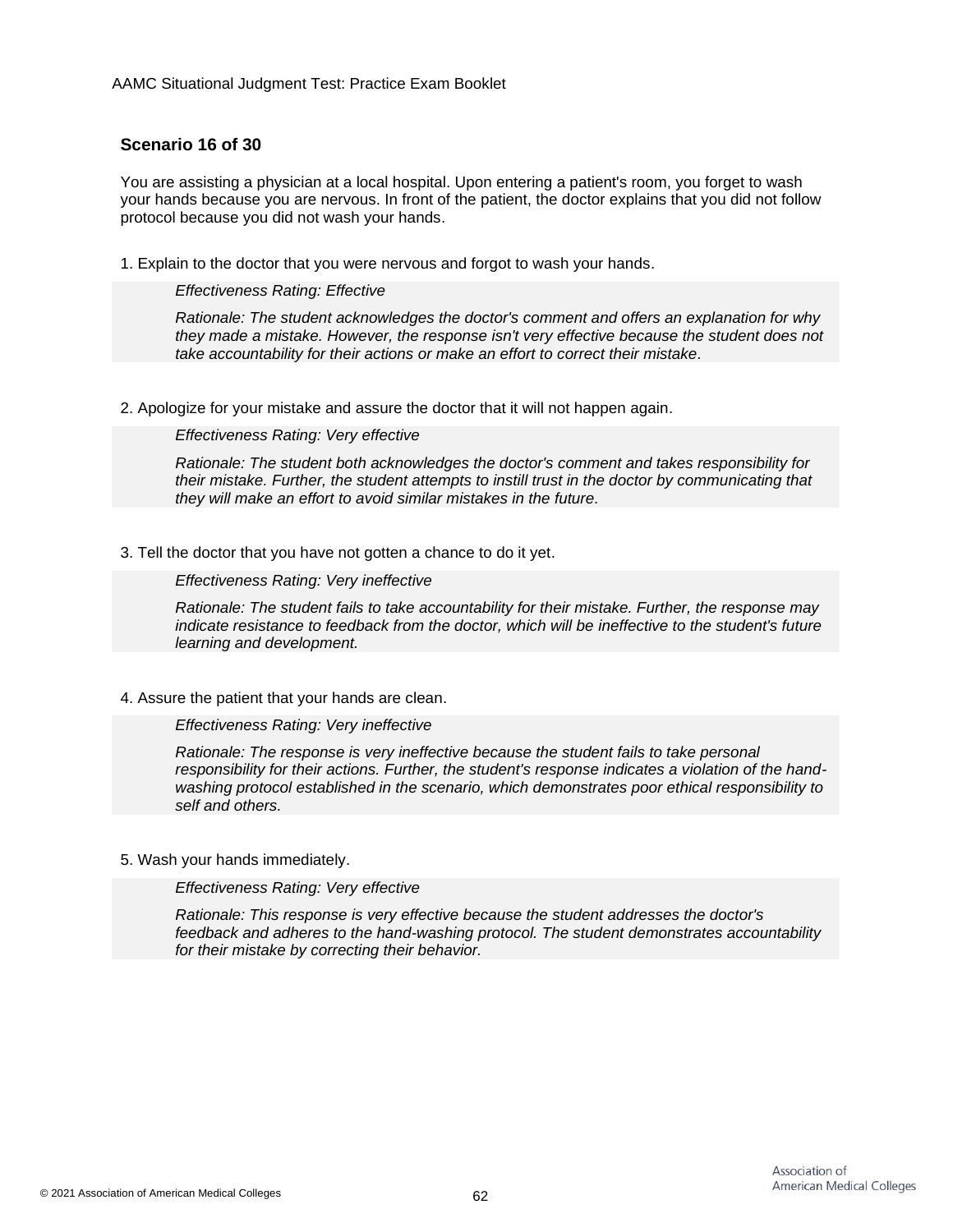## Scenario 16 of 30

You are assisting a physician at a local hospital. Upon entering a patient's room, you forget to wash your hands because you are nervous. In front of the patient, the doctor explains that you did not follow protocol because you did not wash your hands.

1. Explain to the doctor that you were nervous and forgot to wash your hands.

   *Effectiveness Rating: Effective*

   *Rationale: The student acknowledges the doctor's comment and offers an explanation for why they made a mistake. However, the response isn't very effective because the student does not take accountability for their actions or make an effort to correct their mistake.*

2. Apologize for your mistake and assure the doctor that it will not happen again.

   *Effectiveness Rating: Very effective*

   *Rationale: The student both acknowledges the doctor's comment and takes responsibility for their mistake. Further, the student attempts to instill trust in the doctor by communicating that they will make an effort to avoid similar mistakes in the future.*

3. Tell the doctor that you have not gotten a chance to do it yet.

   *Effectiveness Rating: Very ineffective*

   *Rationale: The student fails to take accountability for their mistake. Further, the response may indicate resistance to feedback from the doctor, which will be ineffective to the student's future learning and development.*

4. Assure the patient that your hands are clean.

   *Effectiveness Rating: Very ineffective*

   *Rationale: The response is very ineffective because the student fails to take personal responsibility for their actions. Further, the student's response indicates a violation of the hand-washing protocol established in the scenario, which demonstrates poor ethical responsibility to self and others.*

5. Wash your hands immediately.

   *Effectiveness Rating: Very effective*

   *Rationale: This response is very effective because the student addresses the doctor's feedback and adheres to the hand-washing protocol. The student demonstrates accountability for their mistake by correcting their behavior.*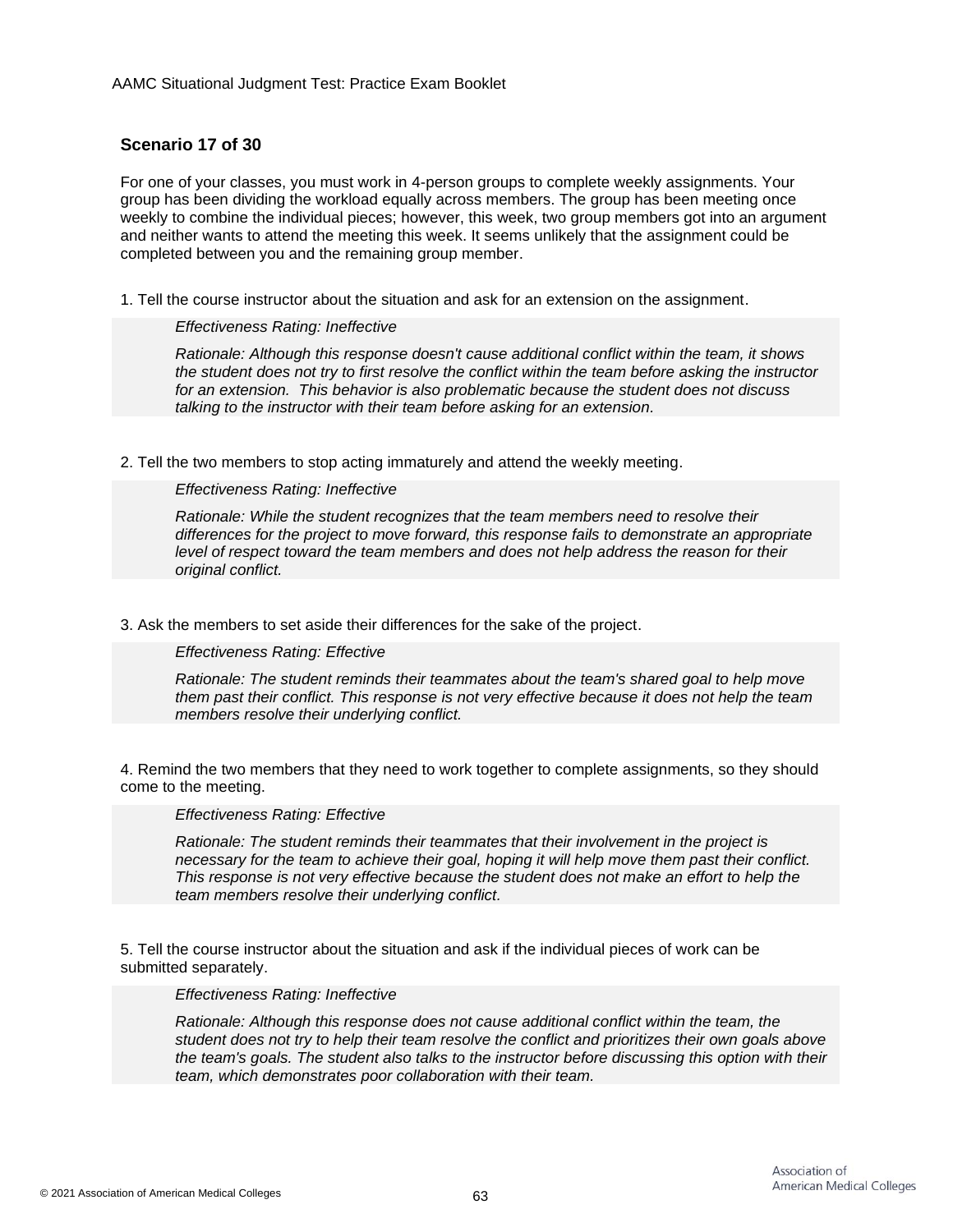### Scenario 17 of 30

For one of your classes, you must work in 4-person groups to complete weekly assignments. Your group has been dividing the workload equally across members. The group has been meeting once weekly to combine the individual pieces; however, this week, two group members got into an argument and neither wants to attend the meeting this week. It seems unlikely that the assignment could be completed between you and the remaining group member.

1. Tell the course instructor about the situation and ask for an extension on the assignment.

   *Effectiveness Rating: Ineffective*

   *Rationale: Although this response doesn't cause additional conflict within the team, it shows the student does not try to first resolve the conflict within the team before asking the instructor for an extension. This behavior is also problematic because the student does not discuss talking to the instructor with their team before asking for an extension.*

2. Tell the two members to stop acting immaturely and attend the weekly meeting.

   *Effectiveness Rating: Ineffective*

   *Rationale: While the student recognizes that the team members need to resolve their differences for the project to move forward, this response fails to demonstrate an appropriate level of respect toward the team members and does not help address the reason for their original conflict.*

3. Ask the members to set aside their differences for the sake of the project.

   *Effectiveness Rating: Effective*

   *Rationale: The student reminds their teammates about the team's shared goal to help move them past their conflict. This response is not very effective because it does not help the team members resolve their underlying conflict.*

4. Remind the two members that they need to work together to complete assignments, so they should come to the meeting.

   *Effectiveness Rating: Effective*

   *Rationale: The student reminds their teammates that their involvement in the project is necessary for the team to achieve their goal, hoping it will help move them past their conflict. This response is not very effective because the student does not make an effort to help the team members resolve their underlying conflict.*

5. Tell the course instructor about the situation and ask if the individual pieces of work can be submitted separately.

   *Effectiveness Rating: Ineffective*

   *Rationale: Although this response does not cause additional conflict within the team, the student does not try to help their team resolve the conflict and prioritizes their own goals above the team's goals. The student also talks to the instructor before discussing this option with their team, which demonstrates poor collaboration with their team.*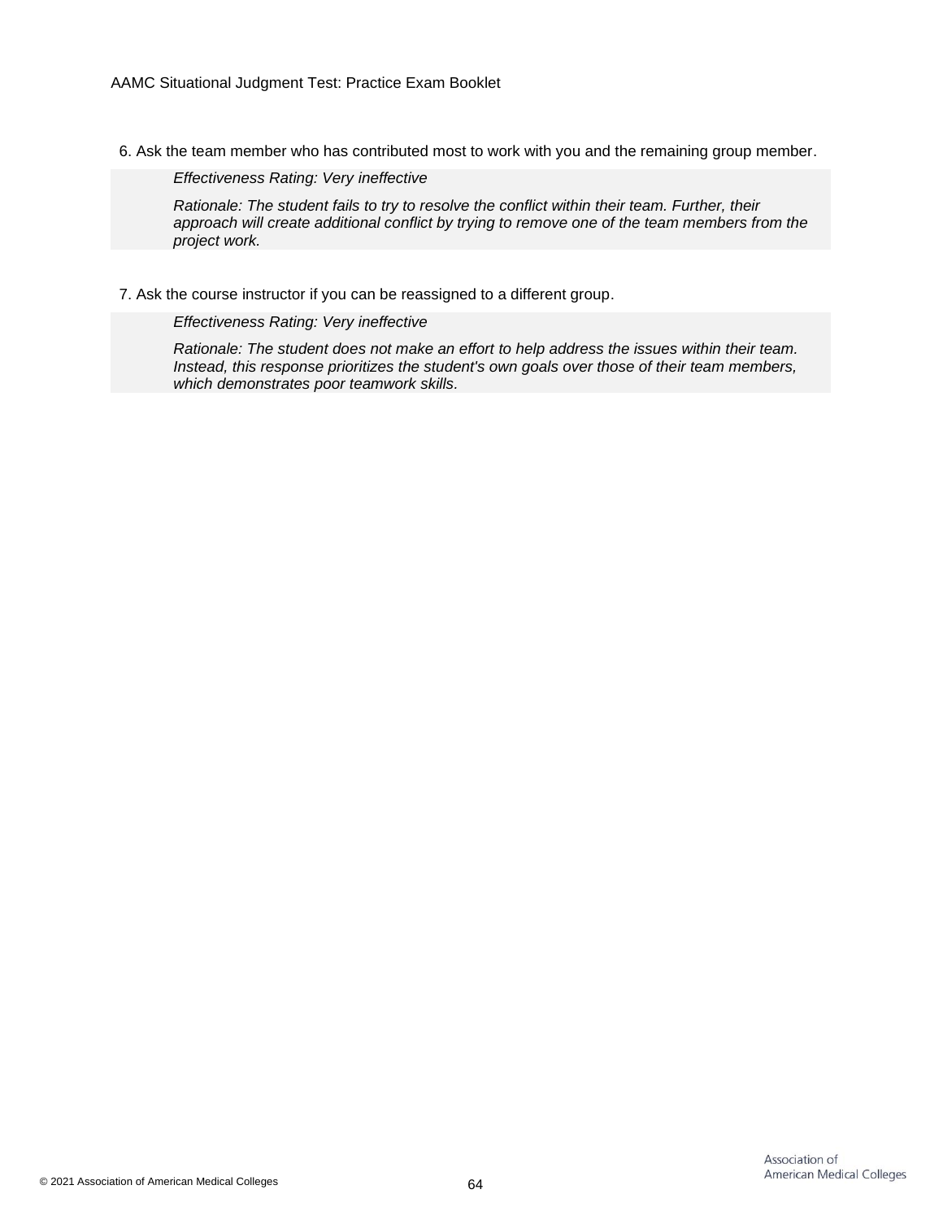6. Ask the team member who has contributed most to work with you and the remaining group member.

   *Effectiveness Rating: Very ineffective*

   *Rationale: The student fails to try to resolve the conflict within their team. Further, their approach will create additional conflict by trying to remove one of the team members from the project work.*

7. Ask the course instructor if you can be reassigned to a different group.

   *Effectiveness Rating: Very ineffective*

   *Rationale: The student does not make an effort to help address the issues within their team. Instead, this response prioritizes the student's own goals over those of their team members, which demonstrates poor teamwork skills.*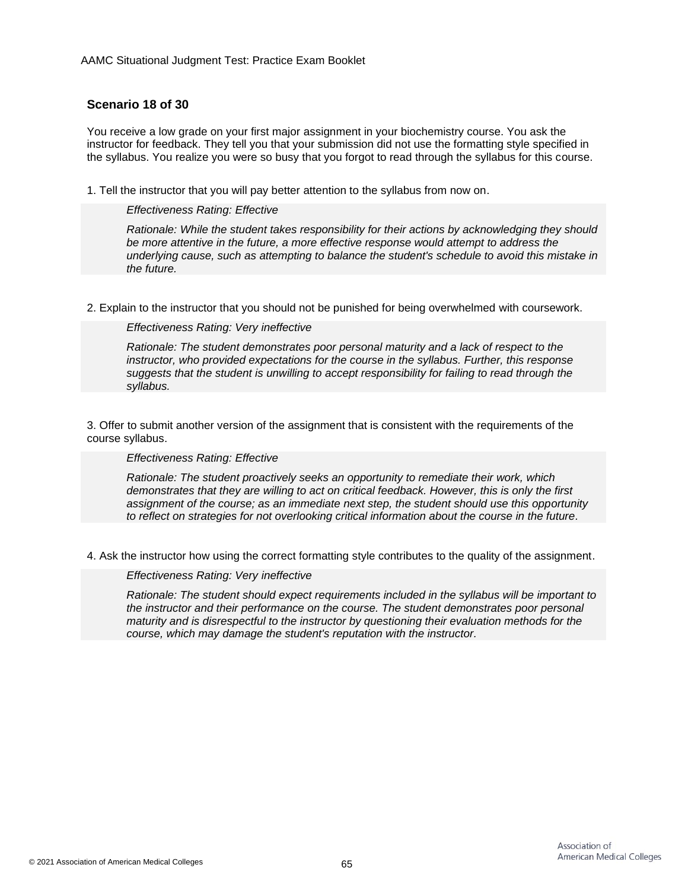## Scenario 18 of 30

You receive a low grade on your first major assignment in your biochemistry course. You ask the instructor for feedback. They tell you that your submission did not use the formatting style specified in the syllabus. You realize you were so busy that you forgot to read through the syllabus for this course.

1. Tell the instructor that you will pay better attention to the syllabus from now on.

> *Effectiveness Rating: Effective*
>
> *Rationale: While the student takes responsibility for their actions by acknowledging they should be more attentive in the future, a more effective response would attempt to address the underlying cause, such as attempting to balance the student's schedule to avoid this mistake in the future.*

2. Explain to the instructor that you should not be punished for being overwhelmed with coursework.

> *Effectiveness Rating: Very ineffective*
>
> *Rationale: The student demonstrates poor personal maturity and a lack of respect to the instructor, who provided expectations for the course in the syllabus. Further, this response suggests that the student is unwilling to accept responsibility for failing to read through the syllabus.*

3. Offer to submit another version of the assignment that is consistent with the requirements of the course syllabus.

> *Effectiveness Rating: Effective*
>
> *Rationale: The student proactively seeks an opportunity to remediate their work, which demonstrates that they are willing to act on critical feedback. However, this is only the first assignment of the course; as an immediate next step, the student should use this opportunity to reflect on strategies for not overlooking critical information about the course in the future.*

4. Ask the instructor how using the correct formatting style contributes to the quality of the assignment.

> *Effectiveness Rating: Very ineffective*
>
> *Rationale: The student should expect requirements included in the syllabus will be important to the instructor and their performance on the course. The student demonstrates poor personal maturity and is disrespectful to the instructor by questioning their evaluation methods for the course, which may damage the student's reputation with the instructor.*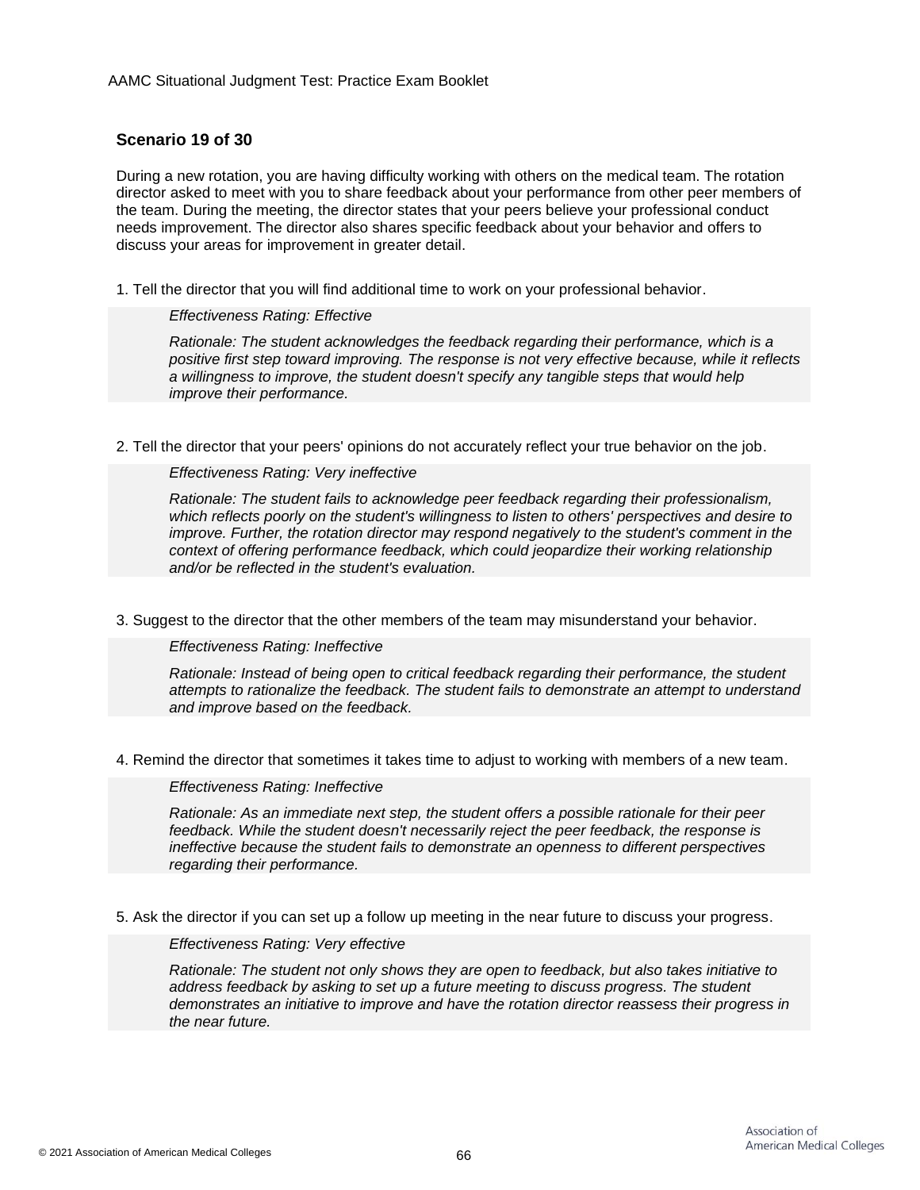## Scenario 19 of 30

During a new rotation, you are having difficulty working with others on the medical team. The rotation director asked to meet with you to share feedback about your performance from other peer members of the team. During the meeting, the director states that your peers believe your professional conduct needs improvement. The director also shares specific feedback about your behavior and offers to discuss your areas for improvement in greater detail.

1. Tell the director that you will find additional time to work on your professional behavior.

   *Effectiveness Rating: Effective*

   *Rationale: The student acknowledges the feedback regarding their performance, which is a positive first step toward improving. The response is not very effective because, while it reflects a willingness to improve, the student doesn't specify any tangible steps that would help improve their performance.*

2. Tell the director that your peers' opinions do not accurately reflect your true behavior on the job.

   *Effectiveness Rating: Very ineffective*

   *Rationale: The student fails to acknowledge peer feedback regarding their professionalism, which reflects poorly on the student's willingness to listen to others' perspectives and desire to improve. Further, the rotation director may respond negatively to the student's comment in the context of offering performance feedback, which could jeopardize their working relationship and/or be reflected in the student's evaluation.*

3. Suggest to the director that the other members of the team may misunderstand your behavior.

   *Effectiveness Rating: Ineffective*

   *Rationale: Instead of being open to critical feedback regarding their performance, the student attempts to rationalize the feedback. The student fails to demonstrate an attempt to understand and improve based on the feedback.*

4. Remind the director that sometimes it takes time to adjust to working with members of a new team.

   *Effectiveness Rating: Ineffective*

   *Rationale: As an immediate next step, the student offers a possible rationale for their peer feedback. While the student doesn't necessarily reject the peer feedback, the response is ineffective because the student fails to demonstrate an openness to different perspectives regarding their performance.*

5. Ask the director if you can set up a follow up meeting in the near future to discuss your progress.

   *Effectiveness Rating: Very effective*

   *Rationale: The student not only shows they are open to feedback, but also takes initiative to address feedback by asking to set up a future meeting to discuss progress. The student demonstrates an initiative to improve and have the rotation director reassess their progress in the near future.*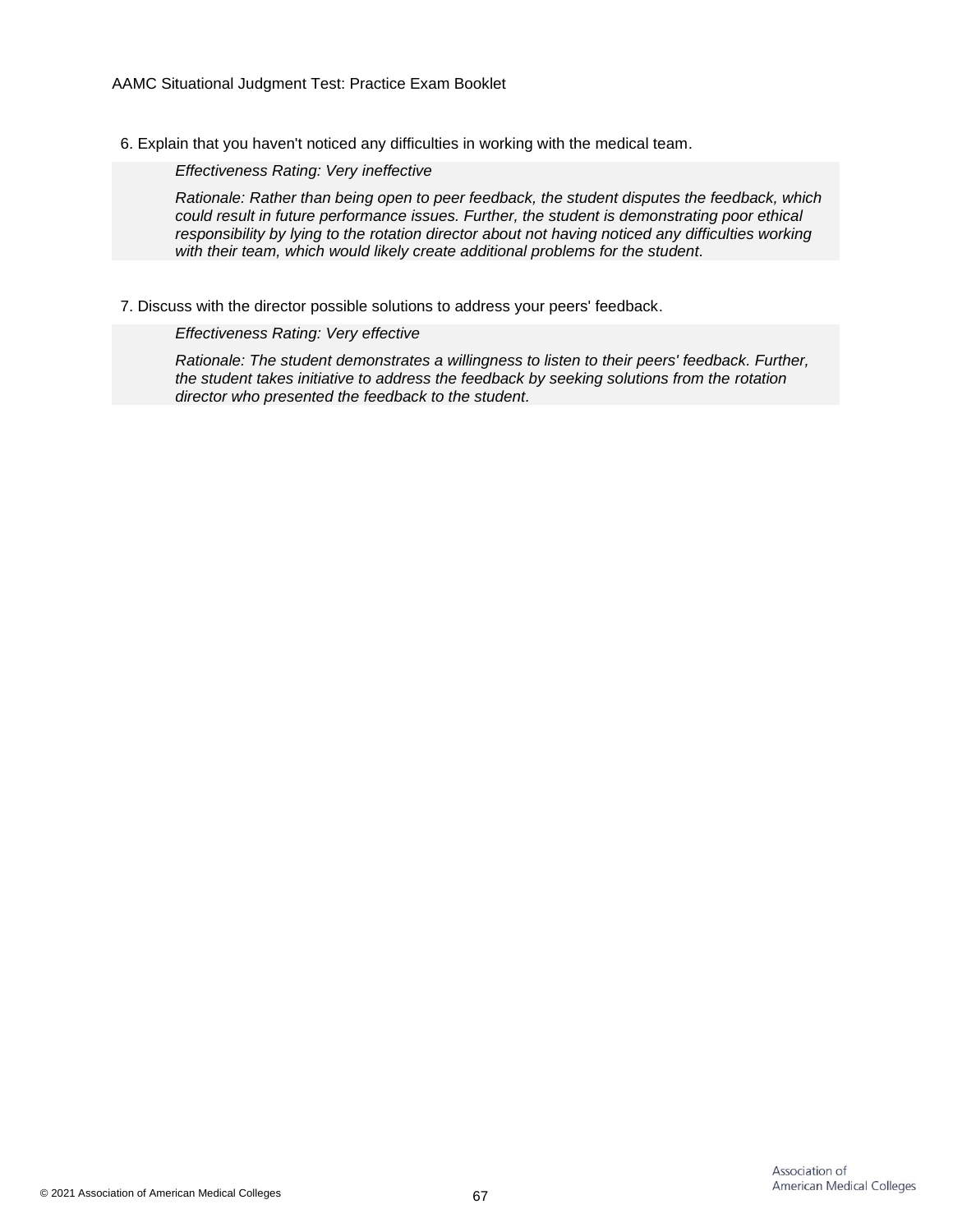6. Explain that you haven't noticed any difficulties in working with the medical team.

    *Effectiveness Rating: Very ineffective*

    *Rationale: Rather than being open to peer feedback, the student disputes the feedback, which could result in future performance issues. Further, the student is demonstrating poor ethical responsibility by lying to the rotation director about not having noticed any difficulties working with their team, which would likely create additional problems for the student.*

7. Discuss with the director possible solutions to address your peers' feedback.

    *Effectiveness Rating: Very effective*

    *Rationale: The student demonstrates a willingness to listen to their peers' feedback. Further, the student takes initiative to address the feedback by seeking solutions from the rotation director who presented the feedback to the student.*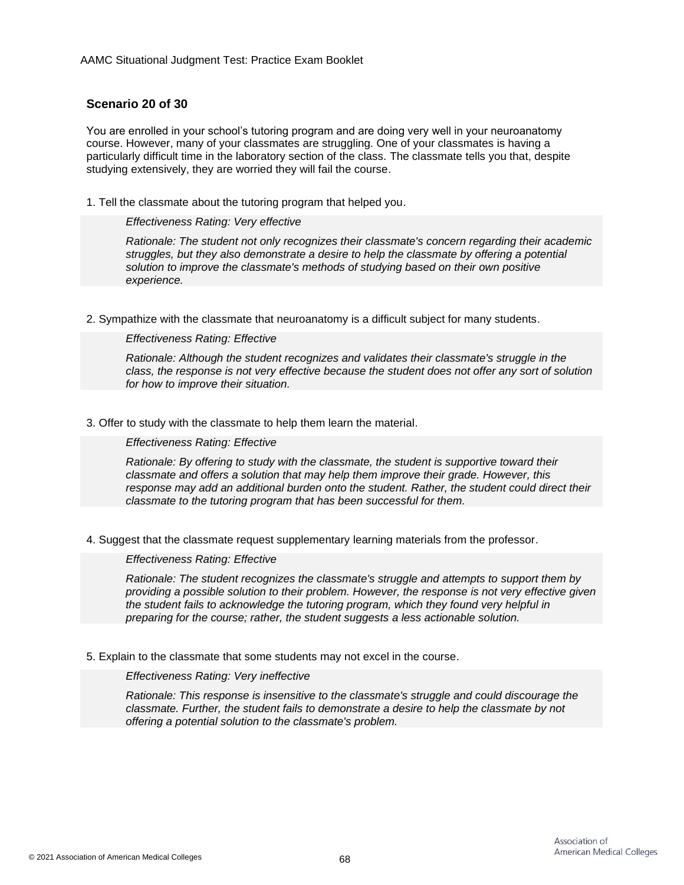### Scenario 20 of 30

You are enrolled in your school's tutoring program and are doing very well in your neuroanatomy course. However, many of your classmates are struggling. One of your classmates is having a particularly difficult time in the laboratory section of the class. The classmate tells you that, despite studying extensively, they are worried they will fail the course.

1. Tell the classmate about the tutoring program that helped you.

   *Effectiveness Rating: Very effective*

   *Rationale: The student not only recognizes their classmate's concern regarding their academic struggles, but they also demonstrate a desire to help the classmate by offering a potential solution to improve the classmate's methods of studying based on their own positive experience.*

2. Sympathize with the classmate that neuroanatomy is a difficult subject for many students.

   *Effectiveness Rating: Effective*

   *Rationale: Although the student recognizes and validates their classmate's struggle in the class, the response is not very effective because the student does not offer any sort of solution for how to improve their situation.*

3. Offer to study with the classmate to help them learn the material.

   *Effectiveness Rating: Effective*

   *Rationale: By offering to study with the classmate, the student is supportive toward their classmate and offers a solution that may help them improve their grade. However, this response may add an additional burden onto the student. Rather, the student could direct their classmate to the tutoring program that has been successful for them.*

4. Suggest that the classmate request supplementary learning materials from the professor.

   *Effectiveness Rating: Effective*

   *Rationale: The student recognizes the classmate's struggle and attempts to support them by providing a possible solution to their problem. However, the response is not very effective given the student fails to acknowledge the tutoring program, which they found very helpful in preparing for the course; rather, the student suggests a less actionable solution.*

5. Explain to the classmate that some students may not excel in the course.

   *Effectiveness Rating: Very ineffective*

   *Rationale: This response is insensitive to the classmate's struggle and could discourage the classmate. Further, the student fails to demonstrate a desire to help the classmate by not offering a potential solution to the classmate's problem.*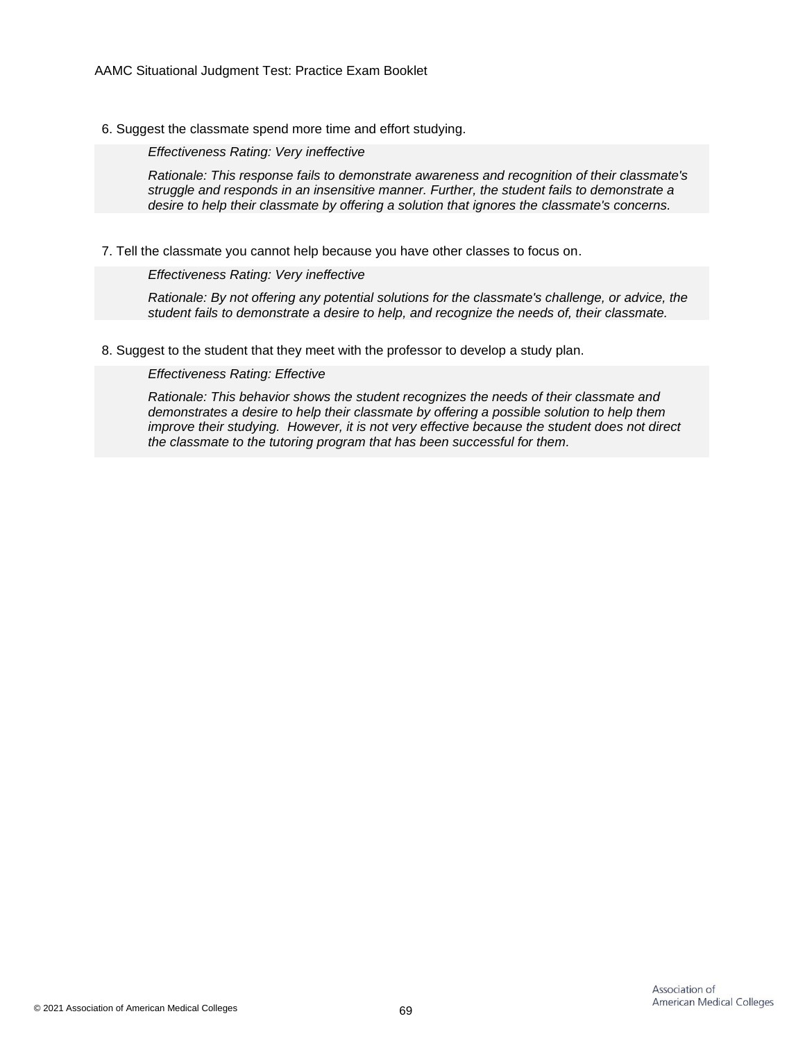6. Suggest the classmate spend more time and effort studying.

   *Effectiveness Rating: Very ineffective*

   *Rationale: This response fails to demonstrate awareness and recognition of their classmate's struggle and responds in an insensitive manner. Further, the student fails to demonstrate a desire to help their classmate by offering a solution that ignores the classmate's concerns.*

7. Tell the classmate you cannot help because you have other classes to focus on.

   *Effectiveness Rating: Very ineffective*

   *Rationale: By not offering any potential solutions for the classmate's challenge, or advice, the student fails to demonstrate a desire to help, and recognize the needs of, their classmate.*

8. Suggest to the student that they meet with the professor to develop a study plan.

   *Effectiveness Rating: Effective*

   *Rationale: This behavior shows the student recognizes the needs of their classmate and demonstrates a desire to help their classmate by offering a possible solution to help them improve their studying. However, it is not very effective because the student does not direct the classmate to the tutoring program that has been successful for them.*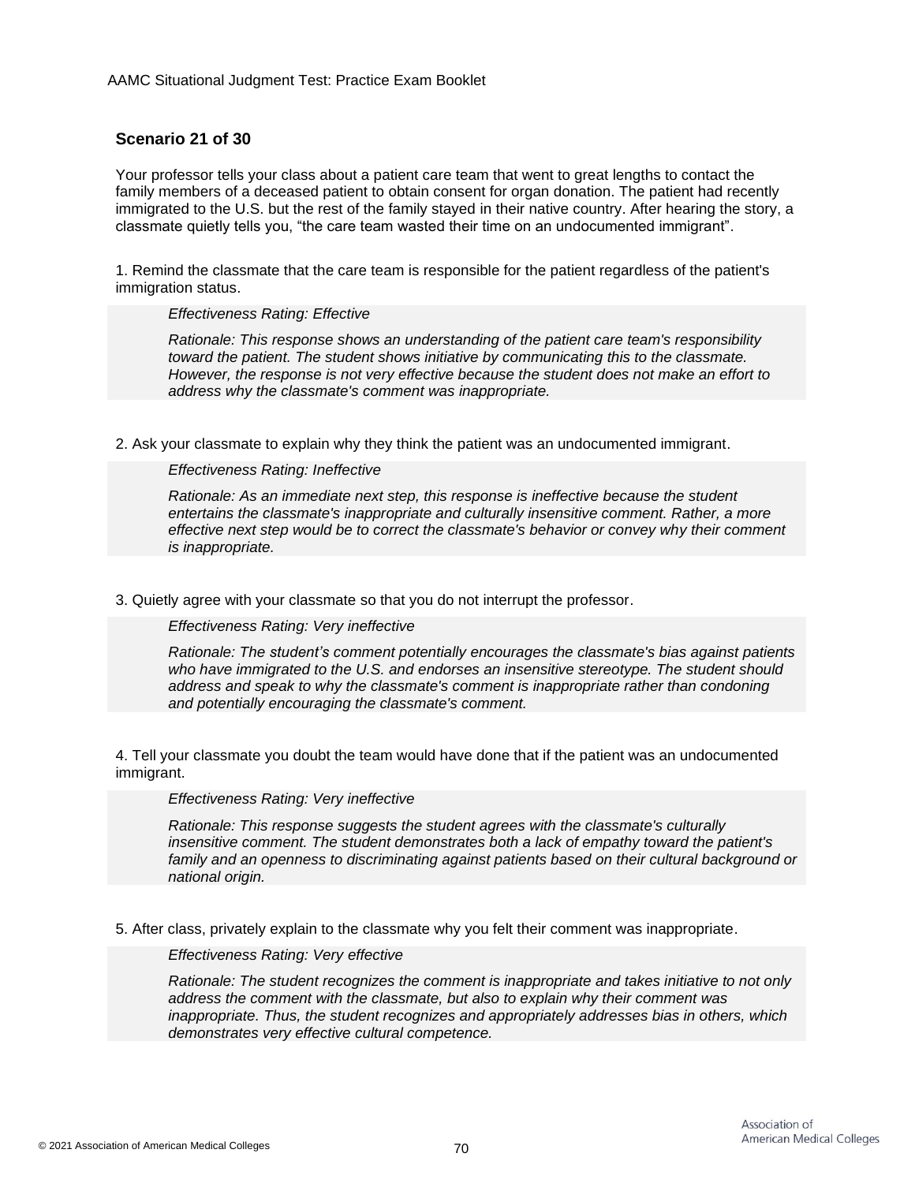## Scenario 21 of 30

Your professor tells your class about a patient care team that went to great lengths to contact the family members of a deceased patient to obtain consent for organ donation. The patient had recently immigrated to the U.S. but the rest of the family stayed in their native country. After hearing the story, a classmate quietly tells you, "the care team wasted their time on an undocumented immigrant".

1. Remind the classmate that the care team is responsible for the patient regardless of the patient's immigration status.

   *Effectiveness Rating: Effective*

   *Rationale: This response shows an understanding of the patient care team's responsibility toward the patient. The student shows initiative by communicating this to the classmate. However, the response is not very effective because the student does not make an effort to address why the classmate's comment was inappropriate.*

2. Ask your classmate to explain why they think the patient was an undocumented immigrant.

   *Effectiveness Rating: Ineffective*

   *Rationale: As an immediate next step, this response is ineffective because the student entertains the classmate's inappropriate and culturally insensitive comment. Rather, a more effective next step would be to correct the classmate's behavior or convey why their comment is inappropriate.*

3. Quietly agree with your classmate so that you do not interrupt the professor.

   *Effectiveness Rating: Very ineffective*

   *Rationale: The student's comment potentially encourages the classmate's bias against patients who have immigrated to the U.S. and endorses an insensitive stereotype. The student should address and speak to why the classmate's comment is inappropriate rather than condoning and potentially encouraging the classmate's comment.*

4. Tell your classmate you doubt the team would have done that if the patient was an undocumented immigrant.

   *Effectiveness Rating: Very ineffective*

   *Rationale: This response suggests the student agrees with the classmate's culturally insensitive comment. The student demonstrates both a lack of empathy toward the patient's family and an openness to discriminating against patients based on their cultural background or national origin.*

5. After class, privately explain to the classmate why you felt their comment was inappropriate.

   *Effectiveness Rating: Very effective*

   *Rationale: The student recognizes the comment is inappropriate and takes initiative to not only address the comment with the classmate, but also to explain why their comment was inappropriate. Thus, the student recognizes and appropriately addresses bias in others, which demonstrates very effective cultural competence.*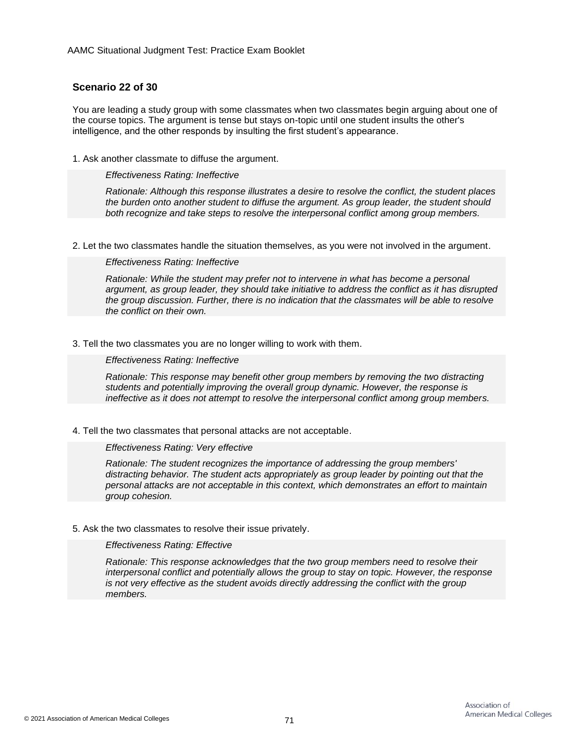### Scenario 22 of 30

You are leading a study group with some classmates when two classmates begin arguing about one of the course topics. The argument is tense but stays on-topic until one student insults the other's intelligence, and the other responds by insulting the first student's appearance.

1. Ask another classmate to diffuse the argument.

   *Effectiveness Rating: Ineffective*

   *Rationale: Although this response illustrates a desire to resolve the conflict, the student places the burden onto another student to diffuse the argument. As group leader, the student should both recognize and take steps to resolve the interpersonal conflict among group members.*

2. Let the two classmates handle the situation themselves, as you were not involved in the argument.

   *Effectiveness Rating: Ineffective*

   *Rationale: While the student may prefer not to intervene in what has become a personal argument, as group leader, they should take initiative to address the conflict as it has disrupted the group discussion. Further, there is no indication that the classmates will be able to resolve the conflict on their own.*

3. Tell the two classmates you are no longer willing to work with them.

   *Effectiveness Rating: Ineffective*

   *Rationale: This response may benefit other group members by removing the two distracting students and potentially improving the overall group dynamic. However, the response is ineffective as it does not attempt to resolve the interpersonal conflict among group members.*

4. Tell the two classmates that personal attacks are not acceptable.

   *Effectiveness Rating: Very effective*

   *Rationale: The student recognizes the importance of addressing the group members' distracting behavior. The student acts appropriately as group leader by pointing out that the personal attacks are not acceptable in this context, which demonstrates an effort to maintain group cohesion.*

5. Ask the two classmates to resolve their issue privately.

   *Effectiveness Rating: Effective*

   *Rationale: This response acknowledges that the two group members need to resolve their interpersonal conflict and potentially allows the group to stay on topic. However, the response is not very effective as the student avoids directly addressing the conflict with the group members.*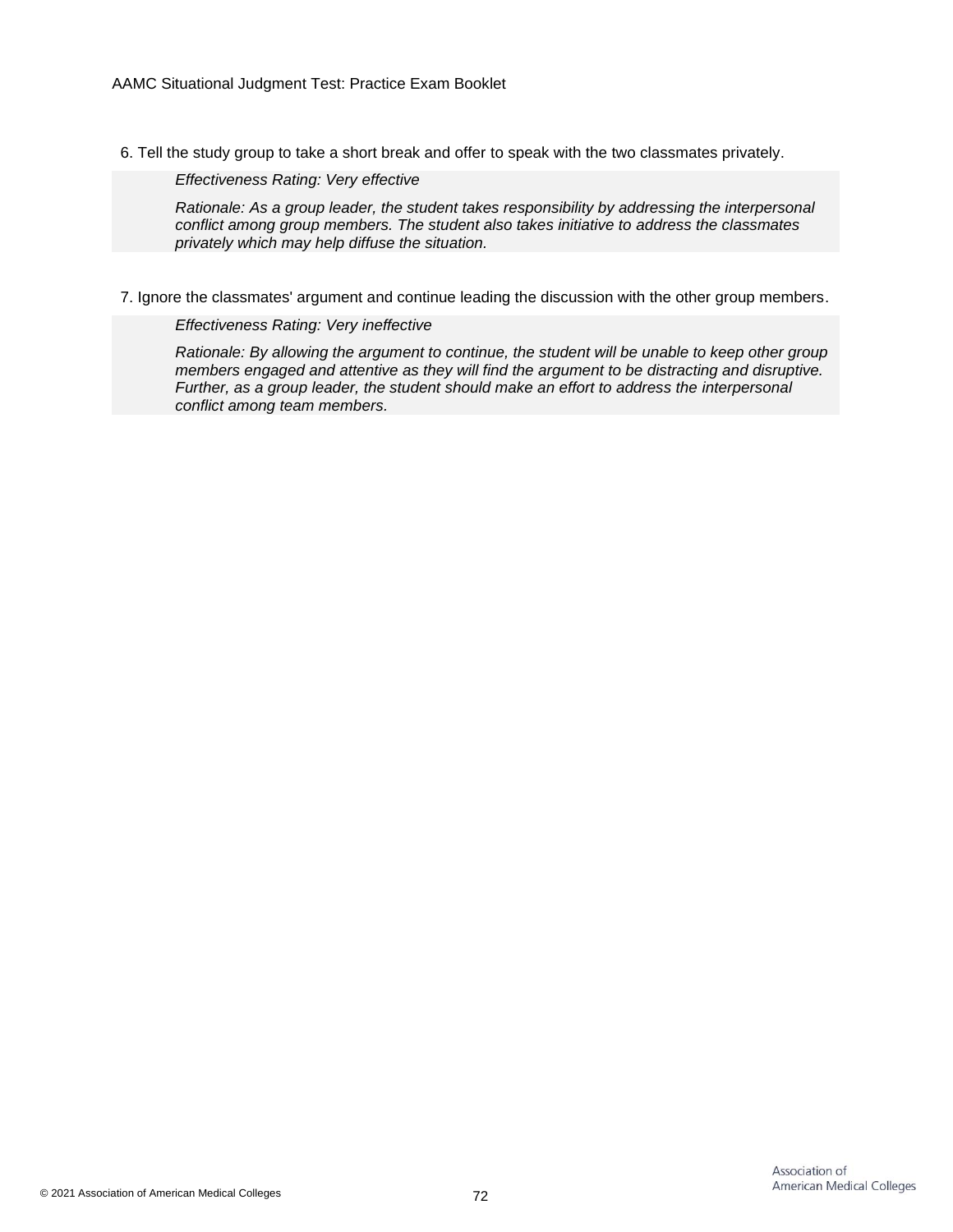6. Tell the study group to take a short break and offer to speak with the two classmates privately.

    *Effectiveness Rating: Very effective*

    *Rationale: As a group leader, the student takes responsibility by addressing the interpersonal conflict among group members. The student also takes initiative to address the classmates privately which may help diffuse the situation.*

7. Ignore the classmates' argument and continue leading the discussion with the other group members.

    *Effectiveness Rating: Very ineffective*

    *Rationale: By allowing the argument to continue, the student will be unable to keep other group members engaged and attentive as they will find the argument to be distracting and disruptive. Further, as a group leader, the student should make an effort to address the interpersonal conflict among team members.*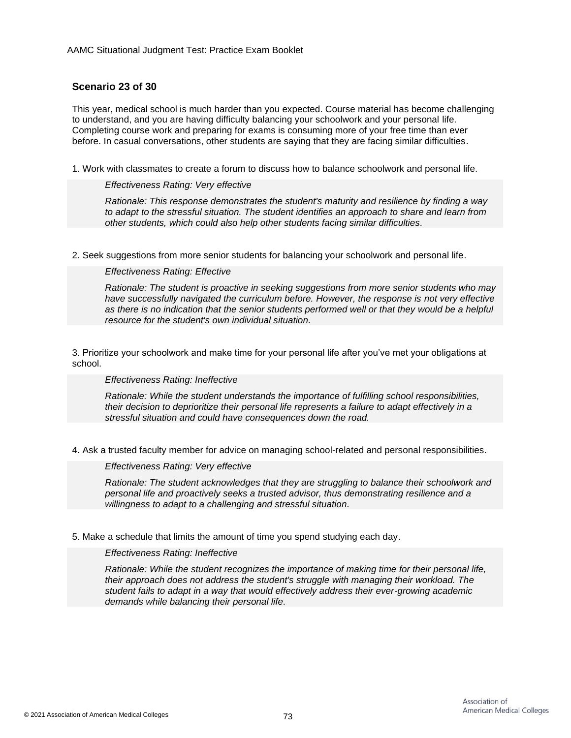### Scenario 23 of 30

This year, medical school is much harder than you expected. Course material has become challenging to understand, and you are having difficulty balancing your schoolwork and your personal life. Completing course work and preparing for exams is consuming more of your free time than ever before. In casual conversations, other students are saying that they are facing similar difficulties.

1. Work with classmates to create a forum to discuss how to balance schoolwork and personal life.

   *Effectiveness Rating: Very effective*

   *Rationale: This response demonstrates the student's maturity and resilience by finding a way to adapt to the stressful situation. The student identifies an approach to share and learn from other students, which could also help other students facing similar difficulties.*

2. Seek suggestions from more senior students for balancing your schoolwork and personal life.

   *Effectiveness Rating: Effective*

   *Rationale: The student is proactive in seeking suggestions from more senior students who may have successfully navigated the curriculum before. However, the response is not very effective as there is no indication that the senior students performed well or that they would be a helpful resource for the student's own individual situation.*

3. Prioritize your schoolwork and make time for your personal life after you've met your obligations at school.

   *Effectiveness Rating: Ineffective*

   *Rationale: While the student understands the importance of fulfilling school responsibilities, their decision to deprioritize their personal life represents a failure to adapt effectively in a stressful situation and could have consequences down the road.*

4. Ask a trusted faculty member for advice on managing school-related and personal responsibilities.

   *Effectiveness Rating: Very effective*

   *Rationale: The student acknowledges that they are struggling to balance their schoolwork and personal life and proactively seeks a trusted advisor, thus demonstrating resilience and a willingness to adapt to a challenging and stressful situation.*

5. Make a schedule that limits the amount of time you spend studying each day.

   *Effectiveness Rating: Ineffective*

   *Rationale: While the student recognizes the importance of making time for their personal life, their approach does not address the student's struggle with managing their workload. The student fails to adapt in a way that would effectively address their ever-growing academic demands while balancing their personal life.*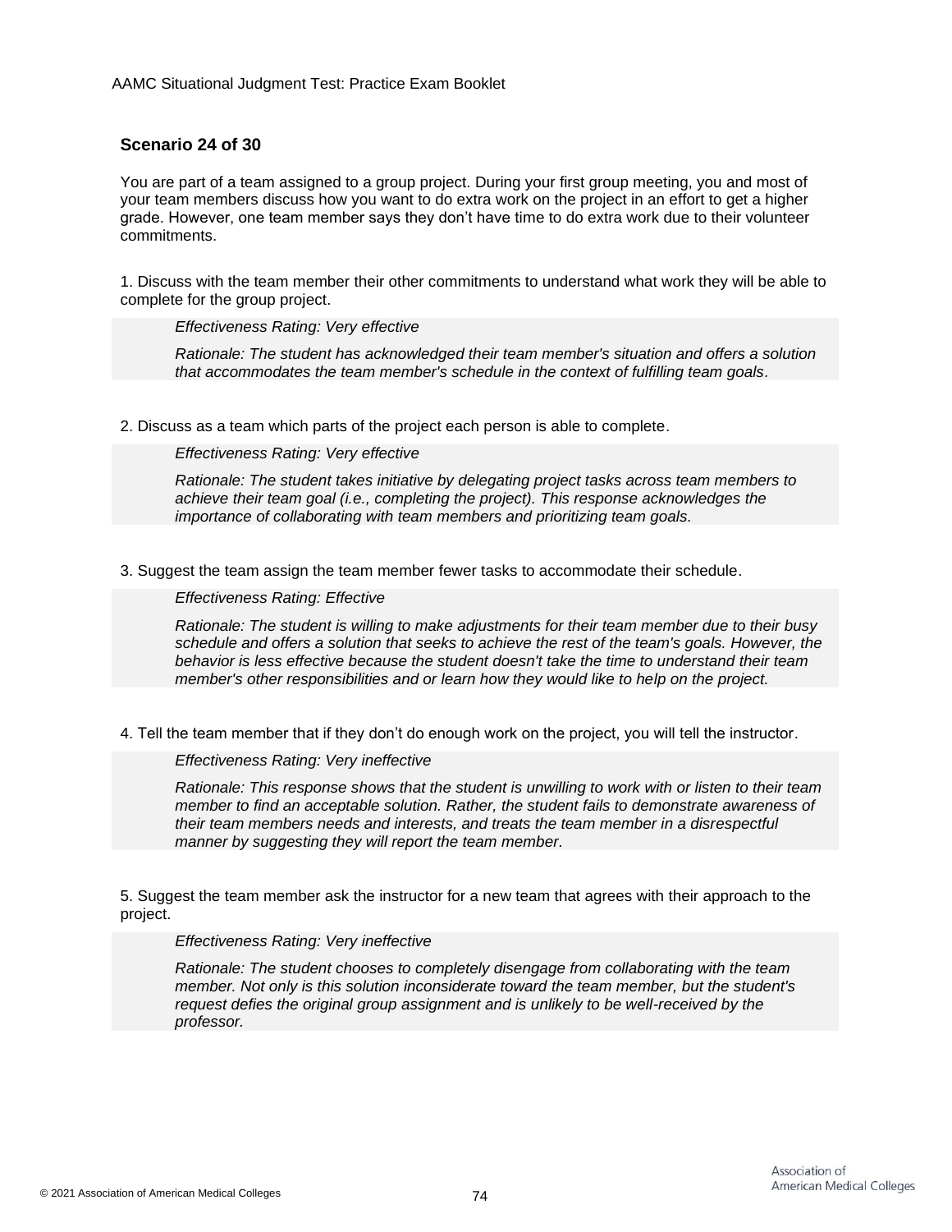### Scenario 24 of 30

You are part of a team assigned to a group project. During your first group meeting, you and most of your team members discuss how you want to do extra work on the project in an effort to get a higher grade. However, one team member says they don't have time to do extra work due to their volunteer commitments.

1. Discuss with the team member their other commitments to understand what work they will be able to complete for the group project.

   *Effectiveness Rating: Very effective*

   *Rationale: The student has acknowledged their team member's situation and offers a solution that accommodates the team member's schedule in the context of fulfilling team goals.*

2. Discuss as a team which parts of the project each person is able to complete.

   *Effectiveness Rating: Very effective*

   *Rationale: The student takes initiative by delegating project tasks across team members to achieve their team goal (i.e., completing the project). This response acknowledges the importance of collaborating with team members and prioritizing team goals.*

3. Suggest the team assign the team member fewer tasks to accommodate their schedule.

   *Effectiveness Rating: Effective*

   *Rationale: The student is willing to make adjustments for their team member due to their busy schedule and offers a solution that seeks to achieve the rest of the team's goals. However, the behavior is less effective because the student doesn't take the time to understand their team member's other responsibilities and or learn how they would like to help on the project.*

4. Tell the team member that if they don't do enough work on the project, you will tell the instructor.

   *Effectiveness Rating: Very ineffective*

   *Rationale: This response shows that the student is unwilling to work with or listen to their team member to find an acceptable solution. Rather, the student fails to demonstrate awareness of their team members needs and interests, and treats the team member in a disrespectful manner by suggesting they will report the team member.*

5. Suggest the team member ask the instructor for a new team that agrees with their approach to the project.

   *Effectiveness Rating: Very ineffective*

   *Rationale: The student chooses to completely disengage from collaborating with the team member. Not only is this solution inconsiderate toward the team member, but the student's request defies the original group assignment and is unlikely to be well-received by the professor.*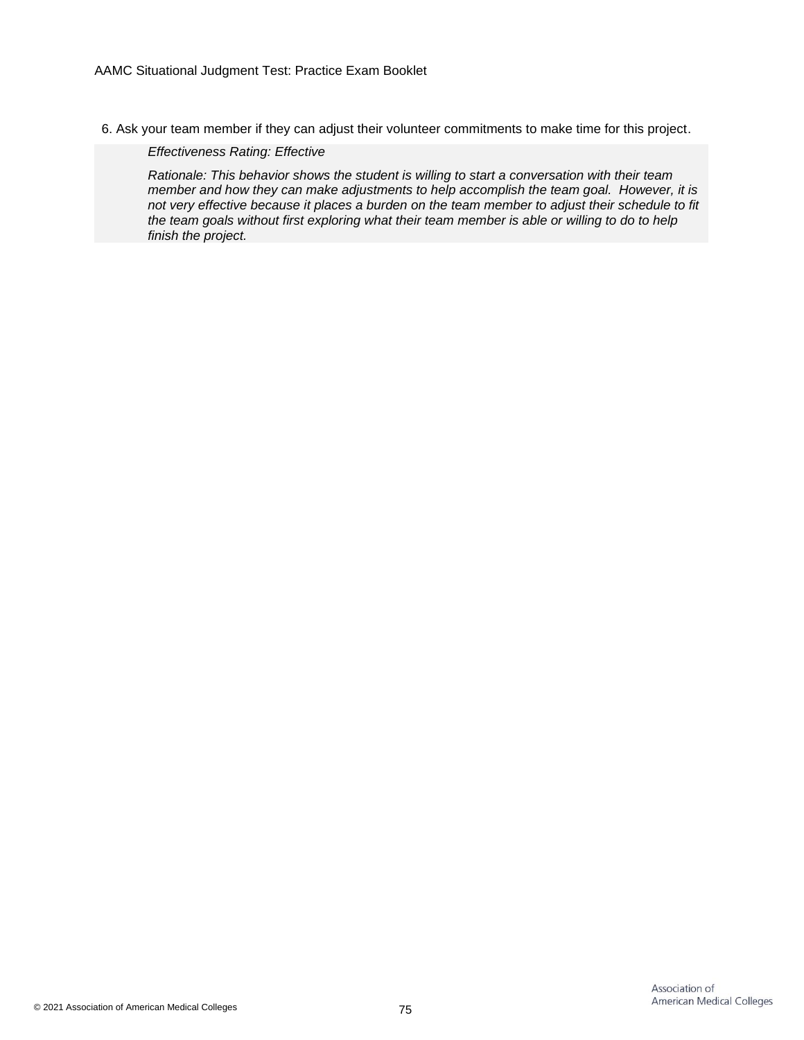6. Ask your team member if they can adjust their volunteer commitments to make time for this project.

   *Effectiveness Rating: Effective*

   *Rationale: This behavior shows the student is willing to start a conversation with their team member and how they can make adjustments to help accomplish the team goal. However, it is not very effective because it places a burden on the team member to adjust their schedule to fit the team goals without first exploring what their team member is able or willing to do to help finish the project.*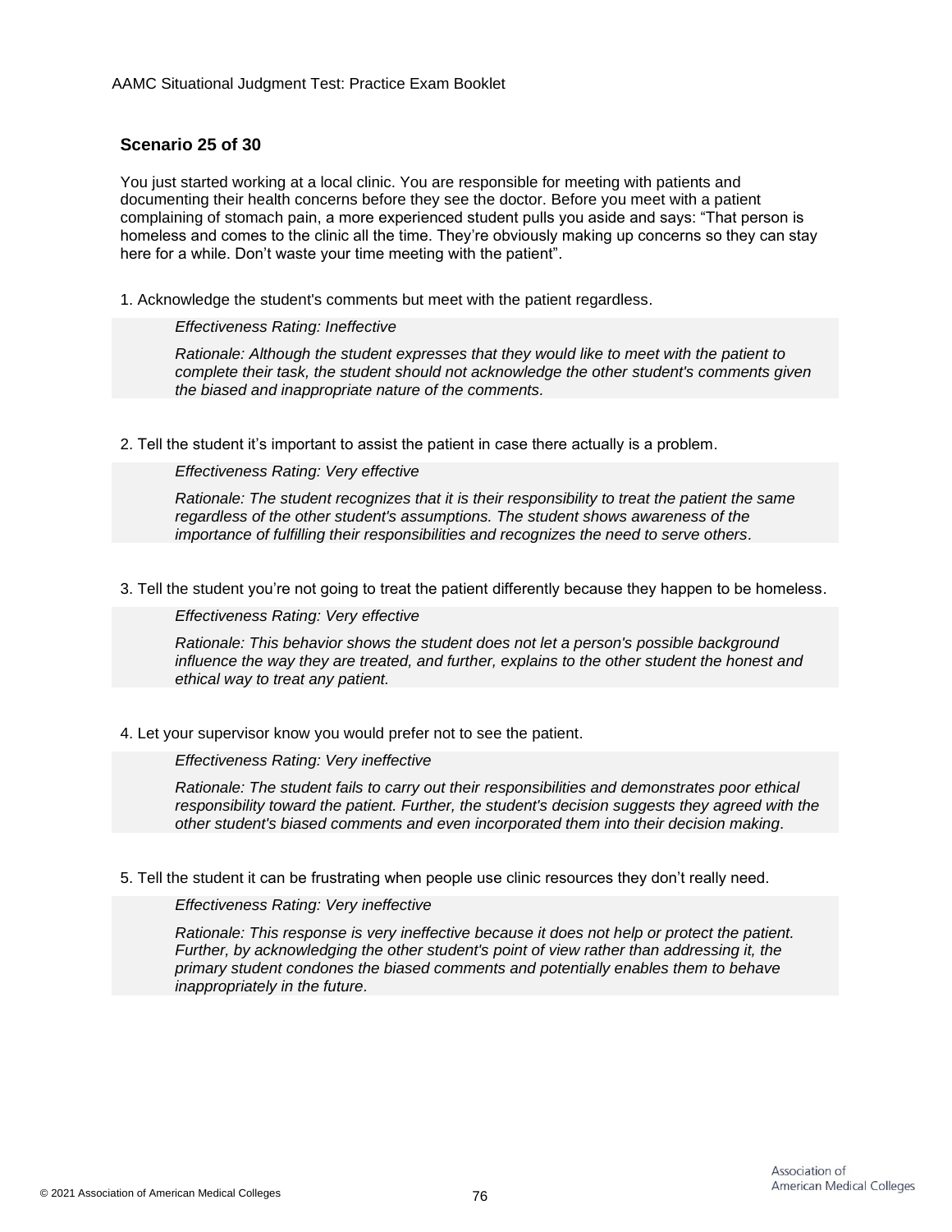### Scenario 25 of 30

You just started working at a local clinic. You are responsible for meeting with patients and documenting their health concerns before they see the doctor. Before you meet with a patient complaining of stomach pain, a more experienced student pulls you aside and says: "That person is homeless and comes to the clinic all the time. They're obviously making up concerns so they can stay here for a while. Don't waste your time meeting with the patient".

1. Acknowledge the student's comments but meet with the patient regardless.

   *Effectiveness Rating: Ineffective*

   *Rationale: Although the student expresses that they would like to meet with the patient to complete their task, the student should not acknowledge the other student's comments given the biased and inappropriate nature of the comments.*

2. Tell the student it's important to assist the patient in case there actually is a problem.

   *Effectiveness Rating: Very effective*

   *Rationale: The student recognizes that it is their responsibility to treat the patient the same regardless of the other student's assumptions. The student shows awareness of the importance of fulfilling their responsibilities and recognizes the need to serve others.*

3. Tell the student you're not going to treat the patient differently because they happen to be homeless.

   *Effectiveness Rating: Very effective*

   *Rationale: This behavior shows the student does not let a person's possible background influence the way they are treated, and further, explains to the other student the honest and ethical way to treat any patient.*

4. Let your supervisor know you would prefer not to see the patient.

   *Effectiveness Rating: Very ineffective*

   *Rationale: The student fails to carry out their responsibilities and demonstrates poor ethical responsibility toward the patient. Further, the student's decision suggests they agreed with the other student's biased comments and even incorporated them into their decision making.*

5. Tell the student it can be frustrating when people use clinic resources they don't really need.

   *Effectiveness Rating: Very ineffective*

   *Rationale: This response is very ineffective because it does not help or protect the patient. Further, by acknowledging the other student's point of view rather than addressing it, the primary student condones the biased comments and potentially enables them to behave inappropriately in the future.*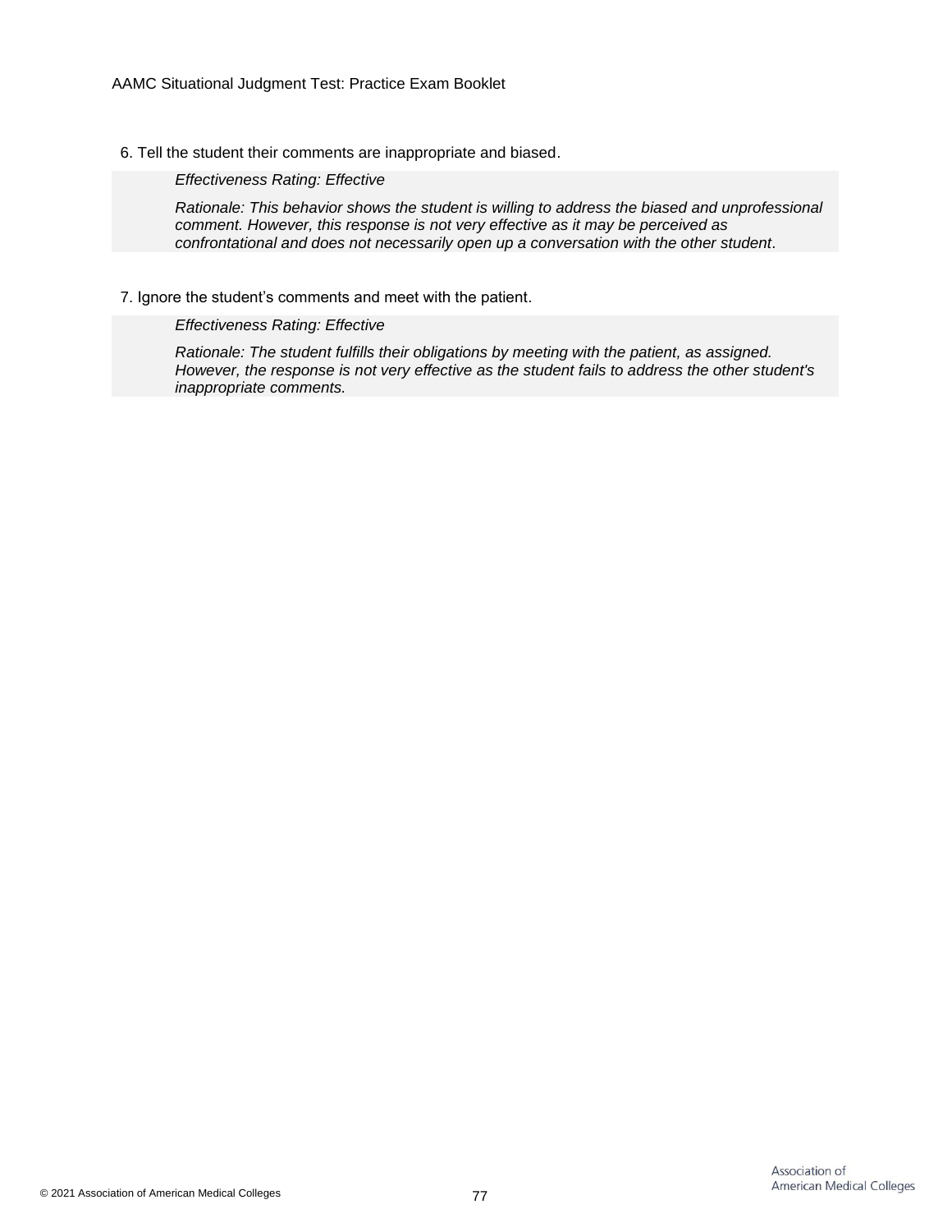6. Tell the student their comments are inappropriate and biased.

   *Effectiveness Rating: Effective*

   *Rationale: This behavior shows the student is willing to address the biased and unprofessional comment. However, this response is not very effective as it may be perceived as confrontational and does not necessarily open up a conversation with the other student.*

7. Ignore the student's comments and meet with the patient.

   *Effectiveness Rating: Effective*

   *Rationale: The student fulfills their obligations by meeting with the patient, as assigned. However, the response is not very effective as the student fails to address the other student's inappropriate comments.*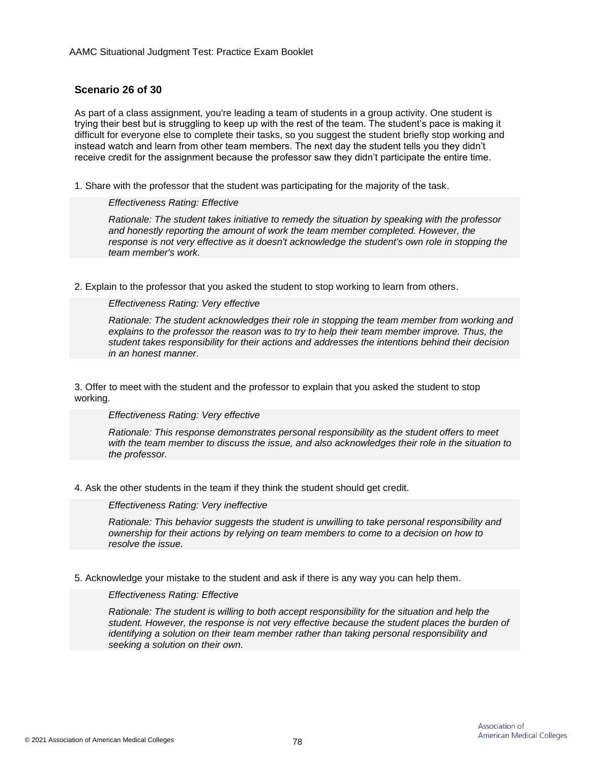### Scenario 26 of 30

As part of a class assignment, you're leading a team of students in a group activity. One student is trying their best but is struggling to keep up with the rest of the team. The student's pace is making it difficult for everyone else to complete their tasks, so you suggest the student briefly stop working and instead watch and learn from other team members. The next day the student tells you they didn't receive credit for the assignment because the professor saw they didn't participate the entire time.

1. Share with the professor that the student was participating for the majority of the task.

   *Effectiveness Rating: Effective*

   *Rationale: The student takes initiative to remedy the situation by speaking with the professor and honestly reporting the amount of work the team member completed. However, the response is not very effective as it doesn't acknowledge the student's own role in stopping the team member's work.*

2. Explain to the professor that you asked the student to stop working to learn from others.

   *Effectiveness Rating: Very effective*

   *Rationale: The student acknowledges their role in stopping the team member from working and explains to the professor the reason was to try to help their team member improve. Thus, the student takes responsibility for their actions and addresses the intentions behind their decision in an honest manner.*

3. Offer to meet with the student and the professor to explain that you asked the student to stop working.

   *Effectiveness Rating: Very effective*

   *Rationale: This response demonstrates personal responsibility as the student offers to meet with the team member to discuss the issue, and also acknowledges their role in the situation to the professor.*

4. Ask the other students in the team if they think the student should get credit.

   *Effectiveness Rating: Very ineffective*

   *Rationale: This behavior suggests the student is unwilling to take personal responsibility and ownership for their actions by relying on team members to come to a decision on how to resolve the issue.*

5. Acknowledge your mistake to the student and ask if there is any way you can help them.

   *Effectiveness Rating: Effective*

   *Rationale: The student is willing to both accept responsibility for the situation and help the student. However, the response is not very effective because the student places the burden of identifying a solution on their team member rather than taking personal responsibility and seeking a solution on their own.*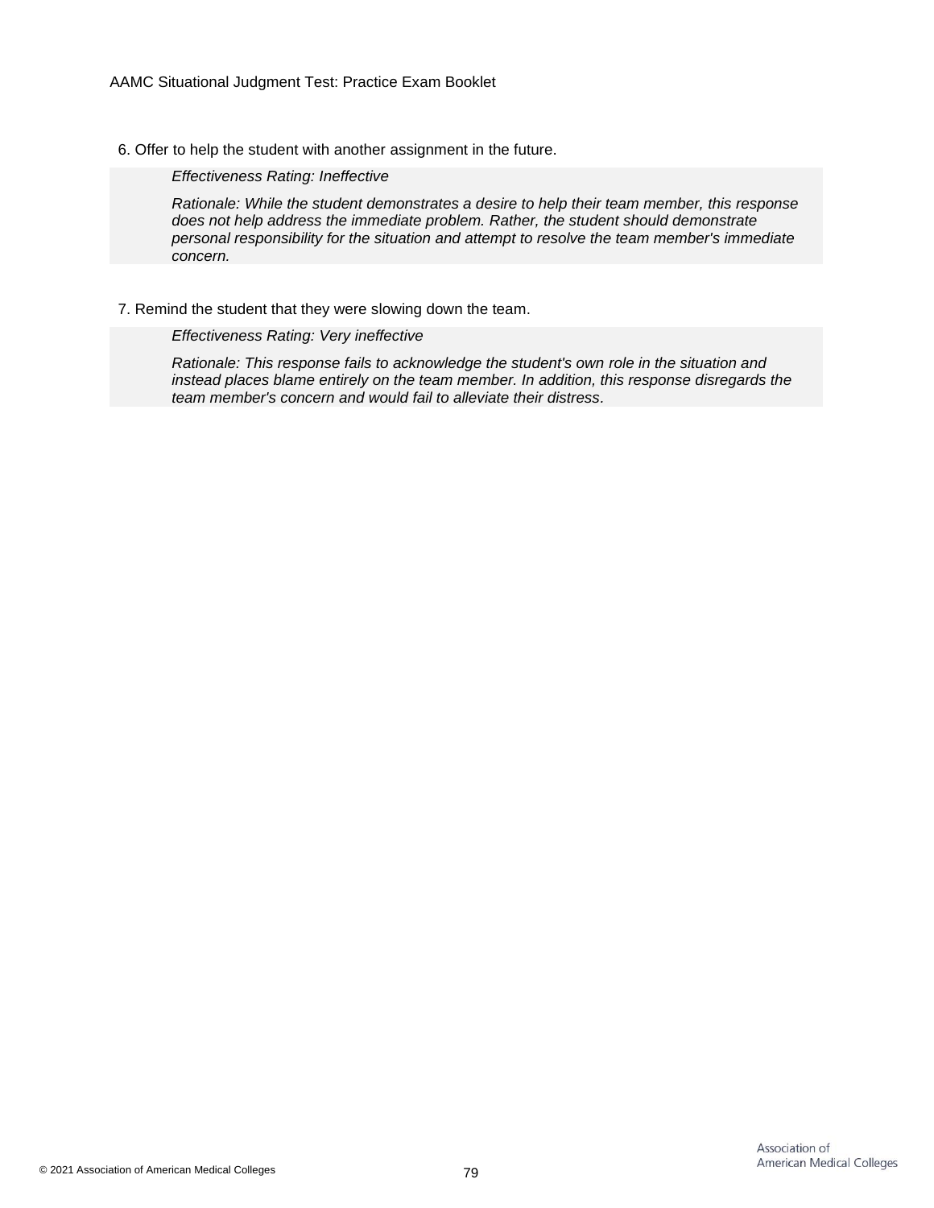6. Offer to help the student with another assignment in the future.

   *Effectiveness Rating: Ineffective*

   *Rationale: While the student demonstrates a desire to help their team member, this response does not help address the immediate problem. Rather, the student should demonstrate personal responsibility for the situation and attempt to resolve the team member's immediate concern.*

7. Remind the student that they were slowing down the team.

   *Effectiveness Rating: Very ineffective*

   *Rationale: This response fails to acknowledge the student's own role in the situation and instead places blame entirely on the team member. In addition, this response disregards the team member's concern and would fail to alleviate their distress.*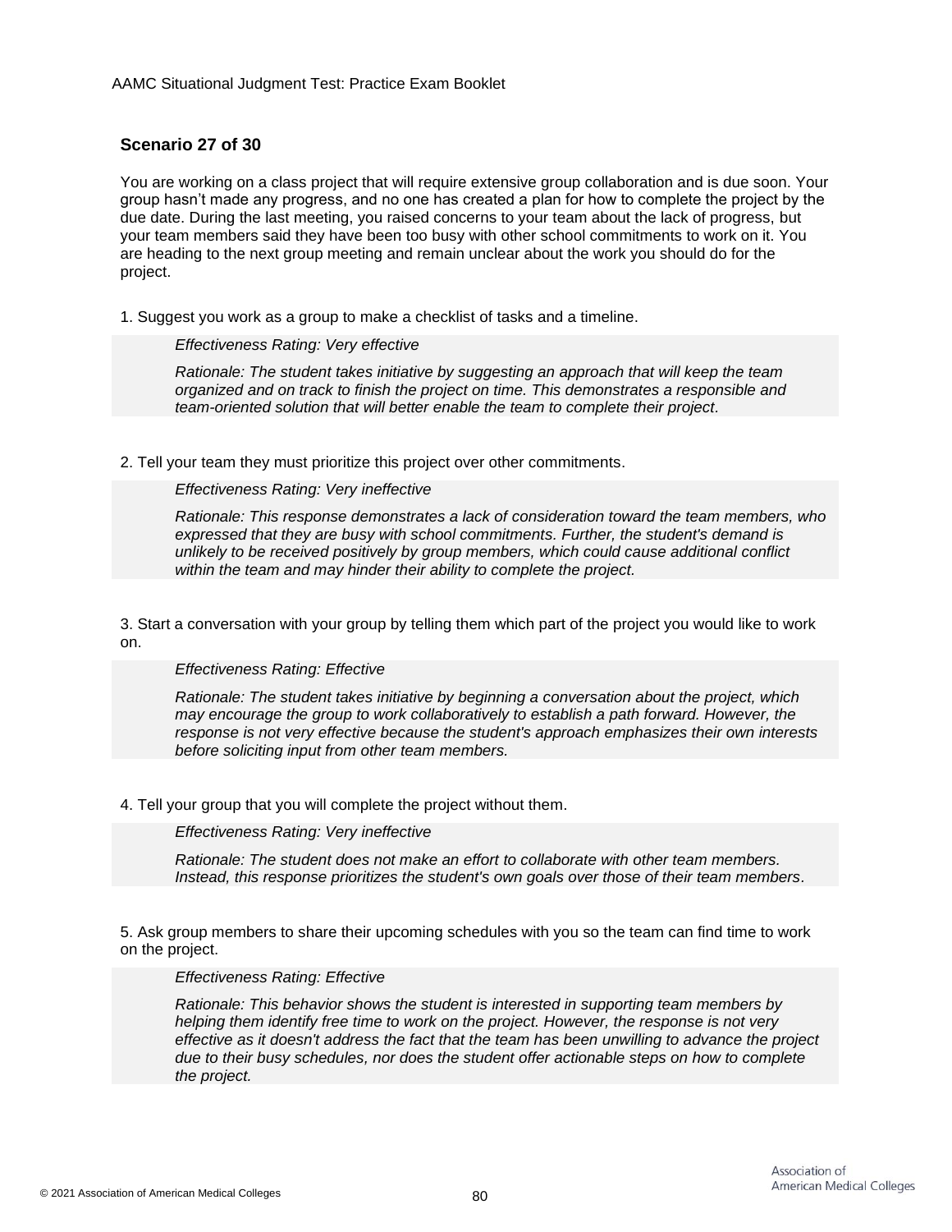### Scenario 27 of 30

You are working on a class project that will require extensive group collaboration and is due soon. Your group hasn't made any progress, and no one has created a plan for how to complete the project by the due date. During the last meeting, you raised concerns to your team about the lack of progress, but your team members said they have been too busy with other school commitments to work on it. You are heading to the next group meeting and remain unclear about the work you should do for the project.

1. Suggest you work as a group to make a checklist of tasks and a timeline.

   *Effectiveness Rating: Very effective*

   *Rationale: The student takes initiative by suggesting an approach that will keep the team organized and on track to finish the project on time. This demonstrates a responsible and team-oriented solution that will better enable the team to complete their project.*

2. Tell your team they must prioritize this project over other commitments.

   *Effectiveness Rating: Very ineffective*

   *Rationale: This response demonstrates a lack of consideration toward the team members, who expressed that they are busy with school commitments. Further, the student's demand is unlikely to be received positively by group members, which could cause additional conflict within the team and may hinder their ability to complete the project.*

3. Start a conversation with your group by telling them which part of the project you would like to work on.

   *Effectiveness Rating: Effective*

   *Rationale: The student takes initiative by beginning a conversation about the project, which may encourage the group to work collaboratively to establish a path forward. However, the response is not very effective because the student's approach emphasizes their own interests before soliciting input from other team members.*

4. Tell your group that you will complete the project without them.

   *Effectiveness Rating: Very ineffective*

   *Rationale: The student does not make an effort to collaborate with other team members. Instead, this response prioritizes the student's own goals over those of their team members.*

5. Ask group members to share their upcoming schedules with you so the team can find time to work on the project.

   *Effectiveness Rating: Effective*

   *Rationale: This behavior shows the student is interested in supporting team members by helping them identify free time to work on the project. However, the response is not very effective as it doesn't address the fact that the team has been unwilling to advance the project due to their busy schedules, nor does the student offer actionable steps on how to complete the project.*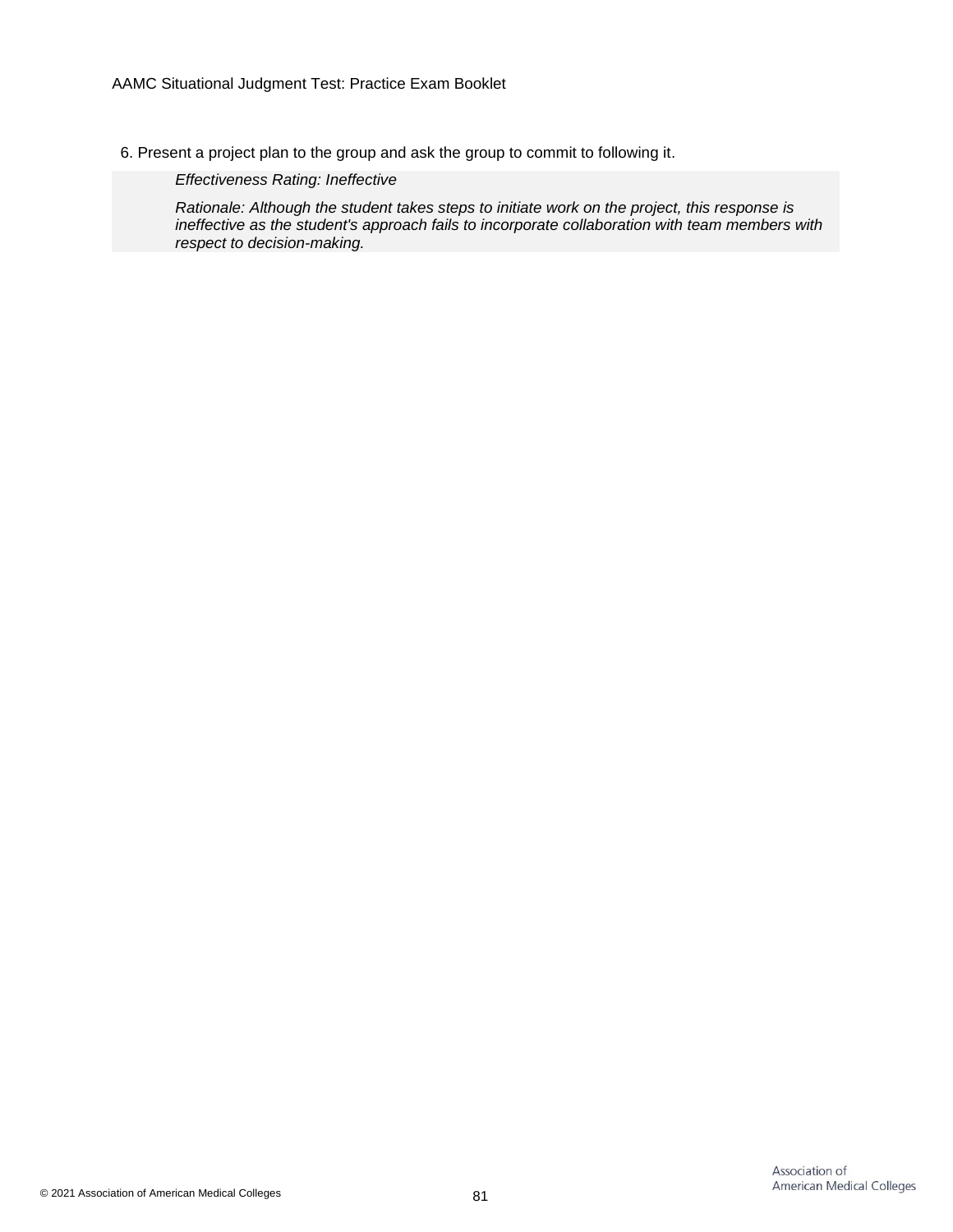6. Present a project plan to the group and ask the group to commit to following it.

   *Effectiveness Rating: Ineffective*

   *Rationale: Although the student takes steps to initiate work on the project, this response is ineffective as the student's approach fails to incorporate collaboration with team members with respect to decision-making.*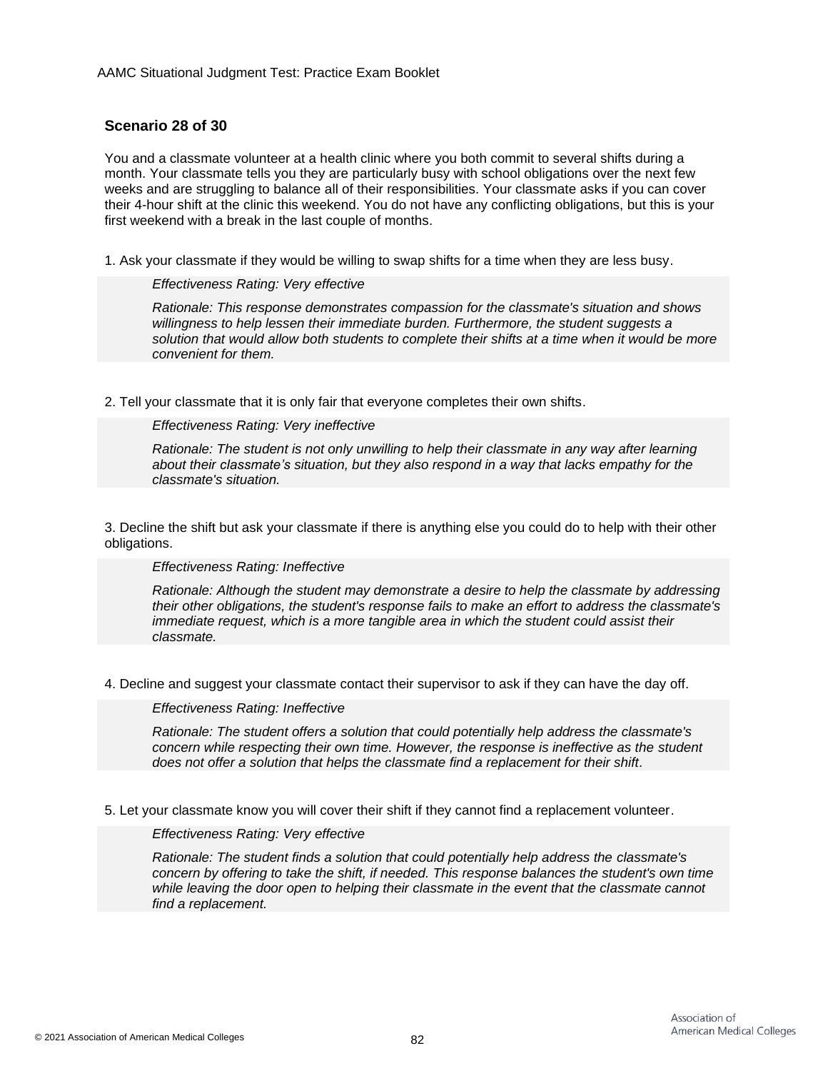### Scenario 28 of 30

You and a classmate volunteer at a health clinic where you both commit to several shifts during a month. Your classmate tells you they are particularly busy with school obligations over the next few weeks and are struggling to balance all of their responsibilities. Your classmate asks if you can cover their 4-hour shift at the clinic this weekend. You do not have any conflicting obligations, but this is your first weekend with a break in the last couple of months.

1. Ask your classmate if they would be willing to swap shifts for a time when they are less busy.

   *Effectiveness Rating: Very effective*

   *Rationale: This response demonstrates compassion for the classmate's situation and shows willingness to help lessen their immediate burden. Furthermore, the student suggests a solution that would allow both students to complete their shifts at a time when it would be more convenient for them.*

2. Tell your classmate that it is only fair that everyone completes their own shifts.

   *Effectiveness Rating: Very ineffective*

   *Rationale: The student is not only unwilling to help their classmate in any way after learning about their classmate's situation, but they also respond in a way that lacks empathy for the classmate's situation.*

3. Decline the shift but ask your classmate if there is anything else you could do to help with their other obligations.

   *Effectiveness Rating: Ineffective*

   *Rationale: Although the student may demonstrate a desire to help the classmate by addressing their other obligations, the student's response fails to make an effort to address the classmate's immediate request, which is a more tangible area in which the student could assist their classmate.*

4. Decline and suggest your classmate contact their supervisor to ask if they can have the day off.

   *Effectiveness Rating: Ineffective*

   *Rationale: The student offers a solution that could potentially help address the classmate's concern while respecting their own time. However, the response is ineffective as the student does not offer a solution that helps the classmate find a replacement for their shift.*

5. Let your classmate know you will cover their shift if they cannot find a replacement volunteer.

   *Effectiveness Rating: Very effective*

   *Rationale: The student finds a solution that could potentially help address the classmate's concern by offering to take the shift, if needed. This response balances the student's own time while leaving the door open to helping their classmate in the event that the classmate cannot find a replacement.*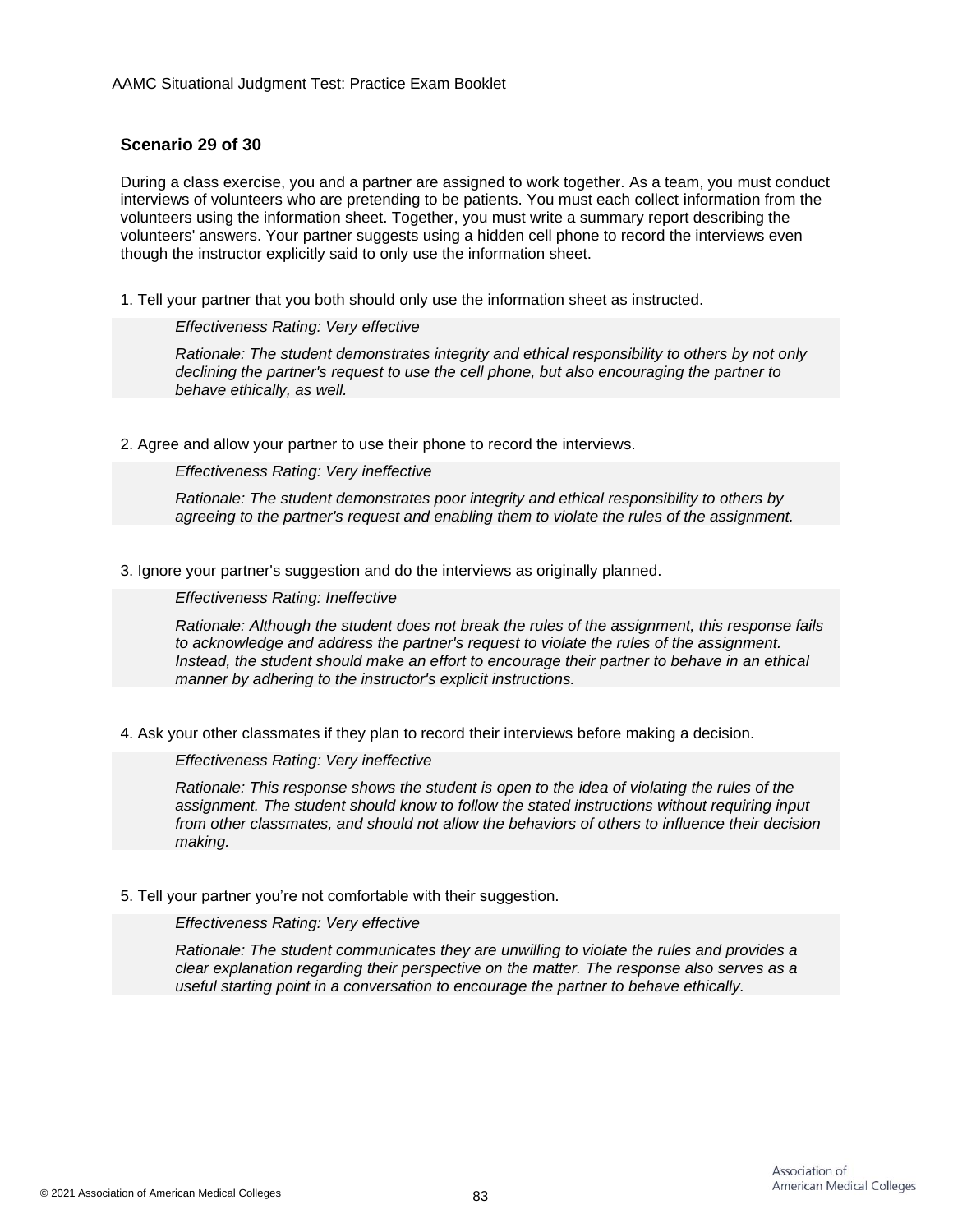### Scenario 29 of 30

During a class exercise, you and a partner are assigned to work together. As a team, you must conduct interviews of volunteers who are pretending to be patients. You must each collect information from the volunteers using the information sheet. Together, you must write a summary report describing the volunteers' answers. Your partner suggests using a hidden cell phone to record the interviews even though the instructor explicitly said to only use the information sheet.

1. Tell your partner that you both should only use the information sheet as instructed.

   *Effectiveness Rating: Very effective*

   *Rationale: The student demonstrates integrity and ethical responsibility to others by not only declining the partner's request to use the cell phone, but also encouraging the partner to behave ethically, as well.*

2. Agree and allow your partner to use their phone to record the interviews.

   *Effectiveness Rating: Very ineffective*

   *Rationale: The student demonstrates poor integrity and ethical responsibility to others by agreeing to the partner's request and enabling them to violate the rules of the assignment.*

3. Ignore your partner's suggestion and do the interviews as originally planned.

   *Effectiveness Rating: Ineffective*

   *Rationale: Although the student does not break the rules of the assignment, this response fails to acknowledge and address the partner's request to violate the rules of the assignment. Instead, the student should make an effort to encourage their partner to behave in an ethical manner by adhering to the instructor's explicit instructions.*

4. Ask your other classmates if they plan to record their interviews before making a decision.

   *Effectiveness Rating: Very ineffective*

   *Rationale: This response shows the student is open to the idea of violating the rules of the assignment. The student should know to follow the stated instructions without requiring input from other classmates, and should not allow the behaviors of others to influence their decision making.*

5. Tell your partner you're not comfortable with their suggestion.

   *Effectiveness Rating: Very effective*

   *Rationale: The student communicates they are unwilling to violate the rules and provides a clear explanation regarding their perspective on the matter. The response also serves as a useful starting point in a conversation to encourage the partner to behave ethically.*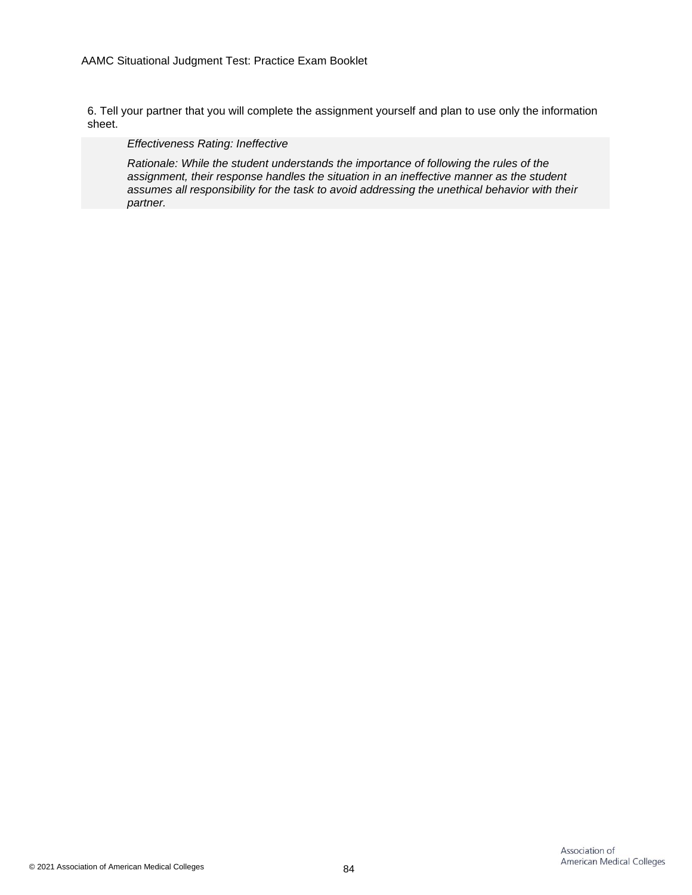6. Tell your partner that you will complete the assignment yourself and plan to use only the information sheet.

> *Effectiveness Rating: Ineffective*
>
> *Rationale: While the student understands the importance of following the rules of the assignment, their response handles the situation in an ineffective manner as the student assumes all responsibility for the task to avoid addressing the unethical behavior with their partner.*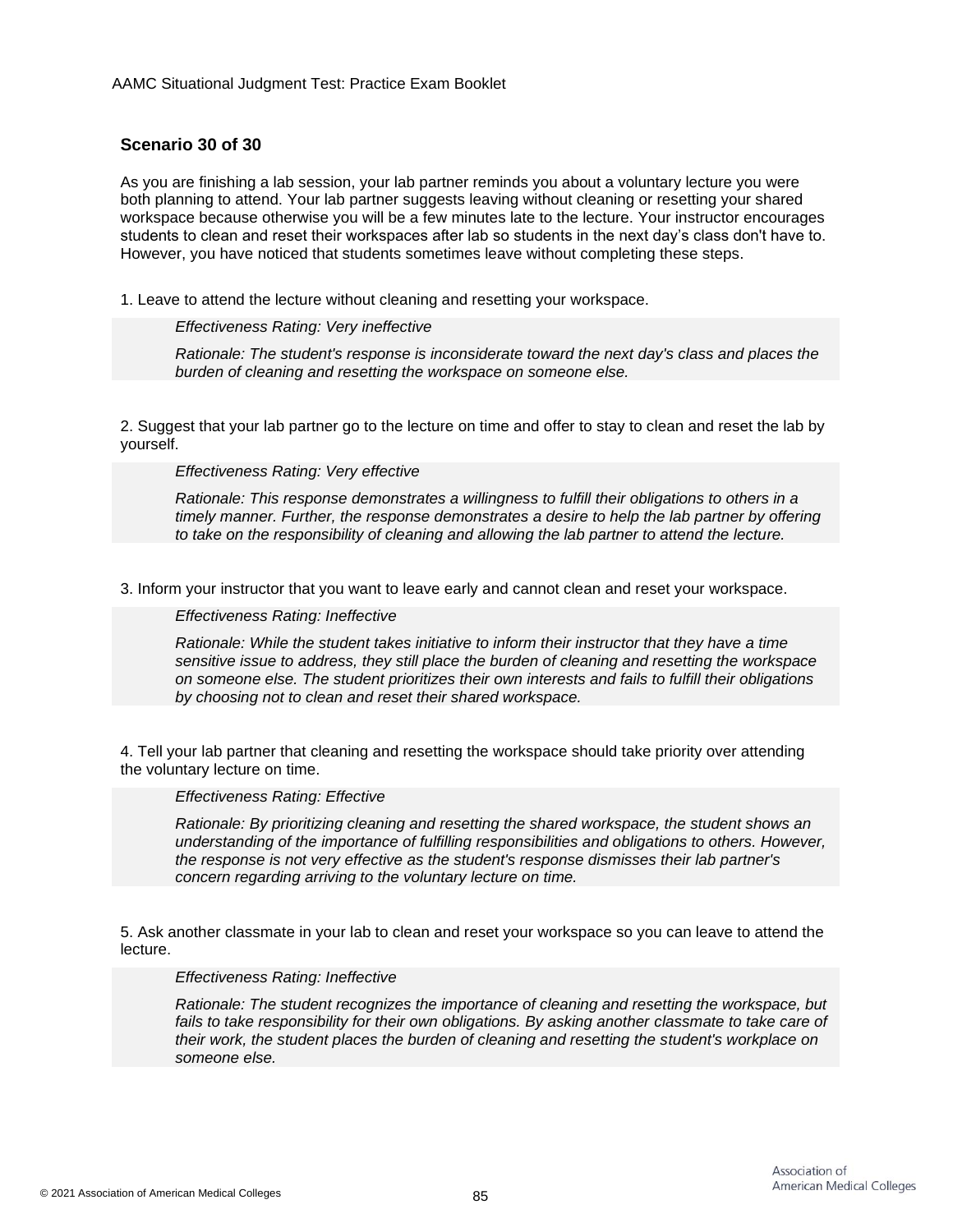## Scenario 30 of 30

As you are finishing a lab session, your lab partner reminds you about a voluntary lecture you were both planning to attend. Your lab partner suggests leaving without cleaning or resetting your shared workspace because otherwise you will be a few minutes late to the lecture. Your instructor encourages students to clean and reset their workspaces after lab so students in the next day's class don't have to. However, you have noticed that students sometimes leave without completing these steps.

1. Leave to attend the lecture without cleaning and resetting your workspace.

> *Effectiveness Rating: Very ineffective*
>
> *Rationale: The student's response is inconsiderate toward the next day's class and places the burden of cleaning and resetting the workspace on someone else.*

2. Suggest that your lab partner go to the lecture on time and offer to stay to clean and reset the lab by yourself.

> *Effectiveness Rating: Very effective*
>
> *Rationale: This response demonstrates a willingness to fulfill their obligations to others in a timely manner. Further, the response demonstrates a desire to help the lab partner by offering to take on the responsibility of cleaning and allowing the lab partner to attend the lecture.*

3. Inform your instructor that you want to leave early and cannot clean and reset your workspace.

> *Effectiveness Rating: Ineffective*
>
> *Rationale: While the student takes initiative to inform their instructor that they have a time sensitive issue to address, they still place the burden of cleaning and resetting the workspace on someone else. The student prioritizes their own interests and fails to fulfill their obligations by choosing not to clean and reset their shared workspace.*

4. Tell your lab partner that cleaning and resetting the workspace should take priority over attending the voluntary lecture on time.

> *Effectiveness Rating: Effective*
>
> *Rationale: By prioritizing cleaning and resetting the shared workspace, the student shows an understanding of the importance of fulfilling responsibilities and obligations to others. However, the response is not very effective as the student's response dismisses their lab partner's concern regarding arriving to the voluntary lecture on time.*

5. Ask another classmate in your lab to clean and reset your workspace so you can leave to attend the lecture.

> *Effectiveness Rating: Ineffective*
>
> *Rationale: The student recognizes the importance of cleaning and resetting the workspace, but fails to take responsibility for their own obligations. By asking another classmate to take care of their work, the student places the burden of cleaning and resetting the student's workplace on someone else.*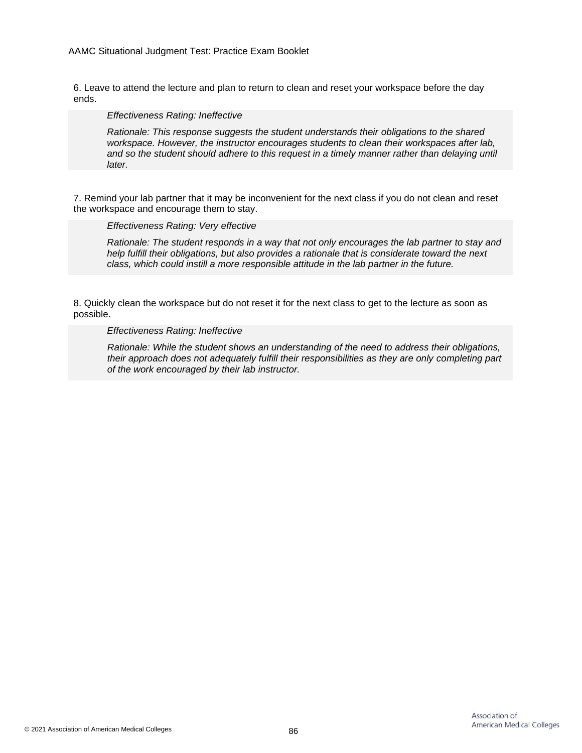6. Leave to attend the lecture and plan to return to clean and reset your workspace before the day ends.

> *Effectiveness Rating: Ineffective*
>
> *Rationale: This response suggests the student understands their obligations to the shared workspace. However, the instructor encourages students to clean their workspaces after lab, and so the student should adhere to this request in a timely manner rather than delaying until later.*

7. Remind your lab partner that it may be inconvenient for the next class if you do not clean and reset the workspace and encourage them to stay.

> *Effectiveness Rating: Very effective*
>
> *Rationale: The student responds in a way that not only encourages the lab partner to stay and help fulfill their obligations, but also provides a rationale that is considerate toward the next class, which could instill a more responsible attitude in the lab partner in the future.*

8. Quickly clean the workspace but do not reset it for the next class to get to the lecture as soon as possible.

> *Effectiveness Rating: Ineffective*
>
> *Rationale: While the student shows an understanding of the need to address their obligations, their approach does not adequately fulfill their responsibilities as they are only completing part of the work encouraged by their lab instructor.*